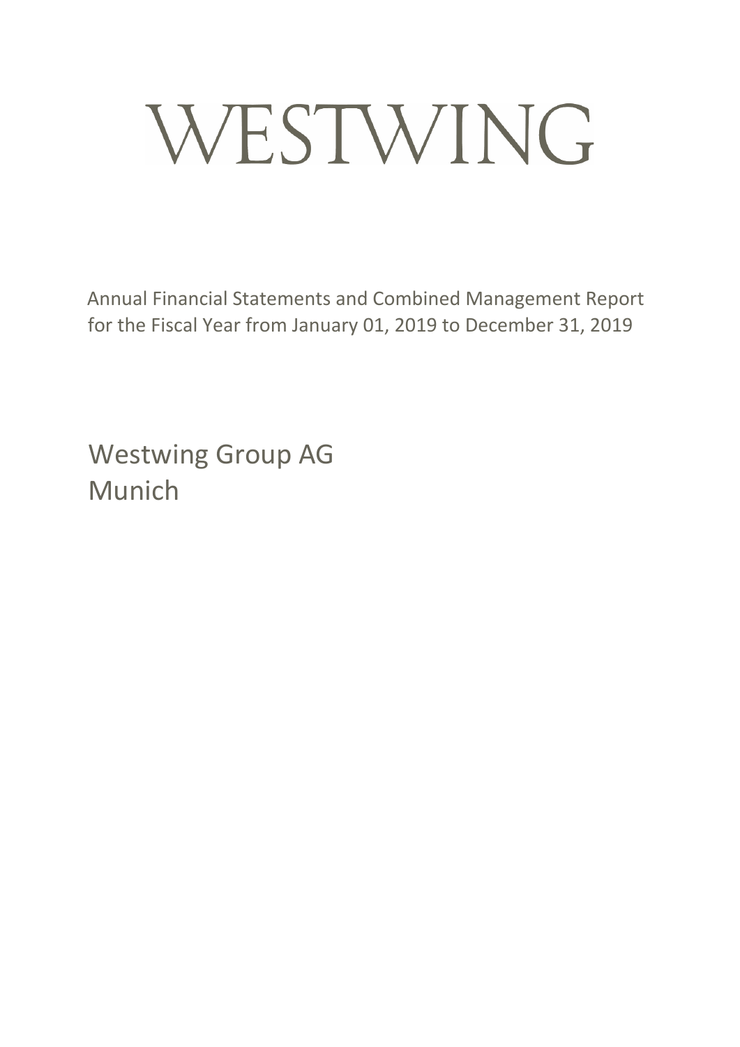# WESTWING

Annual Financial Statements and Combined Management Report for the Fiscal Year from January 01, 2019 to December 31, 2019

## Westwing Group AG
## Munich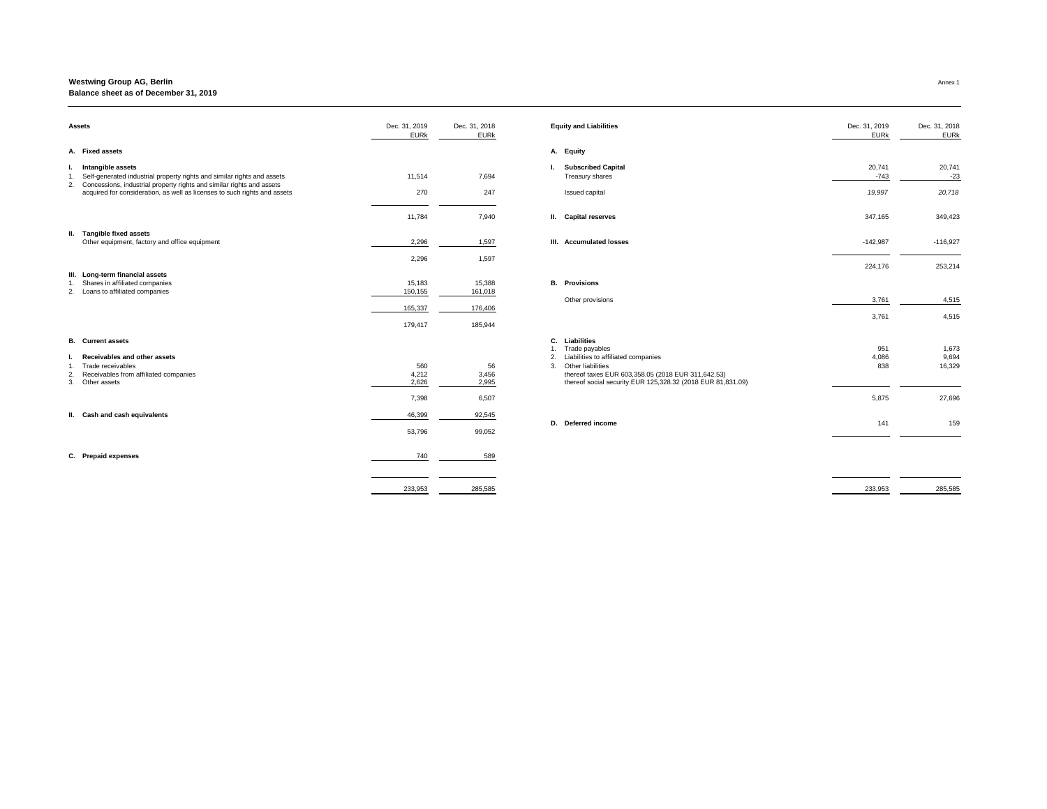**Westwing Group AG, Berlin**

**Balance sheet as of December 31, 2019**

Annex 1

| Assets | Dec. 31, 2019 EURk | Dec. 31, 2018 EURk |
|---|---|---|
| **A. Fixed assets** | | |
| **I. Intangible assets** | | |
| 1. Self-generated industrial property rights and similar rights and assets | 11,514 | 7,694 |
| 2. Concessions, industrial property rights and similar rights and assets acquired for consideration, as well as licenses to such rights and assets | 270 | 247 |
| | 11,784 | 7,940 |
| **II. Tangible fixed assets** | | |
| Other equipment, factory and office equipment | 2,296 | 1,597 |
| | 2,296 | 1,597 |
| **III. Long-term financial assets** | | |
| 1. Shares in affiliated companies | 15,183 | 15,388 |
| 2. Loans to affiliated companies | 150,155 | 161,018 |
| | 165,337 | 176,406 |
| | 179,417 | 185,944 |
| **B. Current assets** | | |
| **I. Receivables and other assets** | | |
| 1. Trade receivables | 560 | 56 |
| 2. Receivables from affiliated companies | 4,212 | 3,456 |
| 3. Other assets | 2,626 | 2,995 |
| | 7,398 | 6,507 |
| **II. Cash and cash equivalents** | 46,399 | 92,545 |
| | 53,796 | 99,052 |
| **C. Prepaid expenses** | 740 | 589 |
| | 233,953 | 285,585 |

| Equity and Liabilities | Dec. 31, 2019 EURk | Dec. 31, 2018 EURk |
|---|---|---|
| **A. Equity** | | |
| **I. Subscribed Capital** | 20,741 | 20,741 |
| Treasury shares | -743 | -23 |
| Issued capital | *19,997* | *20,718* |
| **II. Capital reserves** | 347,165 | 349,423 |
| **III. Accumulated losses** | -142,987 | -116,927 |
| | 224,176 | 253,214 |
| **B. Provisions** | | |
| Other provisions | 3,761 | 4,515 |
| | 3,761 | 4,515 |
| **C. Liabilities** | | |
| 1. Trade payables | 951 | 1,673 |
| 2. Liabilities to affiliated companies | 4,086 | 9,694 |
| 3. Other liabilities<br>thereof taxes EUR 603,358.05 (2018 EUR 311,642.53)<br>thereof social security EUR 125,328.32 (2018 EUR 81,831.09) | 838 | 16,329 |
| | 5,875 | 27,696 |
| **D. Deferred income** | 141 | 159 |
| | 233,953 | 285,585 |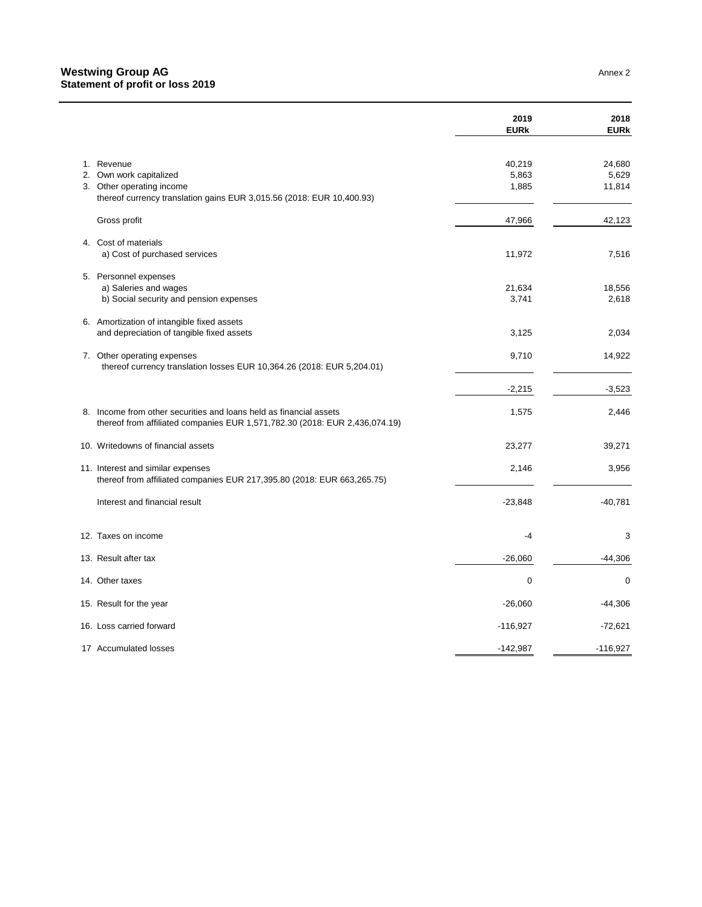**Westwing Group AG**
**Statement of profit or loss 2019**

Annex 2

| | 2019 EURk | 2018 EURk |
|---|---|---|
| 1. Revenue | 40,219 | 24,680 |
| 2. Own work capitalized | 5,863 | 5,629 |
| 3. Other operating income | 1,885 | 11,814 |
| thereof currency translation gains EUR 3,015.56 (2018: EUR 10,400.93) | | |
| Gross profit | 47,966 | 42,123 |
| 4. Cost of materials | | |
| a) Cost of purchased services | 11,972 | 7,516 |
| 5. Personnel expenses | | |
| a) Saleries and wages | 21,634 | 18,556 |
| b) Social security and pension expenses | 3,741 | 2,618 |
| 6. Amortization of intangible fixed assets and depreciation of tangible fixed assets | 3,125 | 2,034 |
| 7. Other operating expenses | 9,710 | 14,922 |
| thereof currency translation losses EUR 10,364.26 (2018: EUR 5,204.01) | | |
| | -2,215 | -3,523 |
| 8. Income from other securities and loans held as financial assets | 1,575 | 2,446 |
| thereof from affiliated companies EUR 1,571,782.30 (2018: EUR 2,436,074.19) | | |
| 10. Writedowns of financial assets | 23,277 | 39,271 |
| 11. Interest and similar expenses | 2,146 | 3,956 |
| thereof from affiliated companies EUR 217,395.80 (2018: EUR 663,265.75) | | |
| Interest and financial result | -23,848 | -40,781 |
| 12. Taxes on income | -4 | 3 |
| 13. Result after tax | -26,060 | -44,306 |
| 14. Other taxes | 0 | 0 |
| 15. Result for the year | -26,060 | -44,306 |
| 16. Loss carried forward | -116,927 | -72,621 |
| 17 Accumulated losses | -142,987 | -116,927 |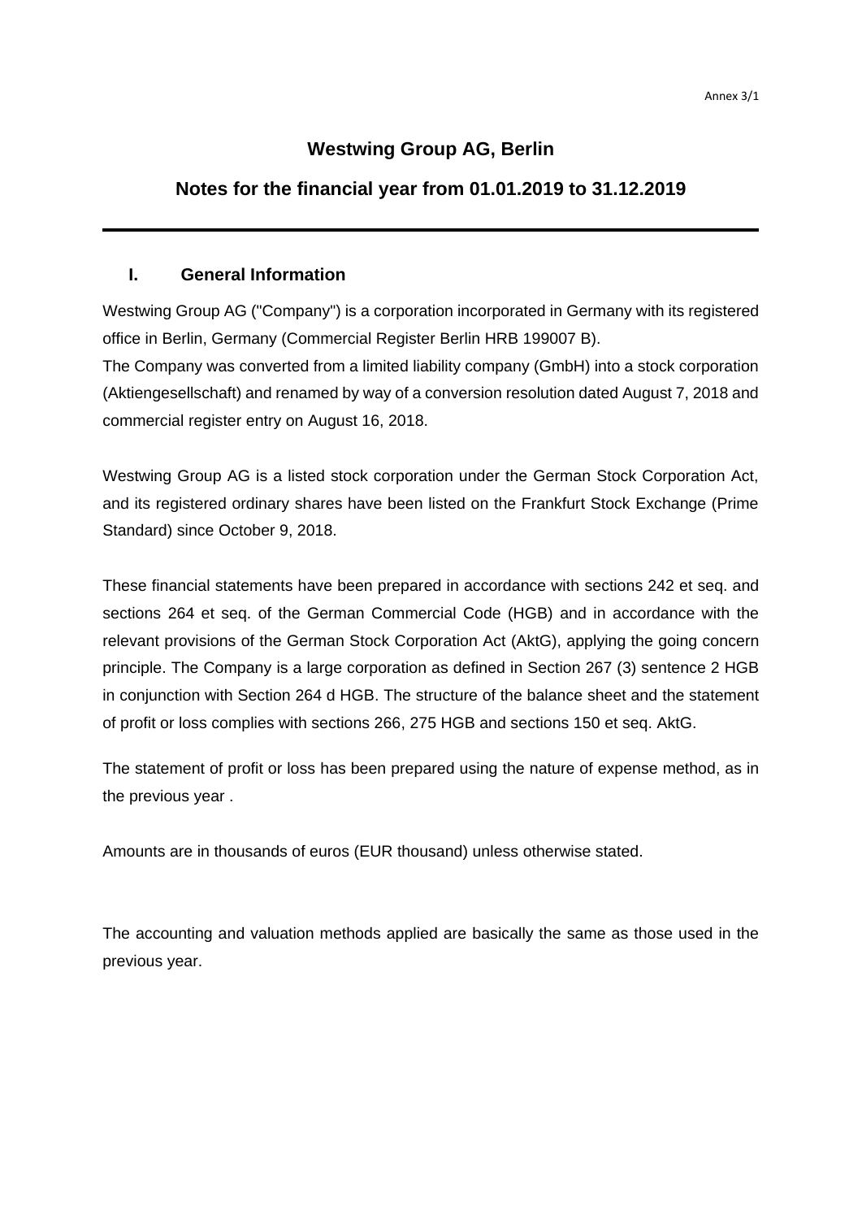# Westwing Group AG, Berlin

## Notes for the financial year from 01.01.2019 to 31.12.2019

---

### I. General Information

Westwing Group AG ("Company") is a corporation incorporated in Germany with its registered office in Berlin, Germany (Commercial Register Berlin HRB 199007 B).
The Company was converted from a limited liability company (GmbH) into a stock corporation (Aktiengesellschaft) and renamed by way of a conversion resolution dated August 7, 2018 and commercial register entry on August 16, 2018.

Westwing Group AG is a listed stock corporation under the German Stock Corporation Act, and its registered ordinary shares have been listed on the Frankfurt Stock Exchange (Prime Standard) since October 9, 2018.

These financial statements have been prepared in accordance with sections 242 et seq. and sections 264 et seq. of the German Commercial Code (HGB) and in accordance with the relevant provisions of the German Stock Corporation Act (AktG), applying the going concern principle. The Company is a large corporation as defined in Section 267 (3) sentence 2 HGB in conjunction with Section 264 d HGB. The structure of the balance sheet and the statement of profit or loss complies with sections 266, 275 HGB and sections 150 et seq. AktG.

The statement of profit or loss has been prepared using the nature of expense method, as in the previous year .

Amounts are in thousands of euros (EUR thousand) unless otherwise stated.

The accounting and valuation methods applied are basically the same as those used in the previous year.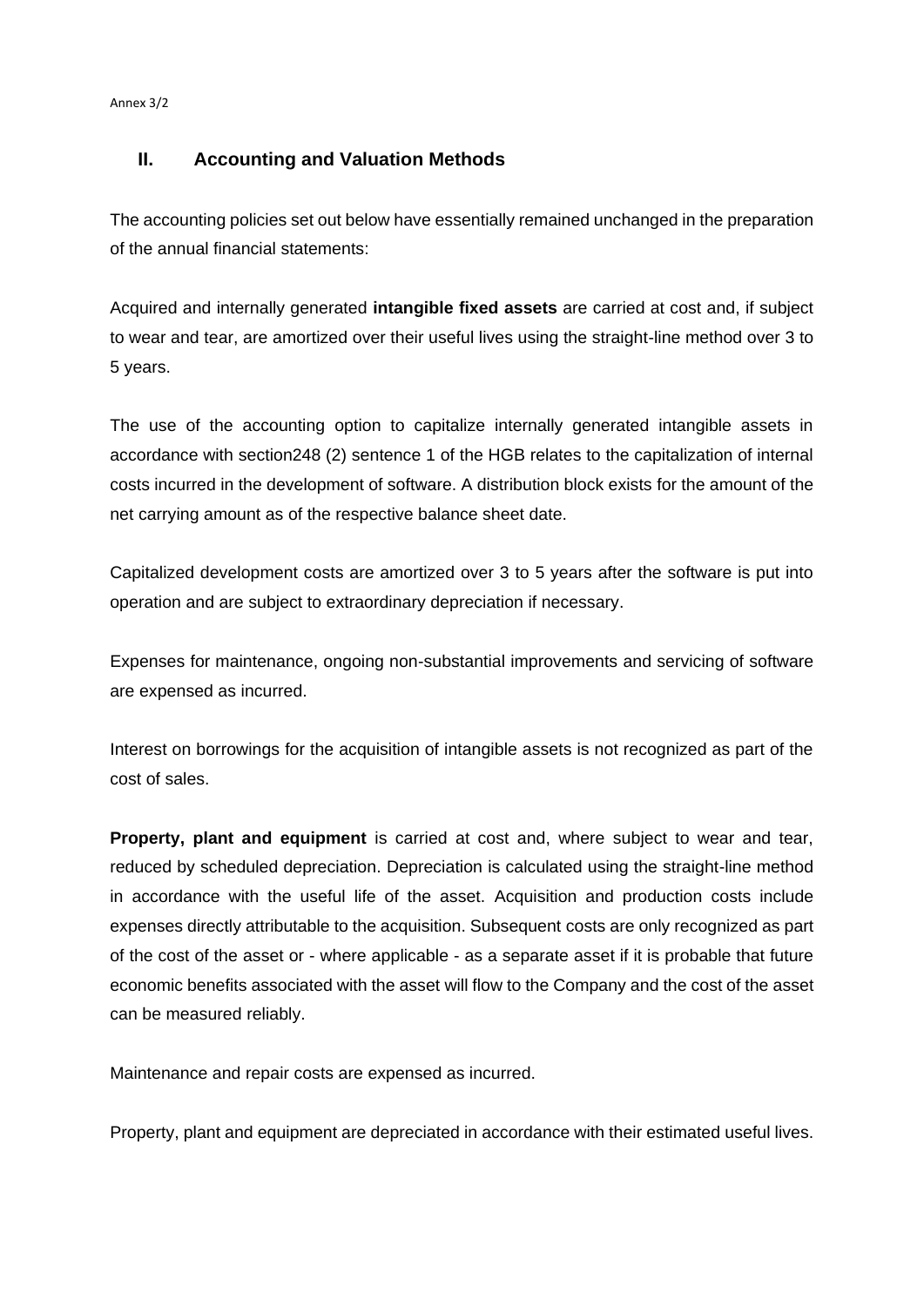## II. Accounting and Valuation Methods

The accounting policies set out below have essentially remained unchanged in the preparation of the annual financial statements:

Acquired and internally generated **intangible fixed assets** are carried at cost and, if subject to wear and tear, are amortized over their useful lives using the straight-line method over 3 to 5 years.

The use of the accounting option to capitalize internally generated intangible assets in accordance with section248 (2) sentence 1 of the HGB relates to the capitalization of internal costs incurred in the development of software. A distribution block exists for the amount of the net carrying amount as of the respective balance sheet date.

Capitalized development costs are amortized over 3 to 5 years after the software is put into operation and are subject to extraordinary depreciation if necessary.

Expenses for maintenance, ongoing non-substantial improvements and servicing of software are expensed as incurred.

Interest on borrowings for the acquisition of intangible assets is not recognized as part of the cost of sales.

**Property, plant and equipment** is carried at cost and, where subject to wear and tear, reduced by scheduled depreciation. Depreciation is calculated using the straight-line method in accordance with the useful life of the asset. Acquisition and production costs include expenses directly attributable to the acquisition. Subsequent costs are only recognized as part of the cost of the asset or - where applicable - as a separate asset if it is probable that future economic benefits associated with the asset will flow to the Company and the cost of the asset can be measured reliably.

Maintenance and repair costs are expensed as incurred.

Property, plant and equipment are depreciated in accordance with their estimated useful lives.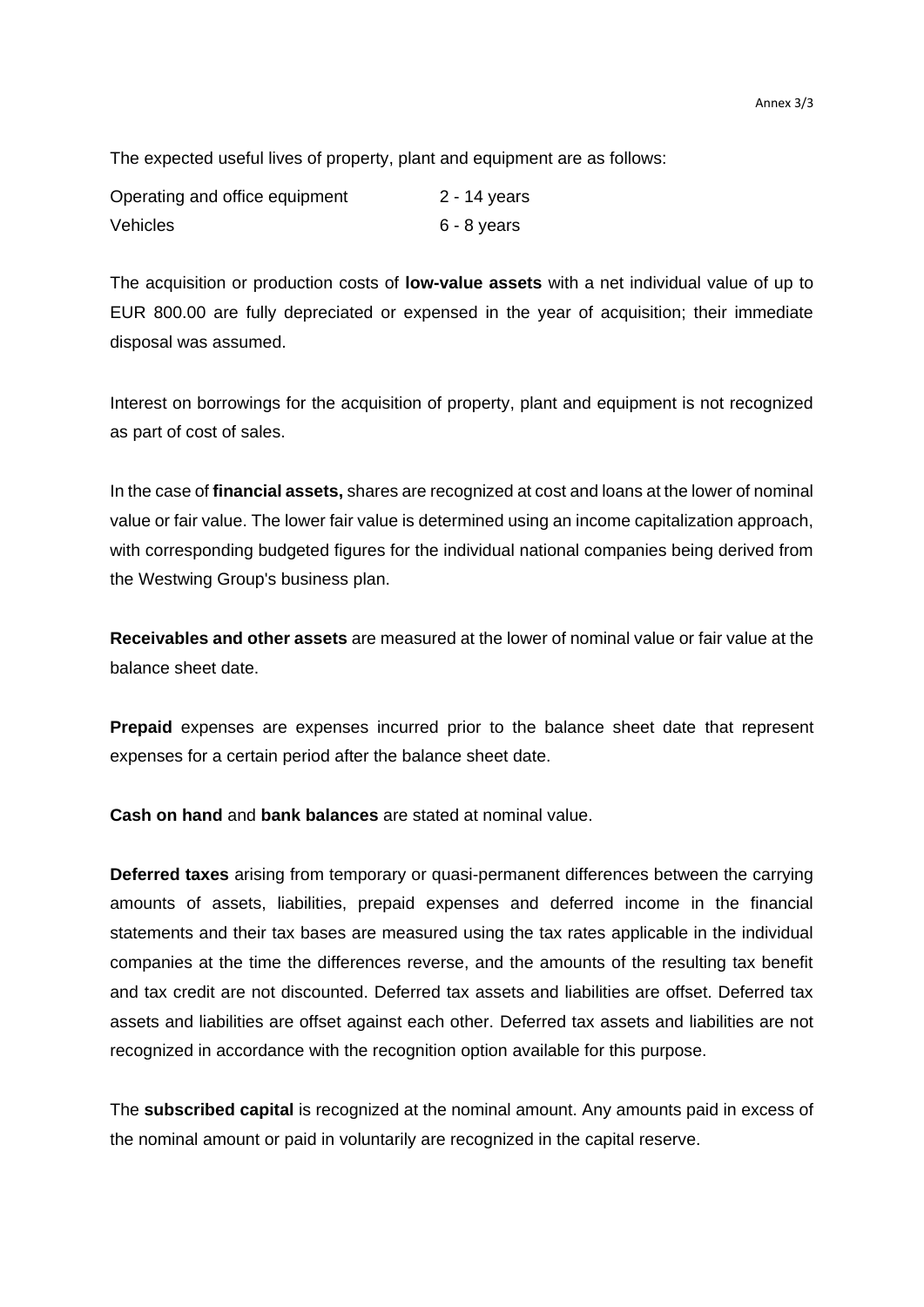The expected useful lives of property, plant and equipment are as follows:

| | |
|---|---|
| Operating and office equipment | 2 - 14 years |
| Vehicles | 6 - 8 years |

The acquisition or production costs of **low-value assets** with a net individual value of up to EUR 800.00 are fully depreciated or expensed in the year of acquisition; their immediate disposal was assumed.

Interest on borrowings for the acquisition of property, plant and equipment is not recognized as part of cost of sales.

In the case of **financial assets,** shares are recognized at cost and loans at the lower of nominal value or fair value. The lower fair value is determined using an income capitalization approach, with corresponding budgeted figures for the individual national companies being derived from the Westwing Group's business plan.

**Receivables and other assets** are measured at the lower of nominal value or fair value at the balance sheet date.

**Prepaid** expenses are expenses incurred prior to the balance sheet date that represent expenses for a certain period after the balance sheet date.

**Cash on hand** and **bank balances** are stated at nominal value.

**Deferred taxes** arising from temporary or quasi-permanent differences between the carrying amounts of assets, liabilities, prepaid expenses and deferred income in the financial statements and their tax bases are measured using the tax rates applicable in the individual companies at the time the differences reverse, and the amounts of the resulting tax benefit and tax credit are not discounted. Deferred tax assets and liabilities are offset. Deferred tax assets and liabilities are offset against each other. Deferred tax assets and liabilities are not recognized in accordance with the recognition option available for this purpose.

The **subscribed capital** is recognized at the nominal amount. Any amounts paid in excess of the nominal amount or paid in voluntarily are recognized in the capital reserve.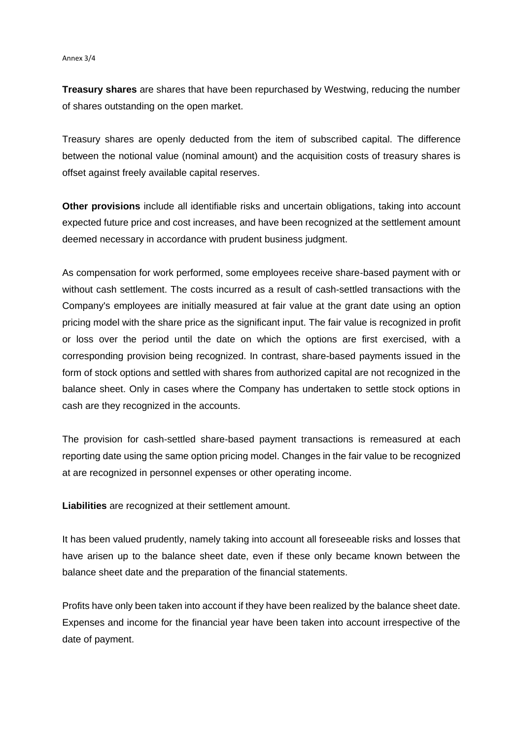**Treasury shares** are shares that have been repurchased by Westwing, reducing the number of shares outstanding on the open market.

Treasury shares are openly deducted from the item of subscribed capital. The difference between the notional value (nominal amount) and the acquisition costs of treasury shares is offset against freely available capital reserves.

**Other provisions** include all identifiable risks and uncertain obligations, taking into account expected future price and cost increases, and have been recognized at the settlement amount deemed necessary in accordance with prudent business judgment.

As compensation for work performed, some employees receive share-based payment with or without cash settlement. The costs incurred as a result of cash-settled transactions with the Company's employees are initially measured at fair value at the grant date using an option pricing model with the share price as the significant input. The fair value is recognized in profit or loss over the period until the date on which the options are first exercised, with a corresponding provision being recognized. In contrast, share-based payments issued in the form of stock options and settled with shares from authorized capital are not recognized in the balance sheet. Only in cases where the Company has undertaken to settle stock options in cash are they recognized in the accounts.

The provision for cash-settled share-based payment transactions is remeasured at each reporting date using the same option pricing model. Changes in the fair value to be recognized at are recognized in personnel expenses or other operating income.

**Liabilities** are recognized at their settlement amount.

It has been valued prudently, namely taking into account all foreseeable risks and losses that have arisen up to the balance sheet date, even if these only became known between the balance sheet date and the preparation of the financial statements.

Profits have only been taken into account if they have been realized by the balance sheet date. Expenses and income for the financial year have been taken into account irrespective of the date of payment.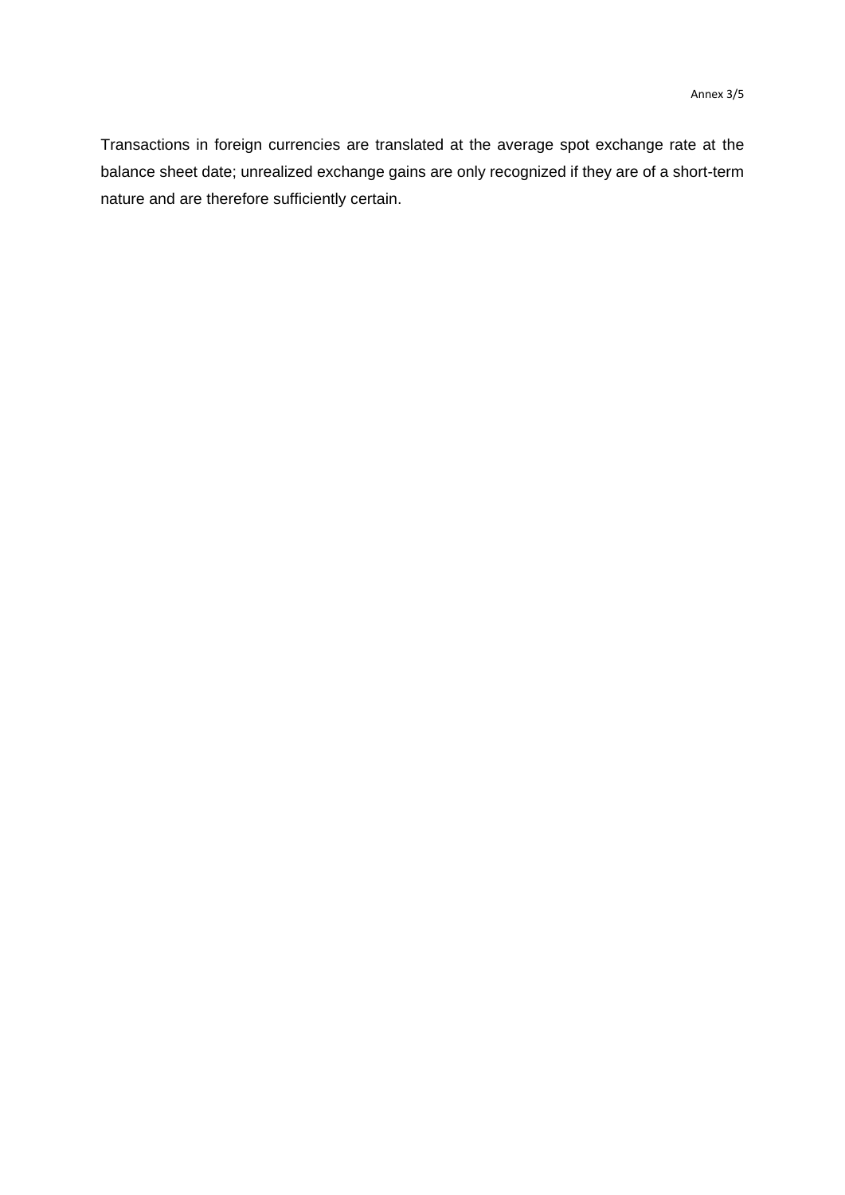Transactions in foreign currencies are translated at the average spot exchange rate at the balance sheet date; unrealized exchange gains are only recognized if they are of a short-term nature and are therefore sufficiently certain.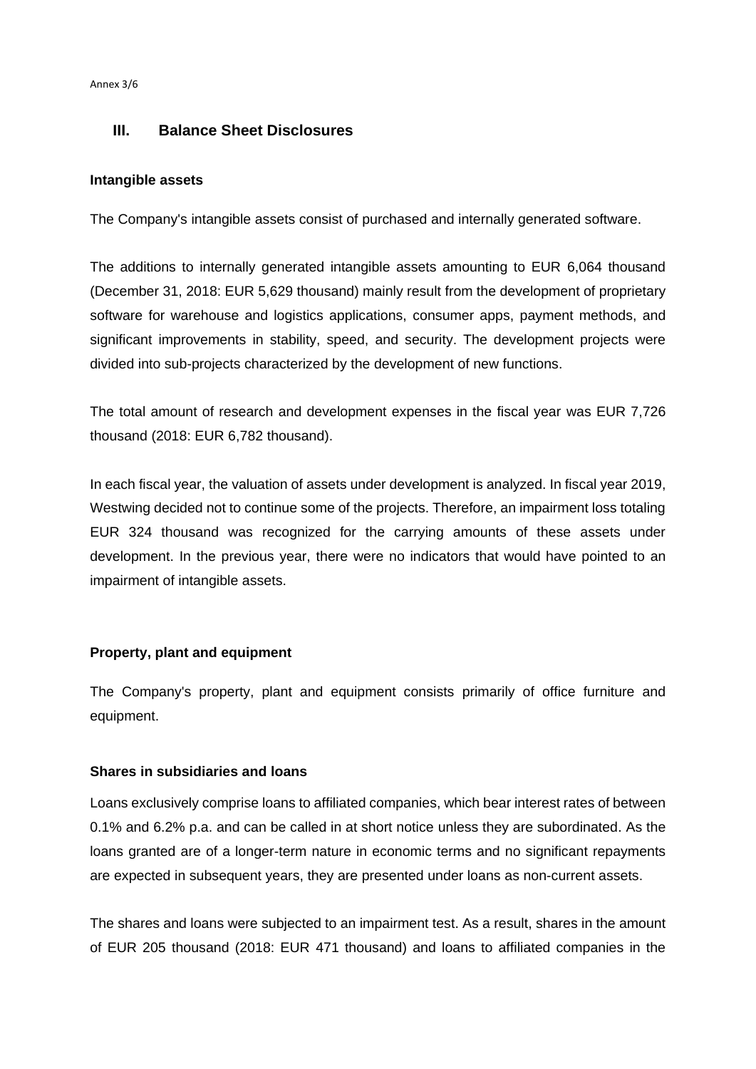## III. Balance Sheet Disclosures

### Intangible assets

The Company's intangible assets consist of purchased and internally generated software.

The additions to internally generated intangible assets amounting to EUR 6,064 thousand (December 31, 2018: EUR 5,629 thousand) mainly result from the development of proprietary software for warehouse and logistics applications, consumer apps, payment methods, and significant improvements in stability, speed, and security. The development projects were divided into sub-projects characterized by the development of new functions.

The total amount of research and development expenses in the fiscal year was EUR 7,726 thousand (2018: EUR 6,782 thousand).

In each fiscal year, the valuation of assets under development is analyzed. In fiscal year 2019, Westwing decided not to continue some of the projects. Therefore, an impairment loss totaling EUR 324 thousand was recognized for the carrying amounts of these assets under development. In the previous year, there were no indicators that would have pointed to an impairment of intangible assets.

### Property, plant and equipment

The Company's property, plant and equipment consists primarily of office furniture and equipment.

### Shares in subsidiaries and loans

Loans exclusively comprise loans to affiliated companies, which bear interest rates of between 0.1% and 6.2% p.a. and can be called in at short notice unless they are subordinated. As the loans granted are of a longer-term nature in economic terms and no significant repayments are expected in subsequent years, they are presented under loans as non-current assets.

The shares and loans were subjected to an impairment test. As a result, shares in the amount of EUR 205 thousand (2018: EUR 471 thousand) and loans to affiliated companies in the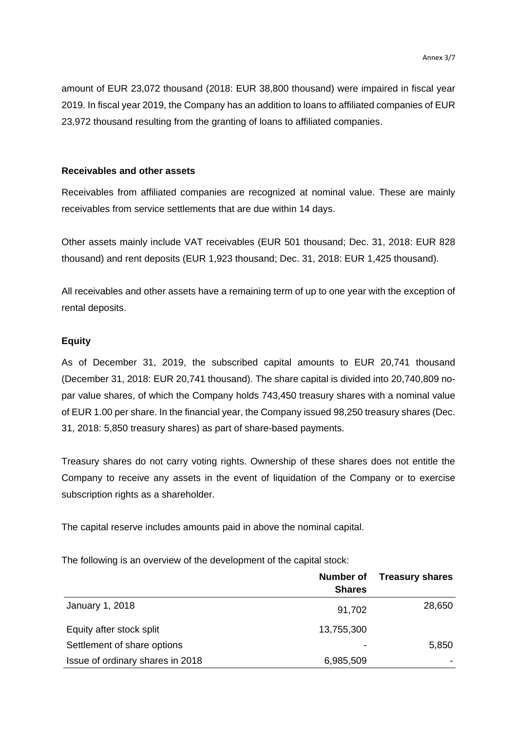amount of EUR 23,072 thousand (2018: EUR 38,800 thousand) were impaired in fiscal year 2019. In fiscal year 2019, the Company has an addition to loans to affiliated companies of EUR 23,972 thousand resulting from the granting of loans to affiliated companies.

**Receivables and other assets**

Receivables from affiliated companies are recognized at nominal value. These are mainly receivables from service settlements that are due within 14 days.

Other assets mainly include VAT receivables (EUR 501 thousand; Dec. 31, 2018: EUR 828 thousand) and rent deposits (EUR 1,923 thousand; Dec. 31, 2018: EUR 1,425 thousand).

All receivables and other assets have a remaining term of up to one year with the exception of rental deposits.

**Equity**

As of December 31, 2019, the subscribed capital amounts to EUR 20,741 thousand (December 31, 2018: EUR 20,741 thousand). The share capital is divided into 20,740,809 no-par value shares, of which the Company holds 743,450 treasury shares with a nominal value of EUR 1.00 per share. In the financial year, the Company issued 98,250 treasury shares (Dec. 31, 2018: 5,850 treasury shares) as part of share-based payments.

Treasury shares do not carry voting rights. Ownership of these shares does not entitle the Company to receive any assets in the event of liquidation of the Company or to exercise subscription rights as a shareholder.

The capital reserve includes amounts paid in above the nominal capital.

The following is an overview of the development of the capital stock:

| | **Number of Shares** | **Treasury shares** |
|---|---|---|
| January 1, 2018 | 91,702 | 28,650 |
| Equity after stock split | 13,755,300 | |
| Settlement of share options | - | 5,850 |
| Issue of ordinary shares in 2018 | 6,985,509 | - |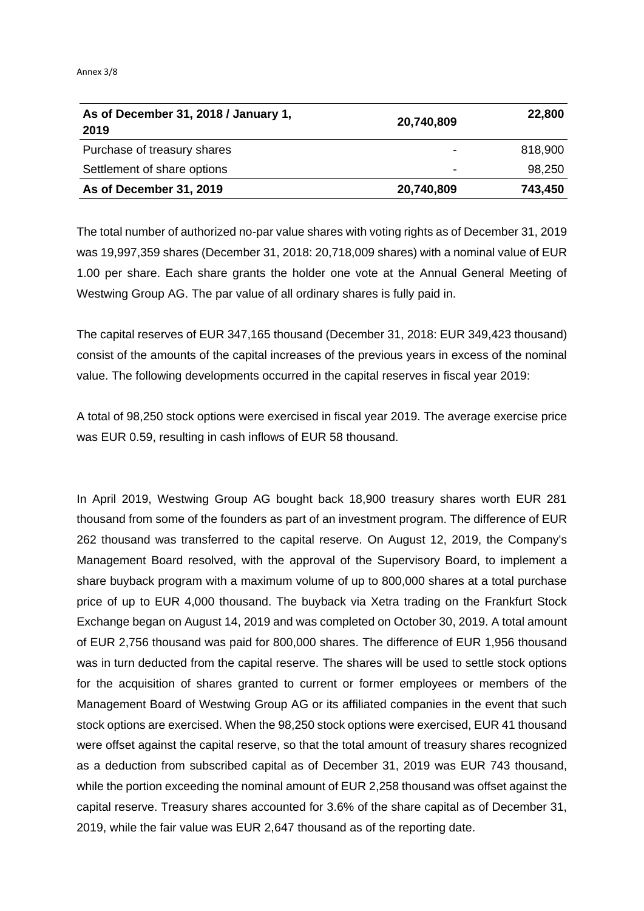| As of December 31, 2018 / January 1, 2019 | 20,740,809 | 22,800 |
|---|---|---|
| Purchase of treasury shares | - | 818,900 |
| Settlement of share options | - | 98,250 |
| **As of December 31, 2019** | **20,740,809** | **743,450** |

The total number of authorized no-par value shares with voting rights as of December 31, 2019 was 19,997,359 shares (December 31, 2018: 20,718,009 shares) with a nominal value of EUR 1.00 per share. Each share grants the holder one vote at the Annual General Meeting of Westwing Group AG. The par value of all ordinary shares is fully paid in.

The capital reserves of EUR 347,165 thousand (December 31, 2018: EUR 349,423 thousand) consist of the amounts of the capital increases of the previous years in excess of the nominal value. The following developments occurred in the capital reserves in fiscal year 2019:

A total of 98,250 stock options were exercised in fiscal year 2019. The average exercise price was EUR 0.59, resulting in cash inflows of EUR 58 thousand.

In April 2019, Westwing Group AG bought back 18,900 treasury shares worth EUR 281 thousand from some of the founders as part of an investment program. The difference of EUR 262 thousand was transferred to the capital reserve. On August 12, 2019, the Company's Management Board resolved, with the approval of the Supervisory Board, to implement a share buyback program with a maximum volume of up to 800,000 shares at a total purchase price of up to EUR 4,000 thousand. The buyback via Xetra trading on the Frankfurt Stock Exchange began on August 14, 2019 and was completed on October 30, 2019. A total amount of EUR 2,756 thousand was paid for 800,000 shares. The difference of EUR 1,956 thousand was in turn deducted from the capital reserve. The shares will be used to settle stock options for the acquisition of shares granted to current or former employees or members of the Management Board of Westwing Group AG or its affiliated companies in the event that such stock options are exercised. When the 98,250 stock options were exercised, EUR 41 thousand were offset against the capital reserve, so that the total amount of treasury shares recognized as a deduction from subscribed capital as of December 31, 2019 was EUR 743 thousand, while the portion exceeding the nominal amount of EUR 2,258 thousand was offset against the capital reserve. Treasury shares accounted for 3.6% of the share capital as of December 31, 2019, while the fair value was EUR 2,647 thousand as of the reporting date.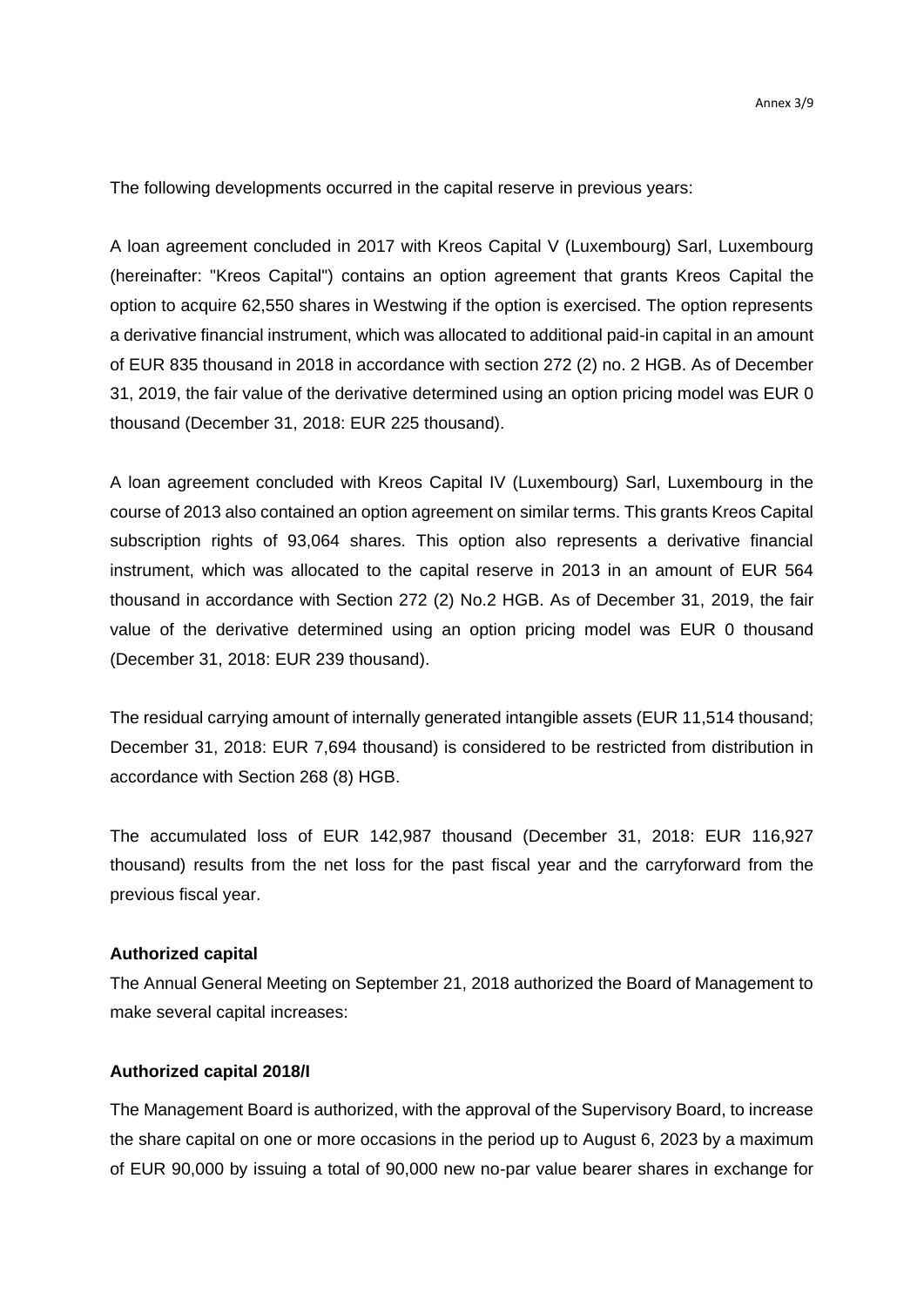The following developments occurred in the capital reserve in previous years:

A loan agreement concluded in 2017 with Kreos Capital V (Luxembourg) Sarl, Luxembourg (hereinafter: "Kreos Capital") contains an option agreement that grants Kreos Capital the option to acquire 62,550 shares in Westwing if the option is exercised. The option represents a derivative financial instrument, which was allocated to additional paid-in capital in an amount of EUR 835 thousand in 2018 in accordance with section 272 (2) no. 2 HGB. As of December 31, 2019, the fair value of the derivative determined using an option pricing model was EUR 0 thousand (December 31, 2018: EUR 225 thousand).

A loan agreement concluded with Kreos Capital IV (Luxembourg) Sarl, Luxembourg in the course of 2013 also contained an option agreement on similar terms. This grants Kreos Capital subscription rights of 93,064 shares. This option also represents a derivative financial instrument, which was allocated to the capital reserve in 2013 in an amount of EUR 564 thousand in accordance with Section 272 (2) No.2 HGB. As of December 31, 2019, the fair value of the derivative determined using an option pricing model was EUR 0 thousand (December 31, 2018: EUR 239 thousand).

The residual carrying amount of internally generated intangible assets (EUR 11,514 thousand; December 31, 2018: EUR 7,694 thousand) is considered to be restricted from distribution in accordance with Section 268 (8) HGB.

The accumulated loss of EUR 142,987 thousand (December 31, 2018: EUR 116,927 thousand) results from the net loss for the past fiscal year and the carryforward from the previous fiscal year.

**Authorized capital**

The Annual General Meeting on September 21, 2018 authorized the Board of Management to make several capital increases:

**Authorized capital 2018/I**

The Management Board is authorized, with the approval of the Supervisory Board, to increase the share capital on one or more occasions in the period up to August 6, 2023 by a maximum of EUR 90,000 by issuing a total of 90,000 new no-par value bearer shares in exchange for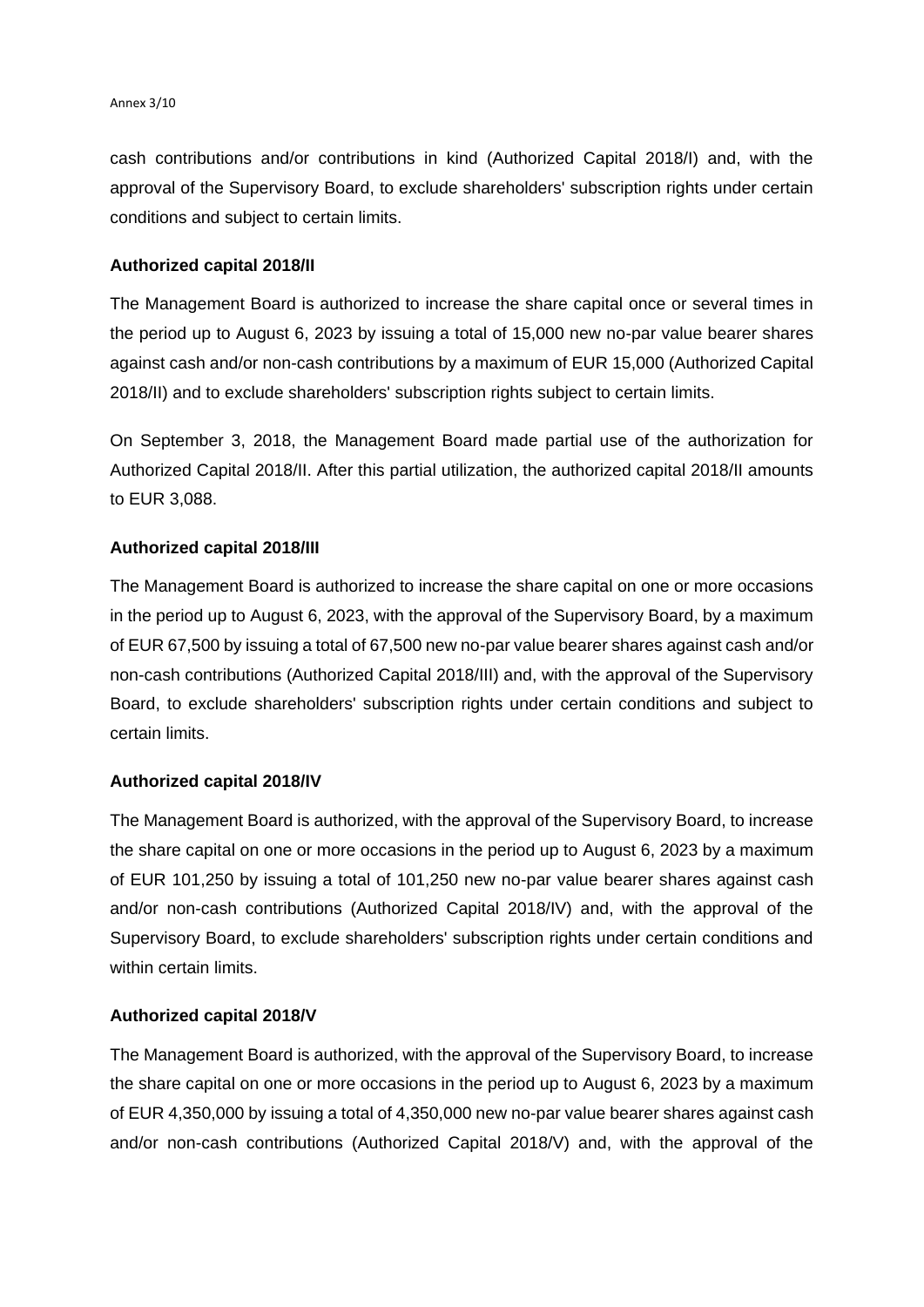cash contributions and/or contributions in kind (Authorized Capital 2018/I) and, with the approval of the Supervisory Board, to exclude shareholders' subscription rights under certain conditions and subject to certain limits.

**Authorized capital 2018/II**

The Management Board is authorized to increase the share capital once or several times in the period up to August 6, 2023 by issuing a total of 15,000 new no-par value bearer shares against cash and/or non-cash contributions by a maximum of EUR 15,000 (Authorized Capital 2018/II) and to exclude shareholders' subscription rights subject to certain limits.

On September 3, 2018, the Management Board made partial use of the authorization for Authorized Capital 2018/II. After this partial utilization, the authorized capital 2018/II amounts to EUR 3,088.

**Authorized capital 2018/III**

The Management Board is authorized to increase the share capital on one or more occasions in the period up to August 6, 2023, with the approval of the Supervisory Board, by a maximum of EUR 67,500 by issuing a total of 67,500 new no-par value bearer shares against cash and/or non-cash contributions (Authorized Capital 2018/III) and, with the approval of the Supervisory Board, to exclude shareholders' subscription rights under certain conditions and subject to certain limits.

**Authorized capital 2018/IV**

The Management Board is authorized, with the approval of the Supervisory Board, to increase the share capital on one or more occasions in the period up to August 6, 2023 by a maximum of EUR 101,250 by issuing a total of 101,250 new no-par value bearer shares against cash and/or non-cash contributions (Authorized Capital 2018/IV) and, with the approval of the Supervisory Board, to exclude shareholders' subscription rights under certain conditions and within certain limits.

**Authorized capital 2018/V**

The Management Board is authorized, with the approval of the Supervisory Board, to increase the share capital on one or more occasions in the period up to August 6, 2023 by a maximum of EUR 4,350,000 by issuing a total of 4,350,000 new no-par value bearer shares against cash and/or non-cash contributions (Authorized Capital 2018/V) and, with the approval of the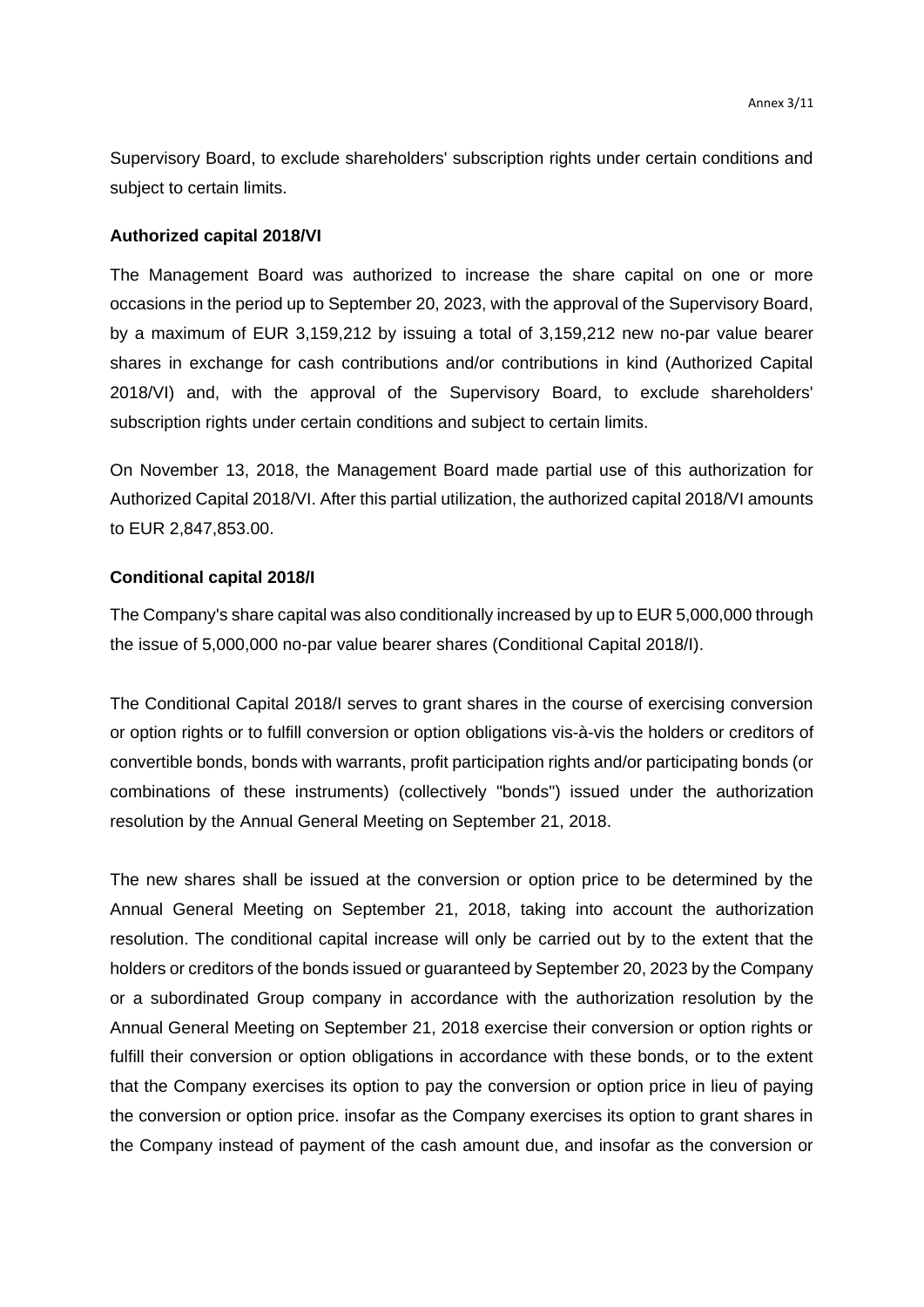Supervisory Board, to exclude shareholders' subscription rights under certain conditions and subject to certain limits.

**Authorized capital 2018/VI**

The Management Board was authorized to increase the share capital on one or more occasions in the period up to September 20, 2023, with the approval of the Supervisory Board, by a maximum of EUR 3,159,212 by issuing a total of 3,159,212 new no-par value bearer shares in exchange for cash contributions and/or contributions in kind (Authorized Capital 2018/VI) and, with the approval of the Supervisory Board, to exclude shareholders' subscription rights under certain conditions and subject to certain limits.

On November 13, 2018, the Management Board made partial use of this authorization for Authorized Capital 2018/VI. After this partial utilization, the authorized capital 2018/VI amounts to EUR 2,847,853.00.

**Conditional capital 2018/I**

The Company's share capital was also conditionally increased by up to EUR 5,000,000 through the issue of 5,000,000 no-par value bearer shares (Conditional Capital 2018/I).

The Conditional Capital 2018/I serves to grant shares in the course of exercising conversion or option rights or to fulfill conversion or option obligations vis-à-vis the holders or creditors of convertible bonds, bonds with warrants, profit participation rights and/or participating bonds (or combinations of these instruments) (collectively "bonds") issued under the authorization resolution by the Annual General Meeting on September 21, 2018.

The new shares shall be issued at the conversion or option price to be determined by the Annual General Meeting on September 21, 2018, taking into account the authorization resolution. The conditional capital increase will only be carried out by to the extent that the holders or creditors of the bonds issued or guaranteed by September 20, 2023 by the Company or a subordinated Group company in accordance with the authorization resolution by the Annual General Meeting on September 21, 2018 exercise their conversion or option rights or fulfill their conversion or option obligations in accordance with these bonds, or to the extent that the Company exercises its option to pay the conversion or option price in lieu of paying the conversion or option price. insofar as the Company exercises its option to grant shares in the Company instead of payment of the cash amount due, and insofar as the conversion or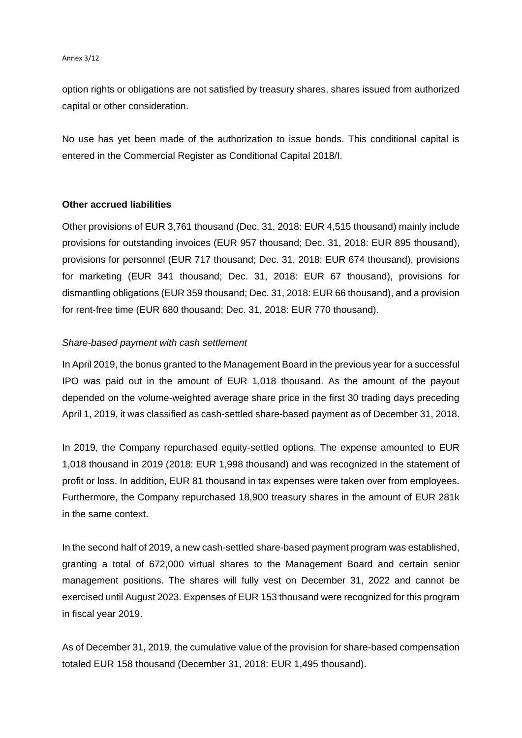option rights or obligations are not satisfied by treasury shares, shares issued from authorized capital or other consideration.

No use has yet been made of the authorization to issue bonds. This conditional capital is entered in the Commercial Register as Conditional Capital 2018/I.

**Other accrued liabilities**

Other provisions of EUR 3,761 thousand (Dec. 31, 2018: EUR 4,515 thousand) mainly include provisions for outstanding invoices (EUR 957 thousand; Dec. 31, 2018: EUR 895 thousand), provisions for personnel (EUR 717 thousand; Dec. 31, 2018: EUR 674 thousand), provisions for marketing (EUR 341 thousand; Dec. 31, 2018: EUR 67 thousand), provisions for dismantling obligations (EUR 359 thousand; Dec. 31, 2018: EUR 66 thousand), and a provision for rent-free time (EUR 680 thousand; Dec. 31, 2018: EUR 770 thousand).

*Share-based payment with cash settlement*

In April 2019, the bonus granted to the Management Board in the previous year for a successful IPO was paid out in the amount of EUR 1,018 thousand. As the amount of the payout depended on the volume-weighted average share price in the first 30 trading days preceding April 1, 2019, it was classified as cash-settled share-based payment as of December 31, 2018.

In 2019, the Company repurchased equity-settled options. The expense amounted to EUR 1,018 thousand in 2019 (2018: EUR 1,998 thousand) and was recognized in the statement of profit or loss. In addition, EUR 81 thousand in tax expenses were taken over from employees. Furthermore, the Company repurchased 18,900 treasury shares in the amount of EUR 281k in the same context.

In the second half of 2019, a new cash-settled share-based payment program was established, granting a total of 672,000 virtual shares to the Management Board and certain senior management positions. The shares will fully vest on December 31, 2022 and cannot be exercised until August 2023. Expenses of EUR 153 thousand were recognized for this program in fiscal year 2019.

As of December 31, 2019, the cumulative value of the provision for share-based compensation totaled EUR 158 thousand (December 31, 2018: EUR 1,495 thousand).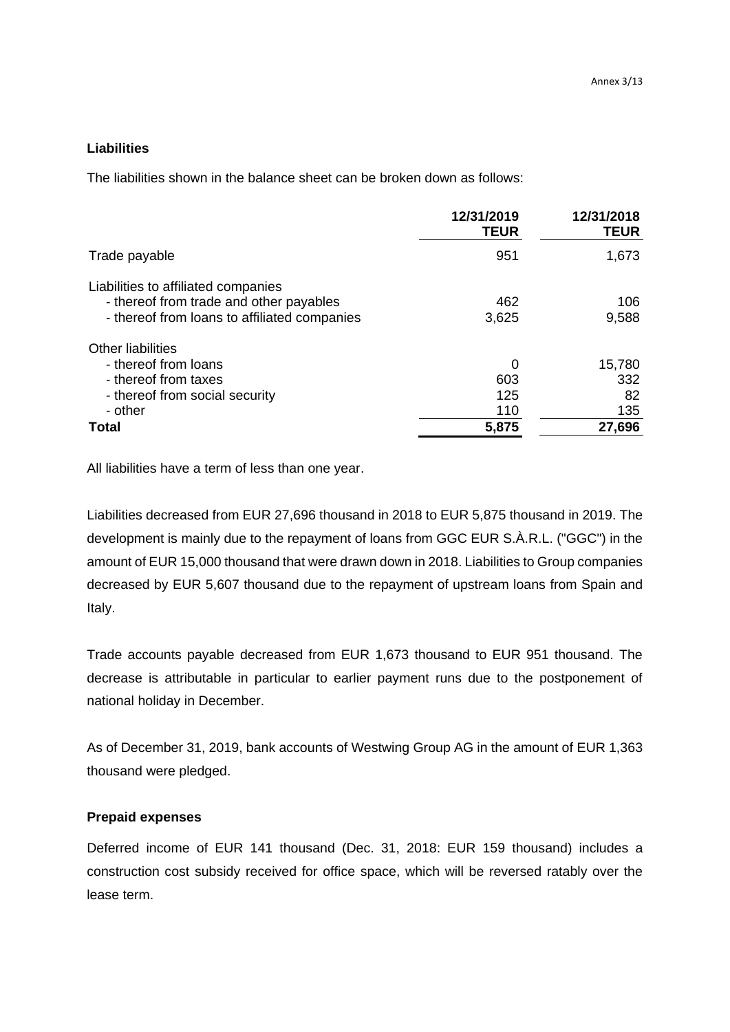### Liabilities

The liabilities shown in the balance sheet can be broken down as follows:

| | 12/31/2019 TEUR | 12/31/2018 TEUR |
|---|---|---|
| Trade payable | 951 | 1,673 |
| Liabilities to affiliated companies | | |
| - thereof from trade and other payables | 462 | 106 |
| - thereof from loans to affiliated companies | 3,625 | 9,588 |
| Other liabilities | | |
| - thereof from loans | 0 | 15,780 |
| - thereof from taxes | 603 | 332 |
| - thereof from social security | 125 | 82 |
| - other | 110 | 135 |
| **Total** | **5,875** | **27,696** |

All liabilities have a term of less than one year.

Liabilities decreased from EUR 27,696 thousand in 2018 to EUR 5,875 thousand in 2019. The development is mainly due to the repayment of loans from GGC EUR S.À.R.L. ("GGC") in the amount of EUR 15,000 thousand that were drawn down in 2018. Liabilities to Group companies decreased by EUR 5,607 thousand due to the repayment of upstream loans from Spain and Italy.

Trade accounts payable decreased from EUR 1,673 thousand to EUR 951 thousand. The decrease is attributable in particular to earlier payment runs due to the postponement of national holiday in December.

As of December 31, 2019, bank accounts of Westwing Group AG in the amount of EUR 1,363 thousand were pledged.

### Prepaid expenses

Deferred income of EUR 141 thousand (Dec. 31, 2018: EUR 159 thousand) includes a construction cost subsidy received for office space, which will be reversed ratably over the lease term.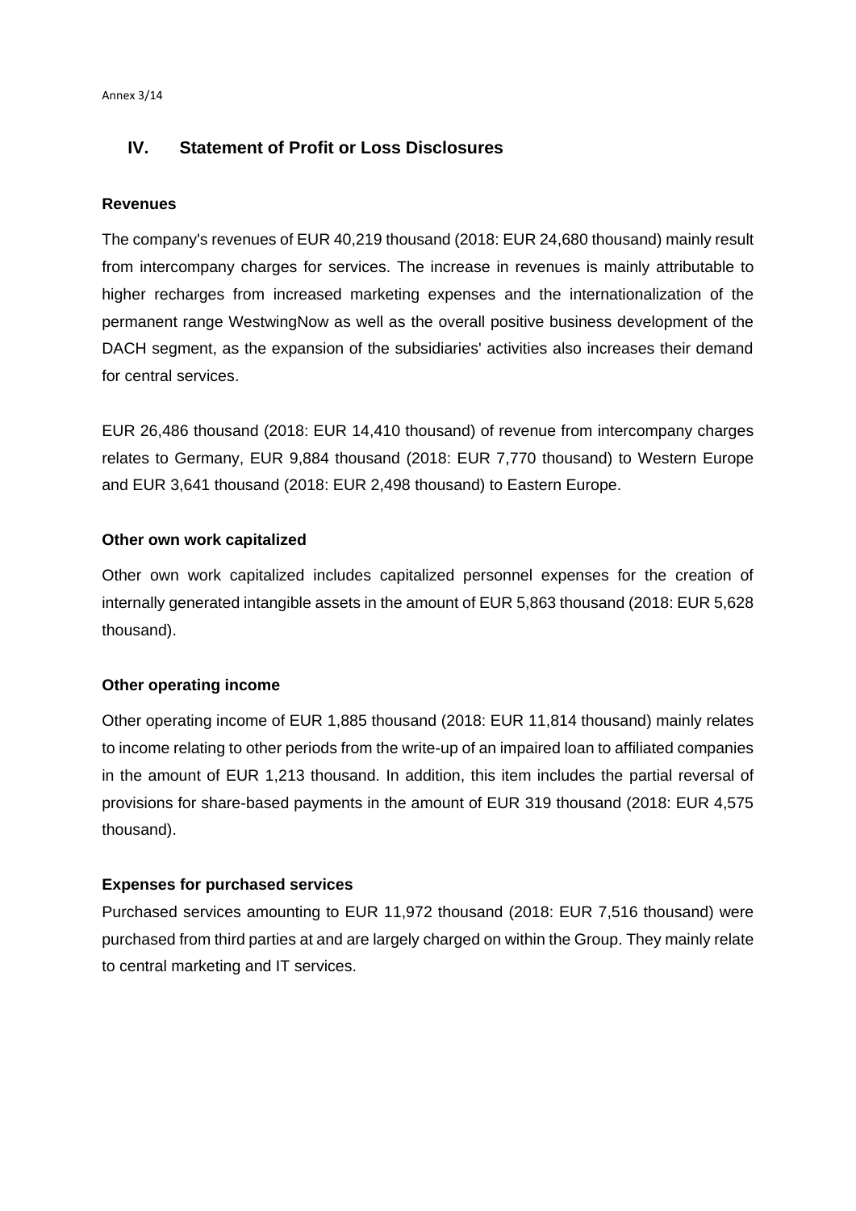## IV. Statement of Profit or Loss Disclosures

**Revenues**

The company's revenues of EUR 40,219 thousand (2018: EUR 24,680 thousand) mainly result from intercompany charges for services. The increase in revenues is mainly attributable to higher recharges from increased marketing expenses and the internationalization of the permanent range WestwingNow as well as the overall positive business development of the DACH segment, as the expansion of the subsidiaries' activities also increases their demand for central services.

EUR 26,486 thousand (2018: EUR 14,410 thousand) of revenue from intercompany charges relates to Germany, EUR 9,884 thousand (2018: EUR 7,770 thousand) to Western Europe and EUR 3,641 thousand (2018: EUR 2,498 thousand) to Eastern Europe.

**Other own work capitalized**

Other own work capitalized includes capitalized personnel expenses for the creation of internally generated intangible assets in the amount of EUR 5,863 thousand (2018: EUR 5,628 thousand).

**Other operating income**

Other operating income of EUR 1,885 thousand (2018: EUR 11,814 thousand) mainly relates to income relating to other periods from the write-up of an impaired loan to affiliated companies in the amount of EUR 1,213 thousand. In addition, this item includes the partial reversal of provisions for share-based payments in the amount of EUR 319 thousand (2018: EUR 4,575 thousand).

**Expenses for purchased services**

Purchased services amounting to EUR 11,972 thousand (2018: EUR 7,516 thousand) were purchased from third parties at and are largely charged on within the Group. They mainly relate to central marketing and IT services.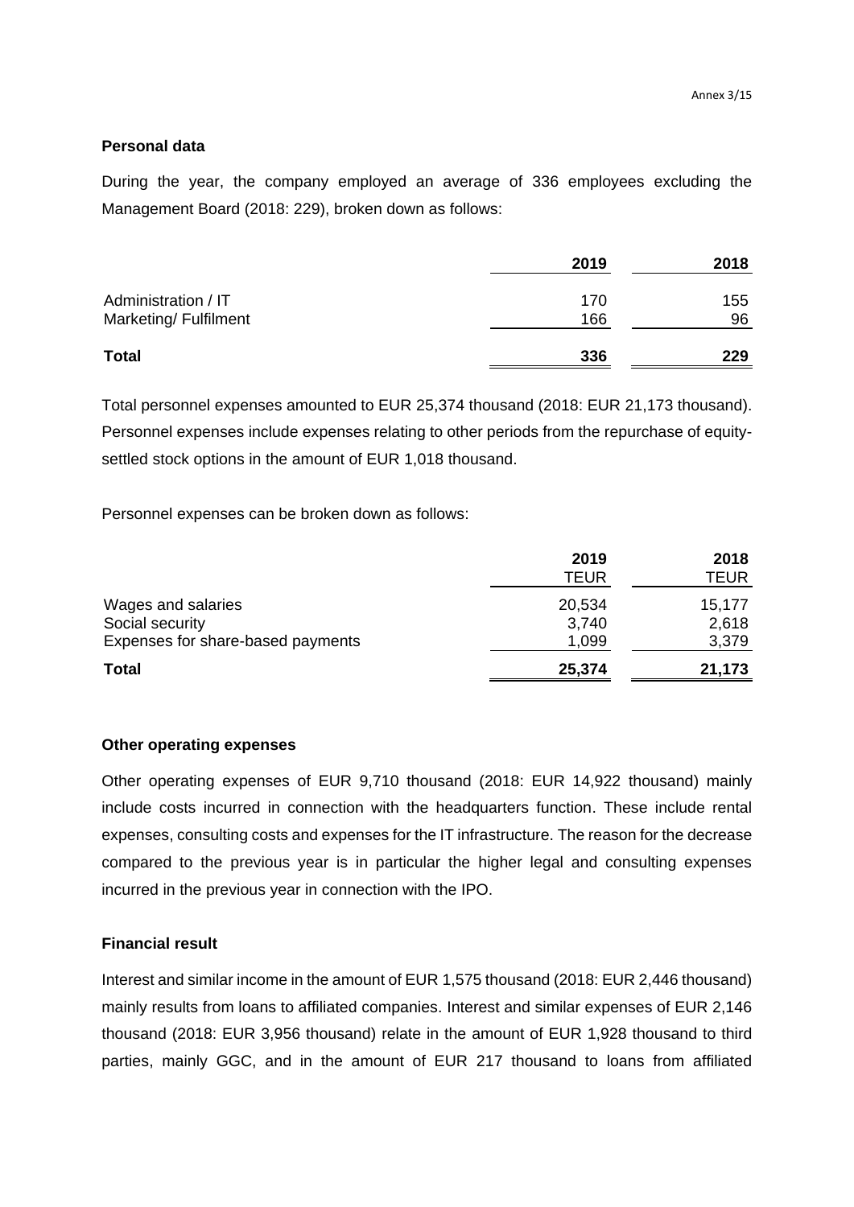### Personal data

During the year, the company employed an average of 336 employees excluding the Management Board (2018: 229), broken down as follows:

| | 2019 | 2018 |
|---|---|---|
| Administration / IT | 170 | 155 |
| Marketing/ Fulfilment | 166 | 96 |
| **Total** | **336** | **229** |

Total personnel expenses amounted to EUR 25,374 thousand (2018: EUR 21,173 thousand). Personnel expenses include expenses relating to other periods from the repurchase of equity-settled stock options in the amount of EUR 1,018 thousand.

Personnel expenses can be broken down as follows:

| | 2019<br>TEUR | 2018<br>TEUR |
|---|---|---|
| Wages and salaries | 20,534 | 15,177 |
| Social security | 3,740 | 2,618 |
| Expenses for share-based payments | 1,099 | 3,379 |
| **Total** | **25,374** | **21,173** |

### Other operating expenses

Other operating expenses of EUR 9,710 thousand (2018: EUR 14,922 thousand) mainly include costs incurred in connection with the headquarters function. These include rental expenses, consulting costs and expenses for the IT infrastructure. The reason for the decrease compared to the previous year is in particular the higher legal and consulting expenses incurred in the previous year in connection with the IPO.

### Financial result

Interest and similar income in the amount of EUR 1,575 thousand (2018: EUR 2,446 thousand) mainly results from loans to affiliated companies. Interest and similar expenses of EUR 2,146 thousand (2018: EUR 3,956 thousand) relate in the amount of EUR 1,928 thousand to third parties, mainly GGC, and in the amount of EUR 217 thousand to loans from affiliated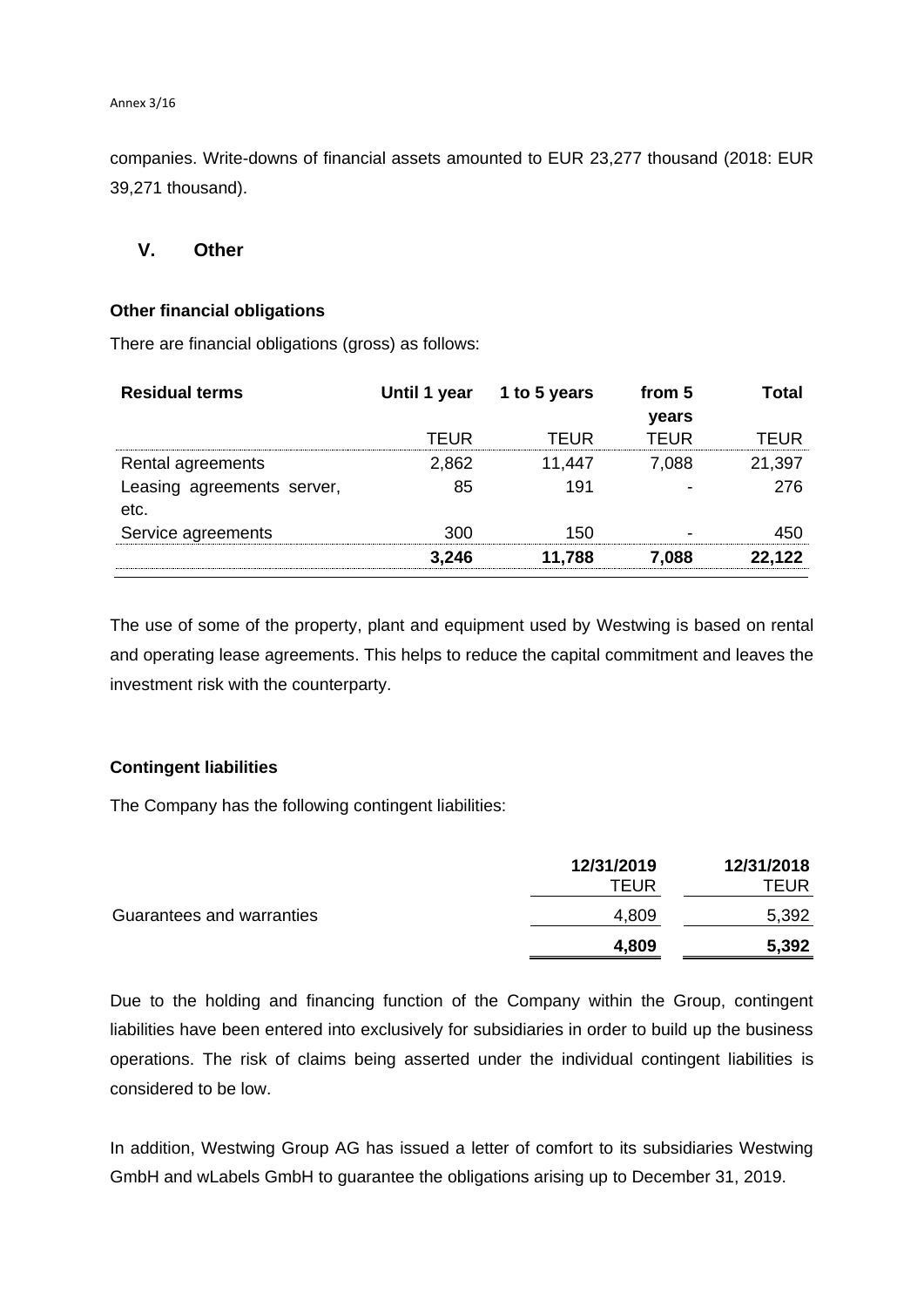companies. Write-downs of financial assets amounted to EUR 23,277 thousand (2018: EUR 39,271 thousand).

## V. Other

### Other financial obligations

There are financial obligations (gross) as follows:

| Residual terms | Until 1 year | 1 to 5 years | from 5 years | Total |
|---|---|---|---|---|
| | TEUR | TEUR | TEUR | TEUR |
| Rental agreements | 2,862 | 11,447 | 7,088 | 21,397 |
| Leasing agreements server, etc. | 85 | 191 | - | 276 |
| Service agreements | 300 | 150 | - | 450 |
| | **3,246** | **11,788** | **7,088** | **22,122** |

The use of some of the property, plant and equipment used by Westwing is based on rental and operating lease agreements. This helps to reduce the capital commitment and leaves the investment risk with the counterparty.

### Contingent liabilities

The Company has the following contingent liabilities:

| | 12/31/2019 | 12/31/2018 |
|---|---|---|
| | TEUR | TEUR |
| Guarantees and warranties | 4,809 | 5,392 |
| | **4,809** | **5,392** |

Due to the holding and financing function of the Company within the Group, contingent liabilities have been entered into exclusively for subsidiaries in order to build up the business operations. The risk of claims being asserted under the individual contingent liabilities is considered to be low.

In addition, Westwing Group AG has issued a letter of comfort to its subsidiaries Westwing GmbH and wLabels GmbH to guarantee the obligations arising up to December 31, 2019.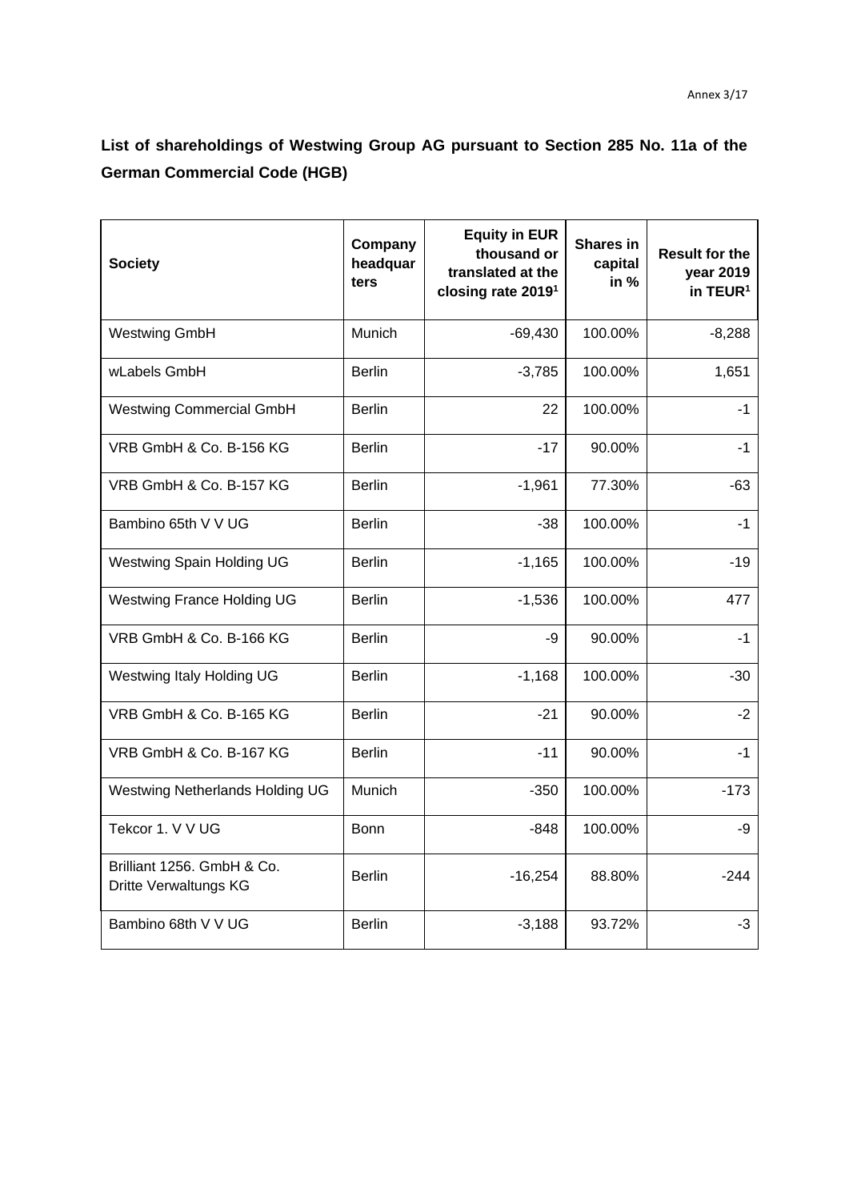**List of shareholdings of Westwing Group AG pursuant to Section 285 No. 11a of the German Commercial Code (HGB)**

| Society | Company headquarters | Equity in EUR thousand or translated at the closing rate 2019[1] | Shares in capital in % | Result for the year 2019 in TEUR[1] |
|---|---|---|---|---|
| Westwing GmbH | Munich | -69,430 | 100.00% | -8,288 |
| wLabels GmbH | Berlin | -3,785 | 100.00% | 1,651 |
| Westwing Commercial GmbH | Berlin | 22 | 100.00% | -1 |
| VRB GmbH & Co. B-156 KG | Berlin | -17 | 90.00% | -1 |
| VRB GmbH & Co. B-157 KG | Berlin | -1,961 | 77.30% | -63 |
| Bambino 65th V V UG | Berlin | -38 | 100.00% | -1 |
| Westwing Spain Holding UG | Berlin | -1,165 | 100.00% | -19 |
| Westwing France Holding UG | Berlin | -1,536 | 100.00% | 477 |
| VRB GmbH & Co. B-166 KG | Berlin | -9 | 90.00% | -1 |
| Westwing Italy Holding UG | Berlin | -1,168 | 100.00% | -30 |
| VRB GmbH & Co. B-165 KG | Berlin | -21 | 90.00% | -2 |
| VRB GmbH & Co. B-167 KG | Berlin | -11 | 90.00% | -1 |
| Westwing Netherlands Holding UG | Munich | -350 | 100.00% | -173 |
| Tekcor 1. V V UG | Bonn | -848 | 100.00% | -9 |
| Brilliant 1256. GmbH & Co. Dritte Verwaltungs KG | Berlin | -16,254 | 88.80% | -244 |
| Bambino 68th V V UG | Berlin | -3,188 | 93.72% | -3 |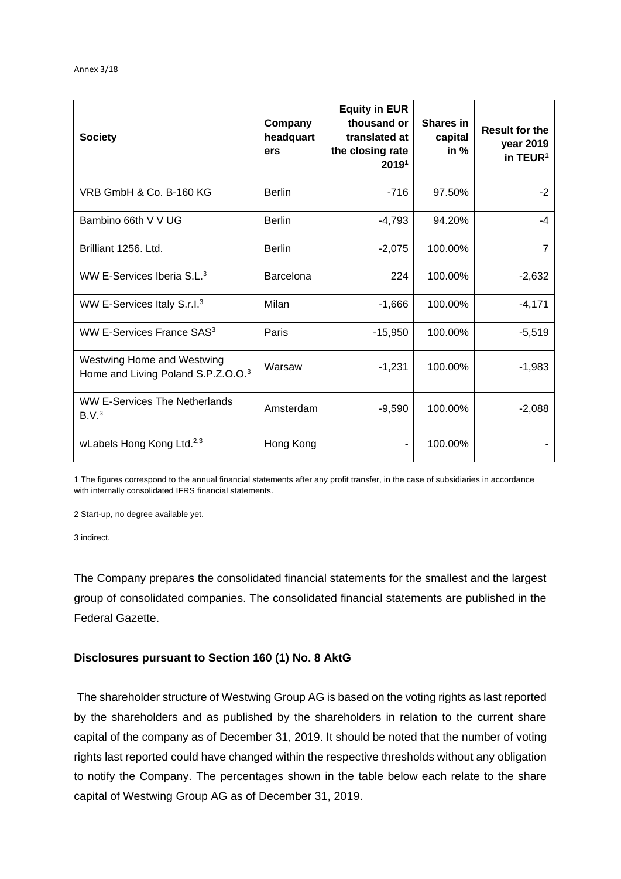| Society | Company headquarters | Equity in EUR thousand or translated at the closing rate 2019[1] | Shares in capital in % | Result for the year 2019 in TEUR[1] |
|---|---|---|---|---|
| VRB GmbH & Co. B-160 KG | Berlin | -716 | 97.50% | -2 |
| Bambino 66th V V UG | Berlin | -4,793 | 94.20% | -4 |
| Brilliant 1256. Ltd. | Berlin | -2,075 | 100.00% | 7 |
| WW E-Services Iberia S.L.[3] | Barcelona | 224 | 100.00% | -2,632 |
| WW E-Services Italy S.r.l.[3] | Milan | -1,666 | 100.00% | -4,171 |
| WW E-Services France SAS[3] | Paris | -15,950 | 100.00% | -5,519 |
| Westwing Home and Westwing Home and Living Poland S.P.Z.O.O.[3] | Warsaw | -1,231 | 100.00% | -1,983 |
| WW E-Services The Netherlands B.V.[3] | Amsterdam | -9,590 | 100.00% | -2,088 |
| wLabels Hong Kong Ltd.[2,3] | Hong Kong | - | 100.00% | - |

1 The figures correspond to the annual financial statements after any profit transfer, in the case of subsidiaries in accordance with internally consolidated IFRS financial statements.

2 Start-up, no degree available yet.

3 indirect.

The Company prepares the consolidated financial statements for the smallest and the largest group of consolidated companies. The consolidated financial statements are published in the Federal Gazette.

**Disclosures pursuant to Section 160 (1) No. 8 AktG**

The shareholder structure of Westwing Group AG is based on the voting rights as last reported by the shareholders and as published by the shareholders in relation to the current share capital of the company as of December 31, 2019. It should be noted that the number of voting rights last reported could have changed within the respective thresholds without any obligation to notify the Company. The percentages shown in the table below each relate to the share capital of Westwing Group AG as of December 31, 2019.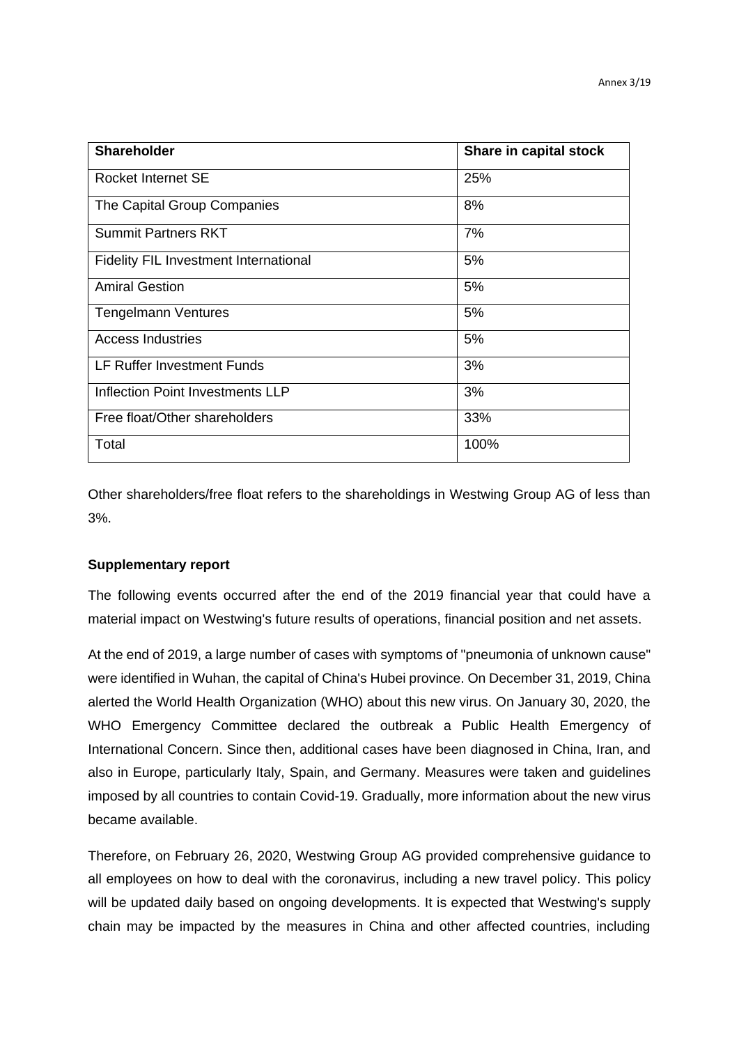| Shareholder | Share in capital stock |
|---|---|
| Rocket Internet SE | 25% |
| The Capital Group Companies | 8% |
| Summit Partners RKT | 7% |
| Fidelity FIL Investment International | 5% |
| Amiral Gestion | 5% |
| Tengelmann Ventures | 5% |
| Access Industries | 5% |
| LF Ruffer Investment Funds | 3% |
| Inflection Point Investments LLP | 3% |
| Free float/Other shareholders | 33% |
| Total | 100% |

Other shareholders/free float refers to the shareholdings in Westwing Group AG of less than 3%.

**Supplementary report**

The following events occurred after the end of the 2019 financial year that could have a material impact on Westwing's future results of operations, financial position and net assets.

At the end of 2019, a large number of cases with symptoms of "pneumonia of unknown cause" were identified in Wuhan, the capital of China's Hubei province. On December 31, 2019, China alerted the World Health Organization (WHO) about this new virus. On January 30, 2020, the WHO Emergency Committee declared the outbreak a Public Health Emergency of International Concern. Since then, additional cases have been diagnosed in China, Iran, and also in Europe, particularly Italy, Spain, and Germany. Measures were taken and guidelines imposed by all countries to contain Covid-19. Gradually, more information about the new virus became available.

Therefore, on February 26, 2020, Westwing Group AG provided comprehensive guidance to all employees on how to deal with the coronavirus, including a new travel policy. This policy will be updated daily based on ongoing developments. It is expected that Westwing's supply chain may be impacted by the measures in China and other affected countries, including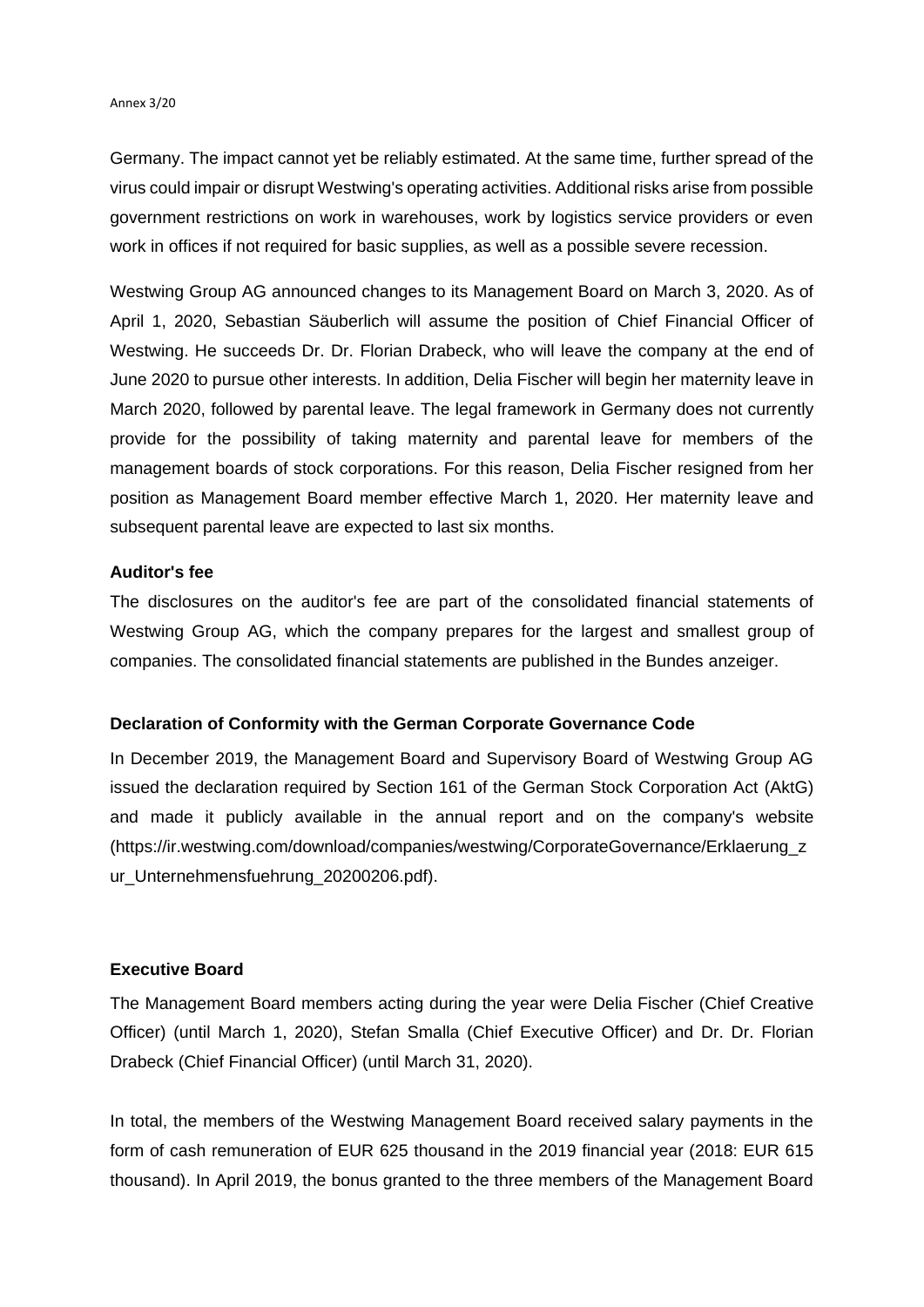Germany. The impact cannot yet be reliably estimated. At the same time, further spread of the virus could impair or disrupt Westwing's operating activities. Additional risks arise from possible government restrictions on work in warehouses, work by logistics service providers or even work in offices if not required for basic supplies, as well as a possible severe recession.

Westwing Group AG announced changes to its Management Board on March 3, 2020. As of April 1, 2020, Sebastian Säuberlich will assume the position of Chief Financial Officer of Westwing. He succeeds Dr. Dr. Florian Drabeck, who will leave the company at the end of June 2020 to pursue other interests. In addition, Delia Fischer will begin her maternity leave in March 2020, followed by parental leave. The legal framework in Germany does not currently provide for the possibility of taking maternity and parental leave for members of the management boards of stock corporations. For this reason, Delia Fischer resigned from her position as Management Board member effective March 1, 2020. Her maternity leave and subsequent parental leave are expected to last six months.

**Auditor's fee**

The disclosures on the auditor's fee are part of the consolidated financial statements of Westwing Group AG, which the company prepares for the largest and smallest group of companies. The consolidated financial statements are published in the Bundes anzeiger.

**Declaration of Conformity with the German Corporate Governance Code**

In December 2019, the Management Board and Supervisory Board of Westwing Group AG issued the declaration required by Section 161 of the German Stock Corporation Act (AktG) and made it publicly available in the annual report and on the company's website (https://ir.westwing.com/download/companies/westwing/CorporateGovernance/Erklaerung_zur_Unternehmensfuehrung_20200206.pdf).

**Executive Board**

The Management Board members acting during the year were Delia Fischer (Chief Creative Officer) (until March 1, 2020), Stefan Smalla (Chief Executive Officer) and Dr. Dr. Florian Drabeck (Chief Financial Officer) (until March 31, 2020).

In total, the members of the Westwing Management Board received salary payments in the form of cash remuneration of EUR 625 thousand in the 2019 financial year (2018: EUR 615 thousand). In April 2019, the bonus granted to the three members of the Management Board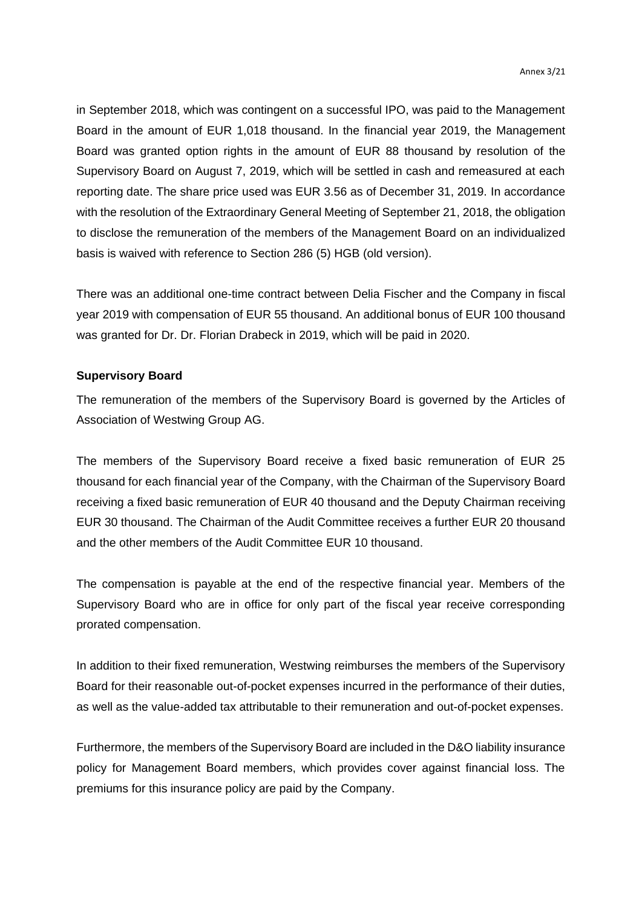in September 2018, which was contingent on a successful IPO, was paid to the Management Board in the amount of EUR 1,018 thousand. In the financial year 2019, the Management Board was granted option rights in the amount of EUR 88 thousand by resolution of the Supervisory Board on August 7, 2019, which will be settled in cash and remeasured at each reporting date. The share price used was EUR 3.56 as of December 31, 2019. In accordance with the resolution of the Extraordinary General Meeting of September 21, 2018, the obligation to disclose the remuneration of the members of the Management Board on an individualized basis is waived with reference to Section 286 (5) HGB (old version).

There was an additional one-time contract between Delia Fischer and the Company in fiscal year 2019 with compensation of EUR 55 thousand. An additional bonus of EUR 100 thousand was granted for Dr. Dr. Florian Drabeck in 2019, which will be paid in 2020.

**Supervisory Board**

The remuneration of the members of the Supervisory Board is governed by the Articles of Association of Westwing Group AG.

The members of the Supervisory Board receive a fixed basic remuneration of EUR 25 thousand for each financial year of the Company, with the Chairman of the Supervisory Board receiving a fixed basic remuneration of EUR 40 thousand and the Deputy Chairman receiving EUR 30 thousand. The Chairman of the Audit Committee receives a further EUR 20 thousand and the other members of the Audit Committee EUR 10 thousand.

The compensation is payable at the end of the respective financial year. Members of the Supervisory Board who are in office for only part of the fiscal year receive corresponding prorated compensation.

In addition to their fixed remuneration, Westwing reimburses the members of the Supervisory Board for their reasonable out-of-pocket expenses incurred in the performance of their duties, as well as the value-added tax attributable to their remuneration and out-of-pocket expenses.

Furthermore, the members of the Supervisory Board are included in the D&O liability insurance policy for Management Board members, which provides cover against financial loss. The premiums for this insurance policy are paid by the Company.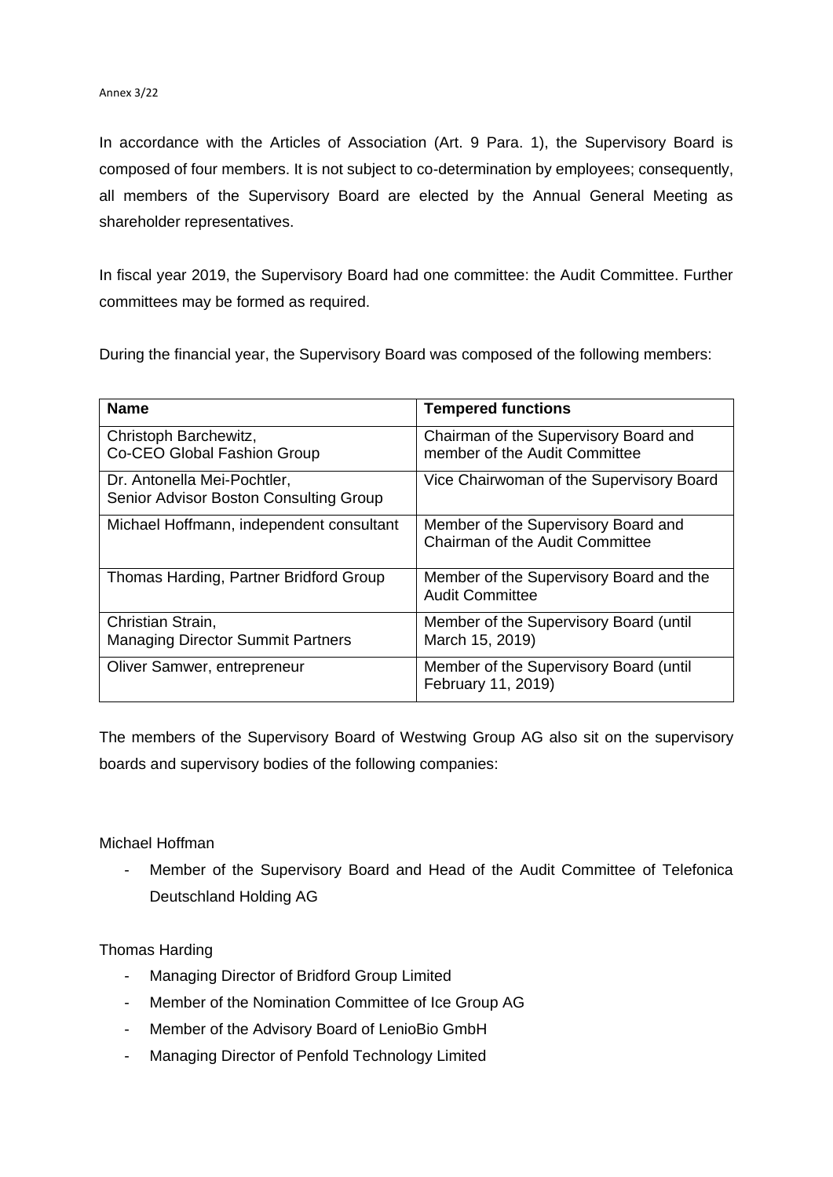Annex 3/22

In accordance with the Articles of Association (Art. 9 Para. 1), the Supervisory Board is composed of four members. It is not subject to co-determination by employees; consequently, all members of the Supervisory Board are elected by the Annual General Meeting as shareholder representatives.

In fiscal year 2019, the Supervisory Board had one committee: the Audit Committee. Further committees may be formed as required.

During the financial year, the Supervisory Board was composed of the following members:

| Name | Tempered functions |
| --- | --- |
| Christoph Barchewitz, Co-CEO Global Fashion Group | Chairman of the Supervisory Board and member of the Audit Committee |
| Dr. Antonella Mei-Pochtler, Senior Advisor Boston Consulting Group | Vice Chairwoman of the Supervisory Board |
| Michael Hoffmann, independent consultant | Member of the Supervisory Board and Chairman of the Audit Committee |
| Thomas Harding, Partner Bridford Group | Member of the Supervisory Board and the Audit Committee |
| Christian Strain, Managing Director Summit Partners | Member of the Supervisory Board (until March 15, 2019) |
| Oliver Samwer, entrepreneur | Member of the Supervisory Board (until February 11, 2019) |

The members of the Supervisory Board of Westwing Group AG also sit on the supervisory boards and supervisory bodies of the following companies:

Michael Hoffman

- Member of the Supervisory Board and Head of the Audit Committee of Telefonica Deutschland Holding AG

Thomas Harding

- Managing Director of Bridford Group Limited
- Member of the Nomination Committee of Ice Group AG
- Member of the Advisory Board of LenioBio GmbH
- Managing Director of Penfold Technology Limited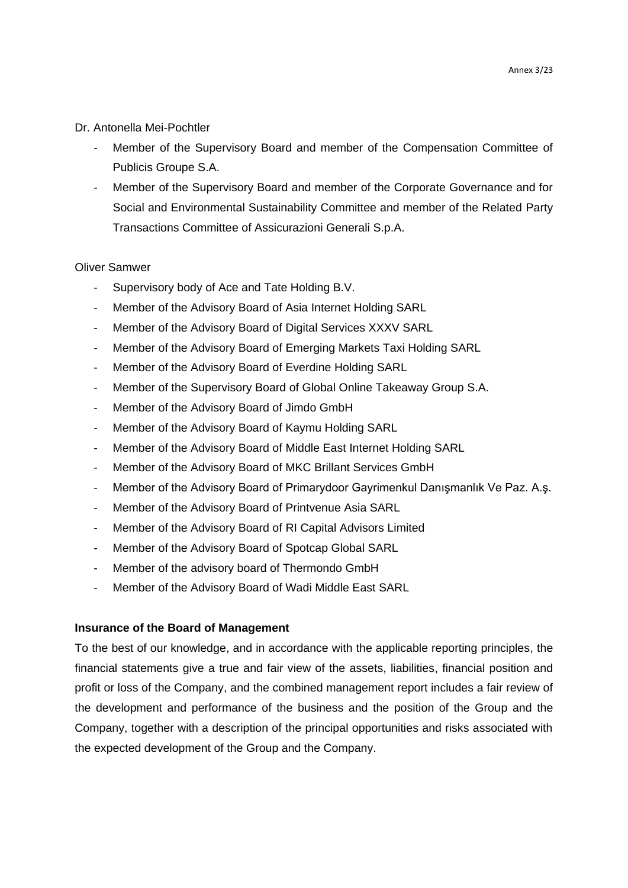Dr. Antonella Mei-Pochtler

- Member of the Supervisory Board and member of the Compensation Committee of Publicis Groupe S.A.
- Member of the Supervisory Board and member of the Corporate Governance and for Social and Environmental Sustainability Committee and member of the Related Party Transactions Committee of Assicurazioni Generali S.p.A.

Oliver Samwer

- Supervisory body of Ace and Tate Holding B.V.
- Member of the Advisory Board of Asia Internet Holding SARL
- Member of the Advisory Board of Digital Services XXXV SARL
- Member of the Advisory Board of Emerging Markets Taxi Holding SARL
- Member of the Advisory Board of Everdine Holding SARL
- Member of the Supervisory Board of Global Online Takeaway Group S.A.
- Member of the Advisory Board of Jimdo GmbH
- Member of the Advisory Board of Kaymu Holding SARL
- Member of the Advisory Board of Middle East Internet Holding SARL
- Member of the Advisory Board of MKC Brillant Services GmbH
- Member of the Advisory Board of Primarydoor Gayrimenkul Danışmanlık Ve Paz. A.ş.
- Member of the Advisory Board of Printvenue Asia SARL
- Member of the Advisory Board of RI Capital Advisors Limited
- Member of the Advisory Board of Spotcap Global SARL
- Member of the advisory board of Thermondo GmbH
- Member of the Advisory Board of Wadi Middle East SARL

**Insurance of the Board of Management**

To the best of our knowledge, and in accordance with the applicable reporting principles, the financial statements give a true and fair view of the assets, liabilities, financial position and profit or loss of the Company, and the combined management report includes a fair review of the development and performance of the business and the position of the Group and the Company, together with a description of the principal opportunities and risks associated with the expected development of the Group and the Company.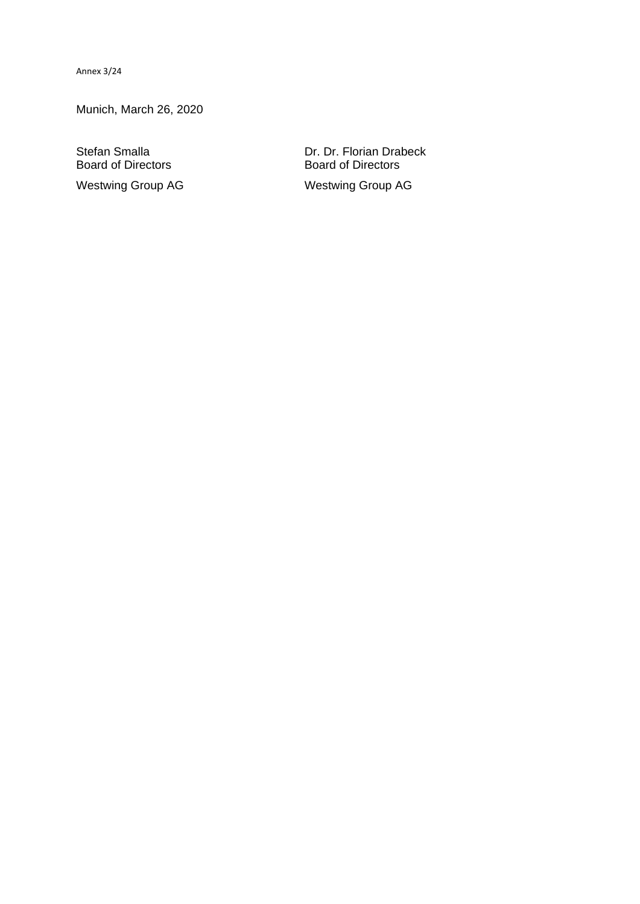Annex 3/24

Munich, March 26, 2020

Stefan Smalla
Board of Directors
Westwing Group AG

Dr. Dr. Florian Drabeck
Board of Directors
Westwing Group AG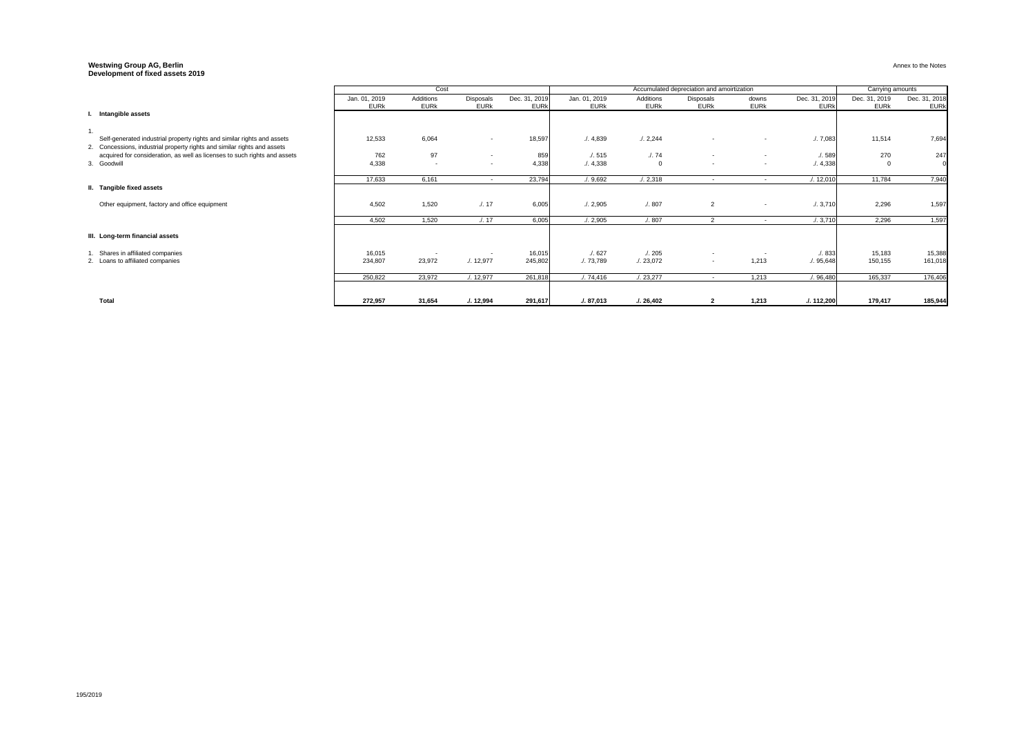**Westwing Group AG, Berlin**
**Development of fixed assets 2019**

Annex to the Notes

| | Cost | | | | Accumulated depreciation and amoirtization | | | | | Carrying amounts | |
|---|---|---|---|---|---|---|---|---|---|---|---|
| | Jan. 01, 2019 EURk | Additions EURk | Disposals EURk | Dec. 31, 2019 EURk | Jan. 01, 2019 EURk | Additions EURk | Disposals EURk | downs EURk | Dec. 31, 2019 EURk | Dec. 31, 2019 EURk | Dec. 31, 2018 EURk |
| **I. Intangible assets** | | | | | | | | | | | |
| 1. Self-generated industrial property rights and similar rights and assets | 12,533 | 6,064 | - | 18,597 | ./. 4,839 | ./. 2,244 | - | - | ./. 7,083 | 11,514 | 7,694 |
| 2. Concessions, industrial property rights and similar rights and assets acquired for consideration, as well as licenses to such rights and assets | 762 | 97 | - | 859 | ./. 515 | ./. 74 | - | - | ./. 589 | 270 | 247 |
| 3. Goodwill | 4,338 | - | - | 4,338 | ./. 4,338 | 0 | - | - | ./. 4,338 | 0 | 0 |
| | 17,633 | 6,161 | - | 23,794 | ./. 9,692 | ./. 2,318 | - | - | ./. 12,010 | 11,784 | 7,940 |
| **II. Tangible fixed assets** | | | | | | | | | | | |
| Other equipment, factory and office equipment | 4,502 | 1,520 | ./. 17 | 6,005 | ./. 2,905 | ./. 807 | 2 | - | ./. 3,710 | 2,296 | 1,597 |
| | 4,502 | 1,520 | ./. 17 | 6,005 | ./. 2,905 | ./. 807 | 2 | - | ./. 3,710 | 2,296 | 1,597 |
| **III. Long-term financial assets** | | | | | | | | | | | |
| 1. Shares in affiliated companies | 16,015 | - | - | 16,015 | ./. 627 | ./. 205 | - | - | ./. 833 | 15,183 | 15,388 |
| 2. Loans to affiliated companies | 234,807 | 23,972 | ./. 12,977 | 245,802 | ./. 73,789 | ./. 23,072 | - | 1,213 | ./. 95,648 | 150,155 | 161,018 |
| | 250,822 | 23,972 | ./. 12,977 | 261,818 | ./. 74,416 | ./. 23,277 | - | 1,213 | ./. 96,480 | 165,337 | 176,406 |
| **Total** | **272,957** | **31,654** | **./. 12,994** | **291,617** | **./. 87,013** | **./. 26,402** | **2** | **1,213** | **./. 112,200** | **179,417** | **185,944** |

195/2019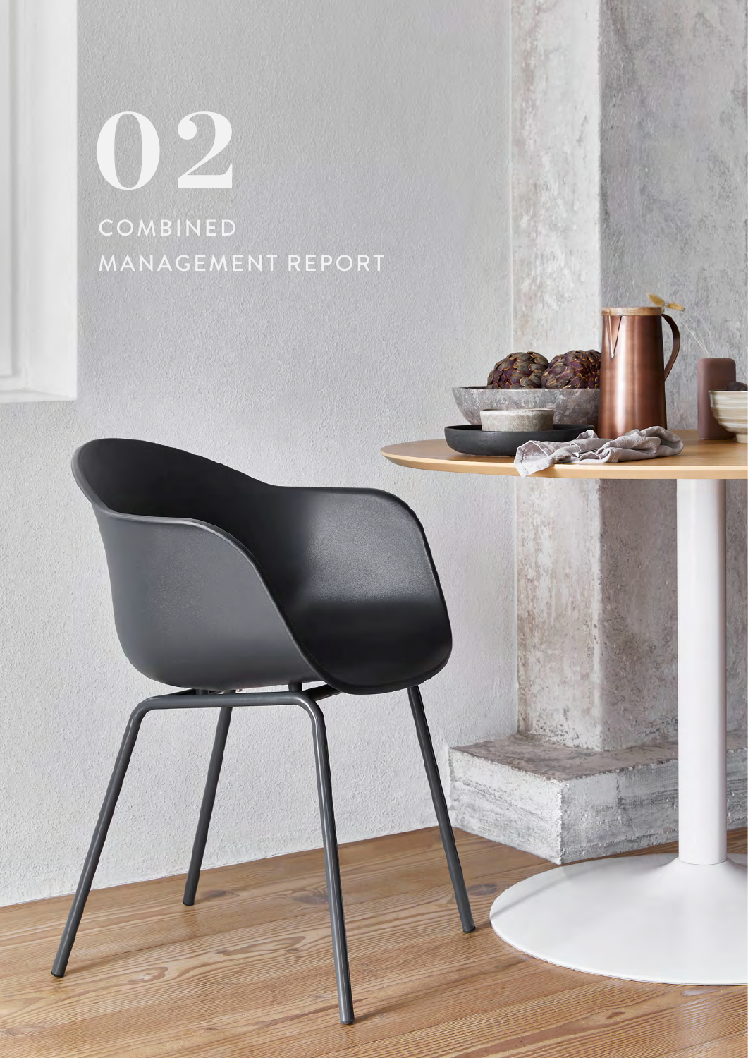# 02

## COMBINED MANAGEMENT REPORT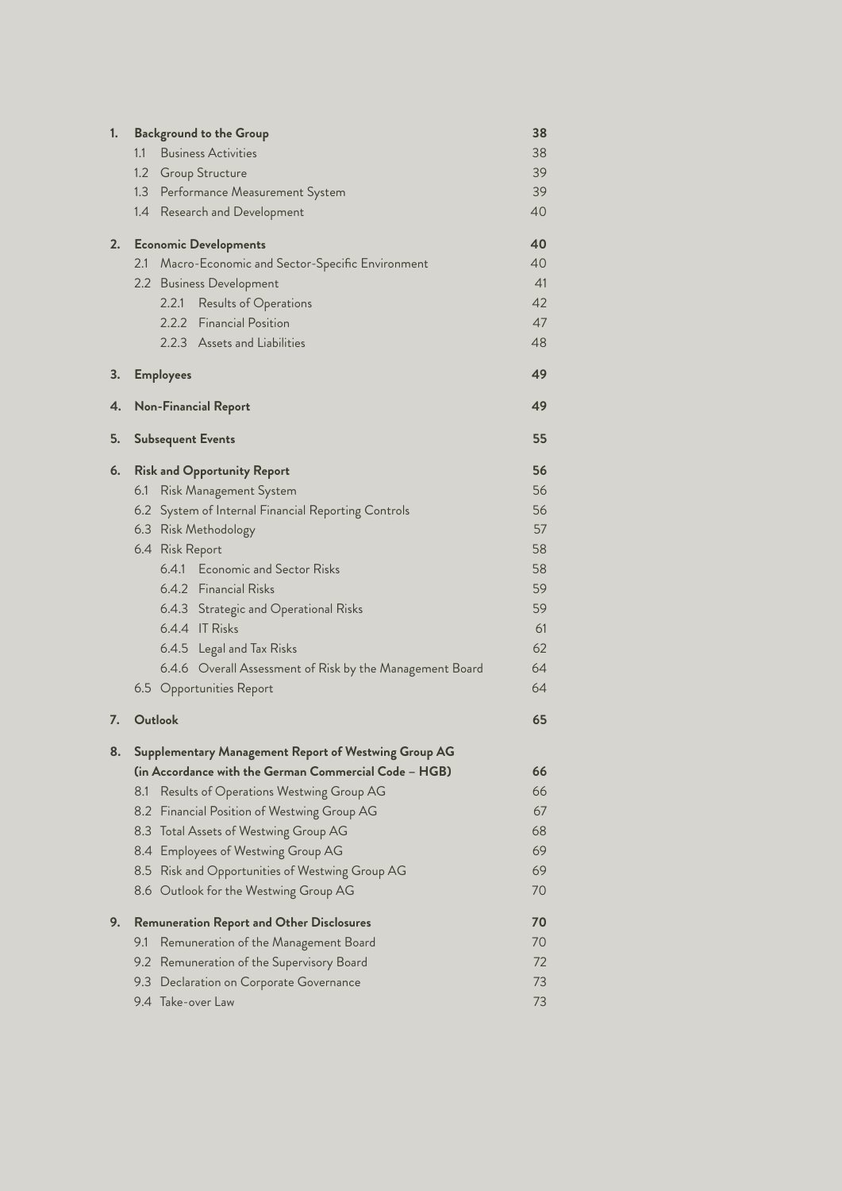| | | |
|---|---|---|
| **1.** | **Background to the Group** | **38** |
| | 1.1 Business Activities | 38 |
| | 1.2 Group Structure | 39 |
| | 1.3 Performance Measurement System | 39 |
| | 1.4 Research and Development | 40 |
| **2.** | **Economic Developments** | **40** |
| | 2.1 Macro-Economic and Sector-Specific Environment | 40 |
| | 2.2 Business Development | 41 |
| | 2.2.1 Results of Operations | 42 |
| | 2.2.2 Financial Position | 47 |
| | 2.2.3 Assets and Liabilities | 48 |
| **3.** | **Employees** | **49** |
| **4.** | **Non-Financial Report** | **49** |
| **5.** | **Subsequent Events** | **55** |
| **6.** | **Risk and Opportunity Report** | **56** |
| | 6.1 Risk Management System | 56 |
| | 6.2 System of Internal Financial Reporting Controls | 56 |
| | 6.3 Risk Methodology | 57 |
| | 6.4 Risk Report | 58 |
| | 6.4.1 Economic and Sector Risks | 58 |
| | 6.4.2 Financial Risks | 59 |
| | 6.4.3 Strategic and Operational Risks | 59 |
| | 6.4.4 IT Risks | 61 |
| | 6.4.5 Legal and Tax Risks | 62 |
| | 6.4.6 Overall Assessment of Risk by the Management Board | 64 |
| | 6.5 Opportunities Report | 64 |
| **7.** | **Outlook** | **65** |
| **8.** | **Supplementary Management Report of Westwing Group AG (in Accordance with the German Commercial Code – HGB)** | **66** |
| | 8.1 Results of Operations Westwing Group AG | 66 |
| | 8.2 Financial Position of Westwing Group AG | 67 |
| | 8.3 Total Assets of Westwing Group AG | 68 |
| | 8.4 Employees of Westwing Group AG | 69 |
| | 8.5 Risk and Opportunities of Westwing Group AG | 69 |
| | 8.6 Outlook for the Westwing Group AG | 70 |
| **9.** | **Remuneration Report and Other Disclosures** | **70** |
| | 9.1 Remuneration of the Management Board | 70 |
| | 9.2 Remuneration of the Supervisory Board | 72 |
| | 9.3 Declaration on Corporate Governance | 73 |
| | 9.4 Take-over Law | 73 |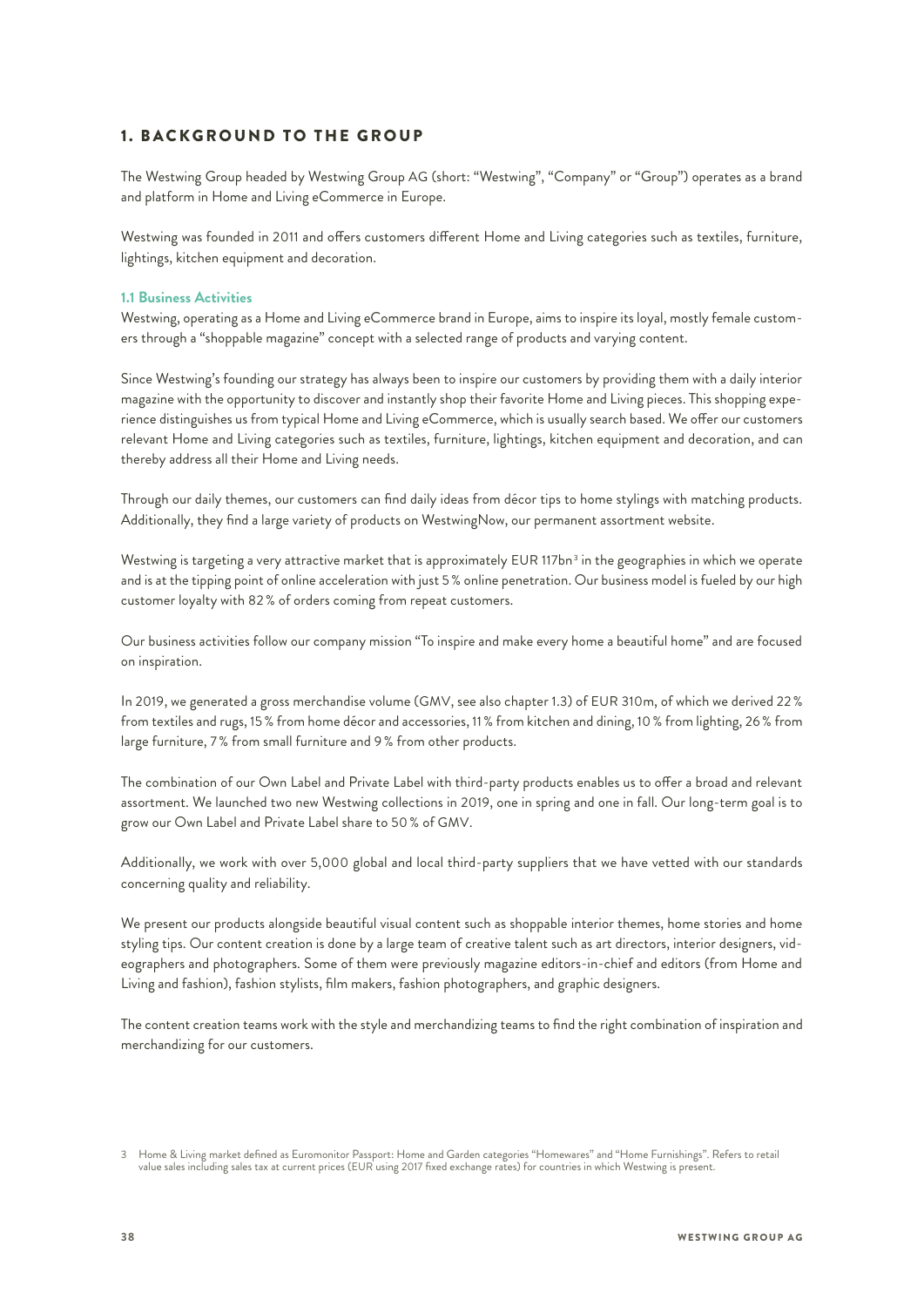# 1. BACKGROUND TO THE GROUP

The Westwing Group headed by Westwing Group AG (short: "Westwing", "Company" or "Group") operates as a brand and platform in Home and Living eCommerce in Europe.

Westwing was founded in 2011 and offers customers different Home and Living categories such as textiles, furniture, lightings, kitchen equipment and decoration.

## 1.1 Business Activities

Westwing, operating as a Home and Living eCommerce brand in Europe, aims to inspire its loyal, mostly female customers through a "shoppable magazine" concept with a selected range of products and varying content.

Since Westwing's founding our strategy has always been to inspire our customers by providing them with a daily interior magazine with the opportunity to discover and instantly shop their favorite Home and Living pieces. This shopping experience distinguishes us from typical Home and Living eCommerce, which is usually search based. We offer our customers relevant Home and Living categories such as textiles, furniture, lightings, kitchen equipment and decoration, and can thereby address all their Home and Living needs.

Through our daily themes, our customers can find daily ideas from décor tips to home stylings with matching products. Additionally, they find a large variety of products on WestwingNow, our permanent assortment website.

Westwing is targeting a very attractive market that is approximately EUR 117bn[3] in the geographies in which we operate and is at the tipping point of online acceleration with just 5 % online penetration. Our business model is fueled by our high customer loyalty with 82 % of orders coming from repeat customers.

Our business activities follow our company mission "To inspire and make every home a beautiful home" and are focused on inspiration.

In 2019, we generated a gross merchandise volume (GMV, see also chapter 1.3) of EUR 310m, of which we derived 22 % from textiles and rugs, 15 % from home décor and accessories, 11 % from kitchen and dining, 10 % from lighting, 26 % from large furniture, 7 % from small furniture and 9 % from other products.

The combination of our Own Label and Private Label with third-party products enables us to offer a broad and relevant assortment. We launched two new Westwing collections in 2019, one in spring and one in fall. Our long-term goal is to grow our Own Label and Private Label share to 50 % of GMV.

Additionally, we work with over 5,000 global and local third-party suppliers that we have vetted with our standards concerning quality and reliability.

We present our products alongside beautiful visual content such as shoppable interior themes, home stories and home styling tips. Our content creation is done by a large team of creative talent such as art directors, interior designers, videographers and photographers. Some of them were previously magazine editors-in-chief and editors (from Home and Living and fashion), fashion stylists, film makers, fashion photographers, and graphic designers.

The content creation teams work with the style and merchandizing teams to find the right combination of inspiration and merchandizing for our customers.

3 Home & Living market defined as Euromonitor Passport: Home and Garden categories "Homewares" and "Home Furnishings". Refers to retail value sales including sales tax at current prices (EUR using 2017 fixed exchange rates) for countries in which Westwing is present.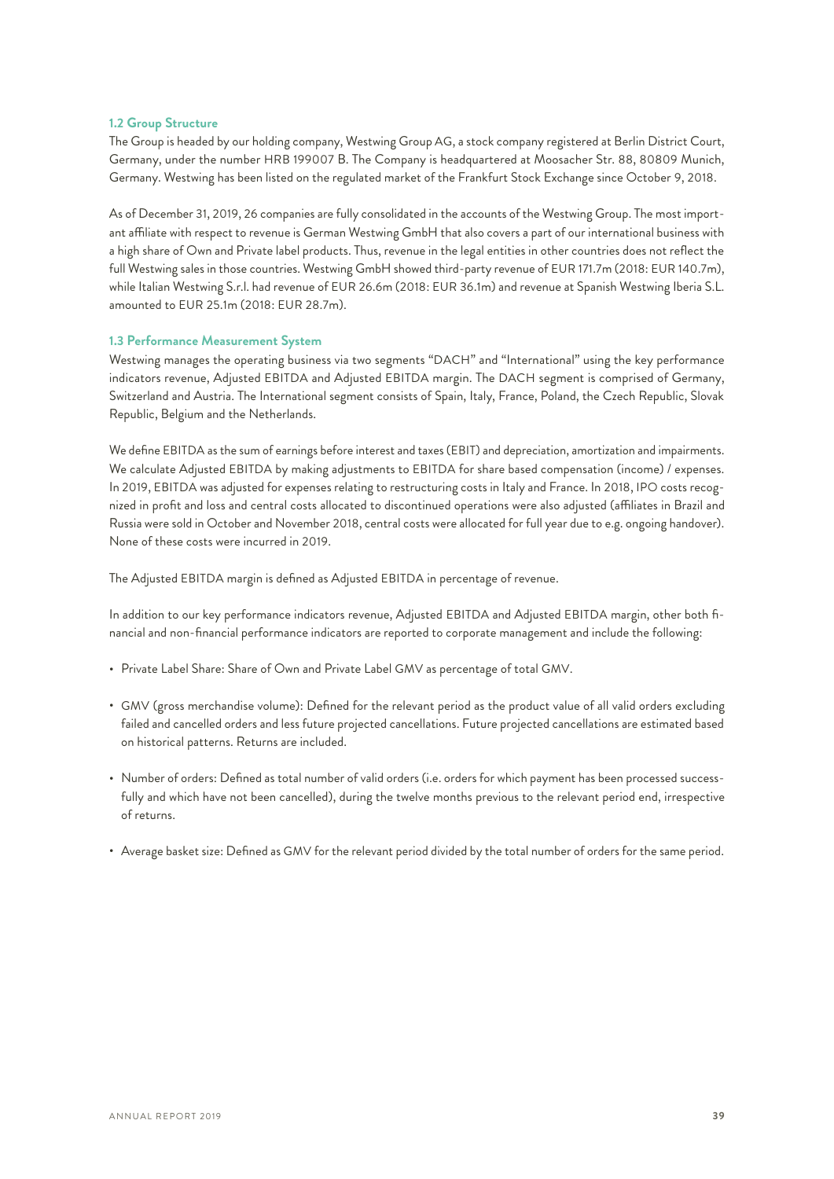### 1.2 Group Structure

The Group is headed by our holding company, Westwing Group AG, a stock company registered at Berlin District Court, Germany, under the number HRB 199007 B. The Company is headquartered at Moosacher Str. 88, 80809 Munich, Germany. Westwing has been listed on the regulated market of the Frankfurt Stock Exchange since October 9, 2018.

As of December 31, 2019, 26 companies are fully consolidated in the accounts of the Westwing Group. The most important affiliate with respect to revenue is German Westwing GmbH that also covers a part of our international business with a high share of Own and Private label products. Thus, revenue in the legal entities in other countries does not reflect the full Westwing sales in those countries. Westwing GmbH showed third-party revenue of EUR 171.7m (2018: EUR 140.7m), while Italian Westwing S.r.l. had revenue of EUR 26.6m (2018: EUR 36.1m) and revenue at Spanish Westwing Iberia S.L. amounted to EUR 25.1m (2018: EUR 28.7m).

### 1.3 Performance Measurement System

Westwing manages the operating business via two segments "DACH" and "International" using the key performance indicators revenue, Adjusted EBITDA and Adjusted EBITDA margin. The DACH segment is comprised of Germany, Switzerland and Austria. The International segment consists of Spain, Italy, France, Poland, the Czech Republic, Slovak Republic, Belgium and the Netherlands.

We define EBITDA as the sum of earnings before interest and taxes (EBIT) and depreciation, amortization and impairments. We calculate Adjusted EBITDA by making adjustments to EBITDA for share based compensation (income) / expenses. In 2019, EBITDA was adjusted for expenses relating to restructuring costs in Italy and France. In 2018, IPO costs recognized in profit and loss and central costs allocated to discontinued operations were also adjusted (affiliates in Brazil and Russia were sold in October and November 2018, central costs were allocated for full year due to e.g. ongoing handover). None of these costs were incurred in 2019.

The Adjusted EBITDA margin is defined as Adjusted EBITDA in percentage of revenue.

In addition to our key performance indicators revenue, Adjusted EBITDA and Adjusted EBITDA margin, other both financial and non-financial performance indicators are reported to corporate management and include the following:

- Private Label Share: Share of Own and Private Label GMV as percentage of total GMV.
- GMV (gross merchandise volume): Defined for the relevant period as the product value of all valid orders excluding failed and cancelled orders and less future projected cancellations. Future projected cancellations are estimated based on historical patterns. Returns are included.
- Number of orders: Defined as total number of valid orders (i.e. orders for which payment has been processed successfully and which have not been cancelled), during the twelve months previous to the relevant period end, irrespective of returns.
- Average basket size: Defined as GMV for the relevant period divided by the total number of orders for the same period.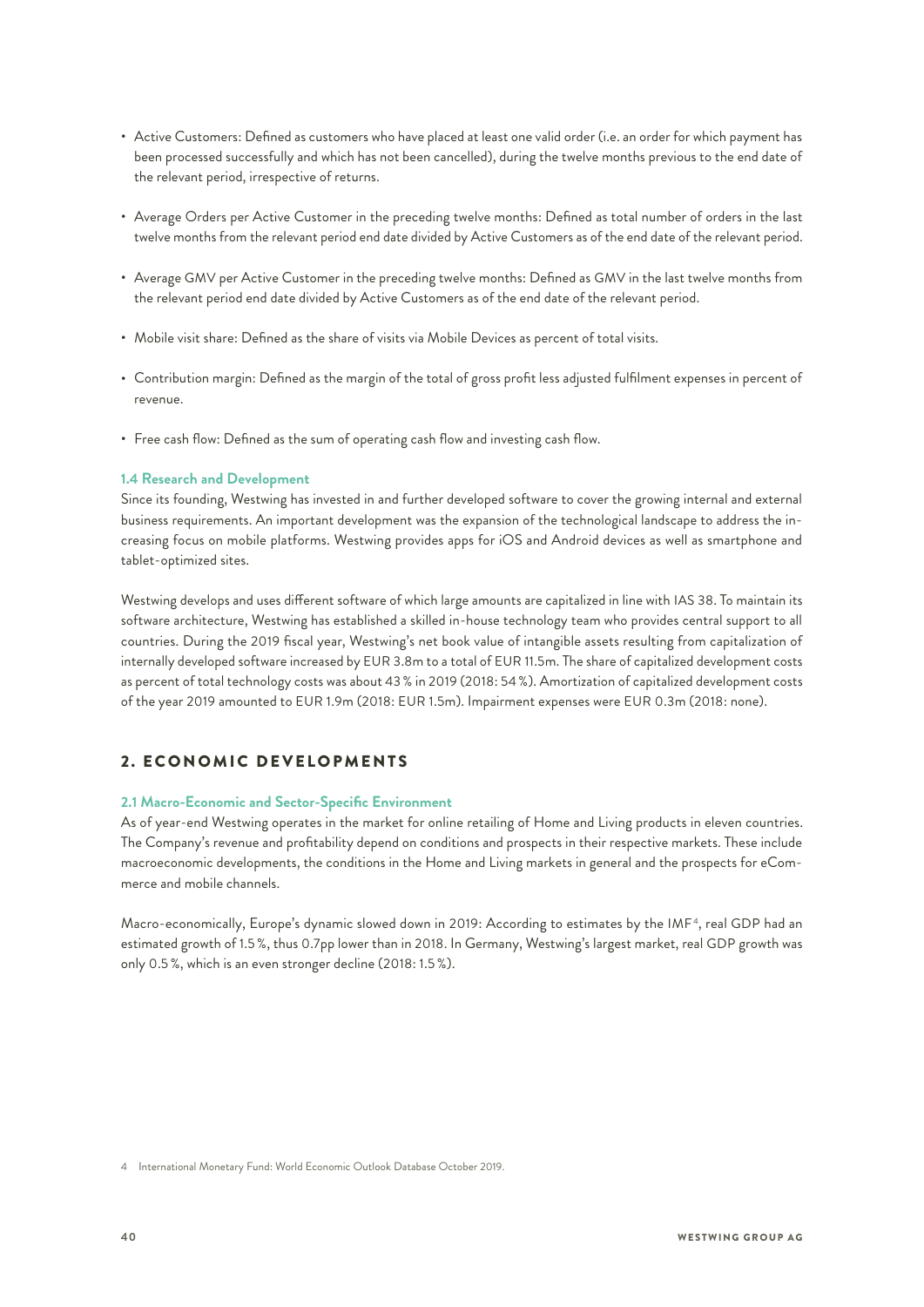- Active Customers: Defined as customers who have placed at least one valid order (i.e. an order for which payment has been processed successfully and which has not been cancelled), during the twelve months previous to the end date of the relevant period, irrespective of returns.
- Average Orders per Active Customer in the preceding twelve months: Defined as total number of orders in the last twelve months from the relevant period end date divided by Active Customers as of the end date of the relevant period.
- Average GMV per Active Customer in the preceding twelve months: Defined as GMV in the last twelve months from the relevant period end date divided by Active Customers as of the end date of the relevant period.
- Mobile visit share: Defined as the share of visits via Mobile Devices as percent of total visits.
- Contribution margin: Defined as the margin of the total of gross profit less adjusted fulfilment expenses in percent of revenue.
- Free cash flow: Defined as the sum of operating cash flow and investing cash flow.

### 1.4 Research and Development

Since its founding, Westwing has invested in and further developed software to cover the growing internal and external business requirements. An important development was the expansion of the technological landscape to address the increasing focus on mobile platforms. Westwing provides apps for iOS and Android devices as well as smartphone and tablet-optimized sites.

Westwing develops and uses different software of which large amounts are capitalized in line with IAS 38. To maintain its software architecture, Westwing has established a skilled in-house technology team who provides central support to all countries. During the 2019 fiscal year, Westwing's net book value of intangible assets resulting from capitalization of internally developed software increased by EUR 3.8m to a total of EUR 11.5m. The share of capitalized development costs as percent of total technology costs was about 43 % in 2019 (2018: 54 %). Amortization of capitalized development costs of the year 2019 amounted to EUR 1.9m (2018: EUR 1.5m). Impairment expenses were EUR 0.3m (2018: none).

## 2. ECONOMIC DEVELOPMENTS

### 2.1 Macro-Economic and Sector-Specific Environment

As of year-end Westwing operates in the market for online retailing of Home and Living products in eleven countries. The Company's revenue and profitability depend on conditions and prospects in their respective markets. These include macroeconomic developments, the conditions in the Home and Living markets in general and the prospects for eCommerce and mobile channels.

Macro-economically, Europe's dynamic slowed down in 2019: According to estimates by the IMF[4], real GDP had an estimated growth of 1.5 %, thus 0.7pp lower than in 2018. In Germany, Westwing's largest market, real GDP growth was only 0.5 %, which is an even stronger decline (2018: 1.5 %).

4 International Monetary Fund: World Economic Outlook Database October 2019.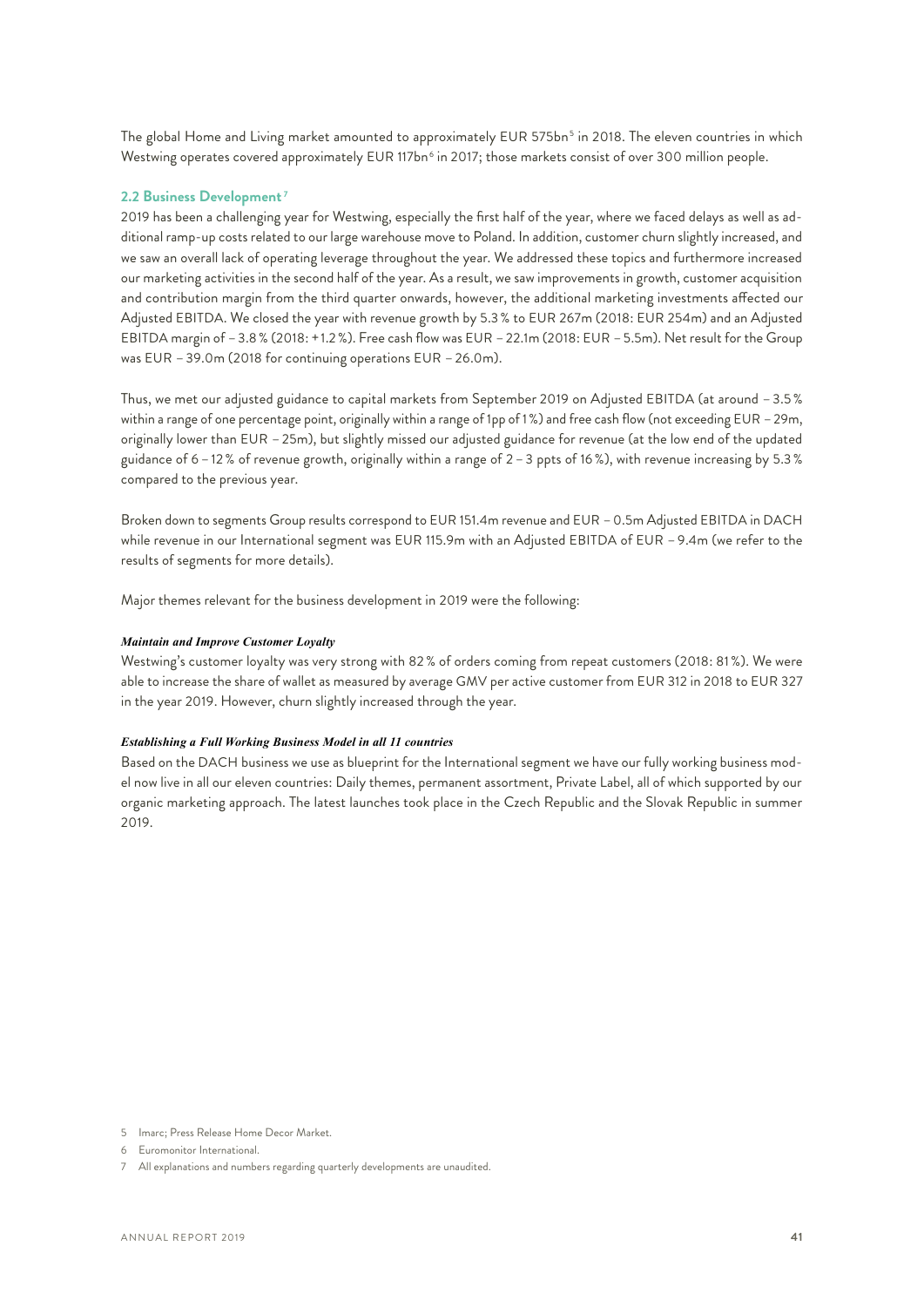The global Home and Living market amounted to approximately EUR 575bn[5] in 2018. The eleven countries in which Westwing operates covered approximately EUR 117bn[6] in 2017; those markets consist of over 300 million people.

## 2.2 Business Development[7]

2019 has been a challenging year for Westwing, especially the first half of the year, where we faced delays as well as additional ramp-up costs related to our large warehouse move to Poland. In addition, customer churn slightly increased, and we saw an overall lack of operating leverage throughout the year. We addressed these topics and furthermore increased our marketing activities in the second half of the year. As a result, we saw improvements in growth, customer acquisition and contribution margin from the third quarter onwards, however, the additional marketing investments affected our Adjusted EBITDA. We closed the year with revenue growth by 5.3 % to EUR 267m (2018: EUR 254m) and an Adjusted EBITDA margin of – 3.8 % (2018: +1.2 %). Free cash flow was EUR – 22.1m (2018: EUR – 5.5m). Net result for the Group was EUR – 39.0m (2018 for continuing operations EUR – 26.0m).

Thus, we met our adjusted guidance to capital markets from September 2019 on Adjusted EBITDA (at around – 3.5 % within a range of one percentage point, originally within a range of 1pp of 1 %) and free cash flow (not exceeding EUR – 29m, originally lower than EUR – 25m), but slightly missed our adjusted guidance for revenue (at the low end of the updated guidance of 6 – 12 % of revenue growth, originally within a range of 2 – 3 ppts of 16 %), with revenue increasing by 5.3 % compared to the previous year.

Broken down to segments Group results correspond to EUR 151.4m revenue and EUR – 0.5m Adjusted EBITDA in DACH while revenue in our International segment was EUR 115.9m with an Adjusted EBITDA of EUR – 9.4m (we refer to the results of segments for more details).

Major themes relevant for the business development in 2019 were the following:

***Maintain and Improve Customer Loyalty***

Westwing's customer loyalty was very strong with 82 % of orders coming from repeat customers (2018: 81 %). We were able to increase the share of wallet as measured by average GMV per active customer from EUR 312 in 2018 to EUR 327 in the year 2019. However, churn slightly increased through the year.

***Establishing a Full Working Business Model in all 11 countries***

Based on the DACH business we use as blueprint for the International segment we have our fully working business model now live in all our eleven countries: Daily themes, permanent assortment, Private Label, all of which supported by our organic marketing approach. The latest launches took place in the Czech Republic and the Slovak Republic in summer 2019.

---

5 Imarc; Press Release Home Decor Market.

6 Euromonitor International.

7 All explanations and numbers regarding quarterly developments are unaudited.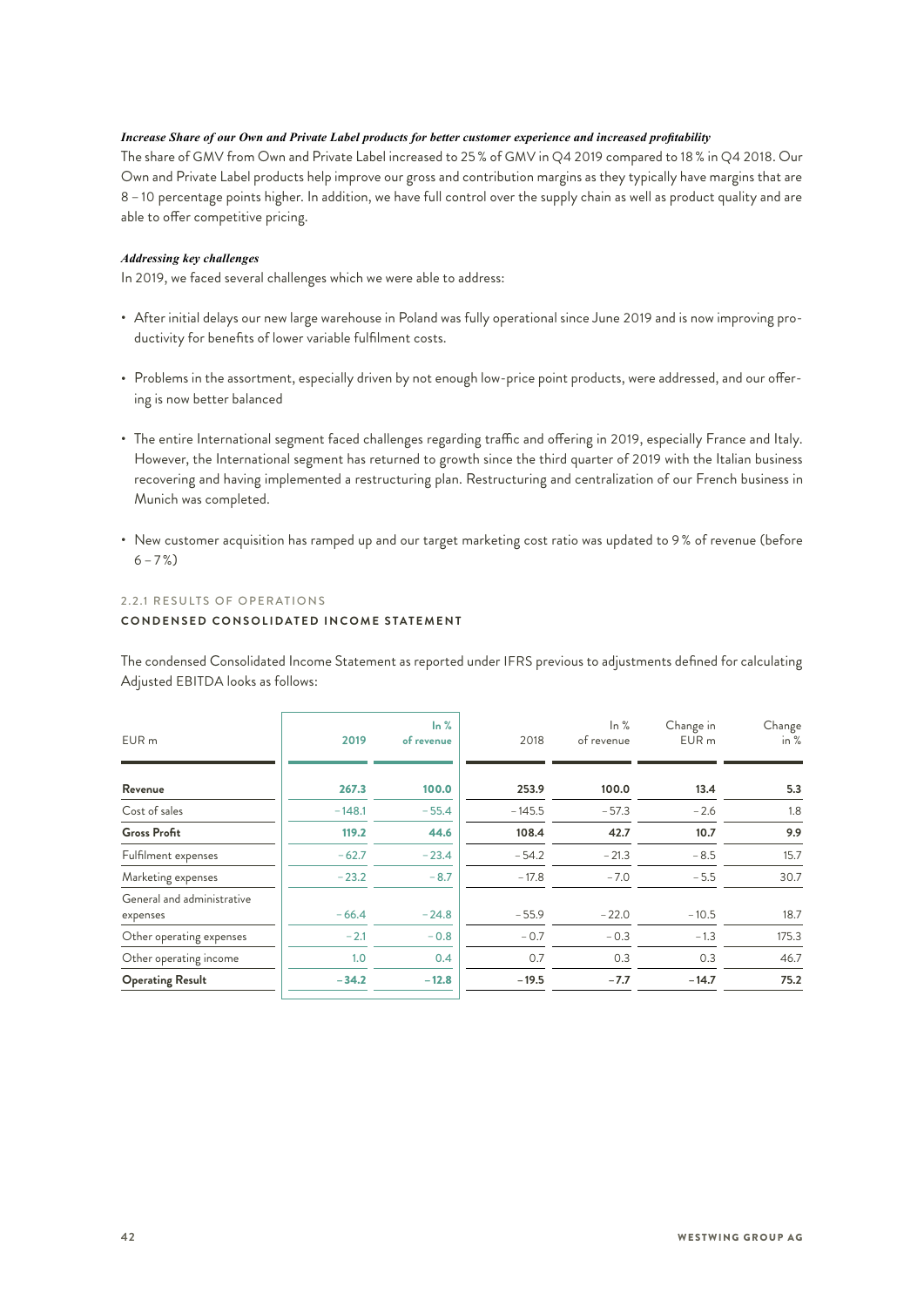***Increase Share of our Own and Private Label products for better customer experience and increased profitability***

The share of GMV from Own and Private Label increased to 25 % of GMV in Q4 2019 compared to 18 % in Q4 2018. Our Own and Private Label products help improve our gross and contribution margins as they typically have margins that are 8 – 10 percentage points higher. In addition, we have full control over the supply chain as well as product quality and are able to offer competitive pricing.

***Addressing key challenges***

In 2019, we faced several challenges which we were able to address:

- After initial delays our new large warehouse in Poland was fully operational since June 2019 and is now improving productivity for benefits of lower variable fulfilment costs.
- Problems in the assortment, especially driven by not enough low-price point products, were addressed, and our offering is now better balanced
- The entire International segment faced challenges regarding traffic and offering in 2019, especially France and Italy. However, the International segment has returned to growth since the third quarter of 2019 with the Italian business recovering and having implemented a restructuring plan. Restructuring and centralization of our French business in Munich was completed.
- New customer acquisition has ramped up and our target marketing cost ratio was updated to 9 % of revenue (before 6 – 7 %)

2.2.1 RESULTS OF OPERATIONS

**CONDENSED CONSOLIDATED INCOME STATEMENT**

The condensed Consolidated Income Statement as reported under IFRS previous to adjustments defined for calculating Adjusted EBITDA looks as follows:

| EUR m | 2019 | In % of revenue | 2018 | In % of revenue | Change in EUR m | Change in % |
|---|---|---|---|---|---|---|
| **Revenue** | **267.3** | **100.0** | **253.9** | **100.0** | **13.4** | **5.3** |
| Cost of sales | – 148.1 | – 55.4 | – 145.5 | – 57.3 | – 2.6 | 1.8 |
| **Gross Profit** | **119.2** | **44.6** | **108.4** | **42.7** | **10.7** | **9.9** |
| Fulfilment expenses | – 62.7 | – 23.4 | – 54.2 | – 21.3 | – 8.5 | 15.7 |
| Marketing expenses | – 23.2 | – 8.7 | – 17.8 | – 7.0 | – 5.5 | 30.7 |
| General and administrative expenses | – 66.4 | – 24.8 | – 55.9 | – 22.0 | – 10.5 | 18.7 |
| Other operating expenses | – 2.1 | – 0.8 | – 0.7 | – 0.3 | – 1.3 | 175.3 |
| Other operating income | 1.0 | 0.4 | 0.7 | 0.3 | 0.3 | 46.7 |
| **Operating Result** | **– 34.2** | **– 12.8** | **– 19.5** | **– 7.7** | **– 14.7** | **75.2** |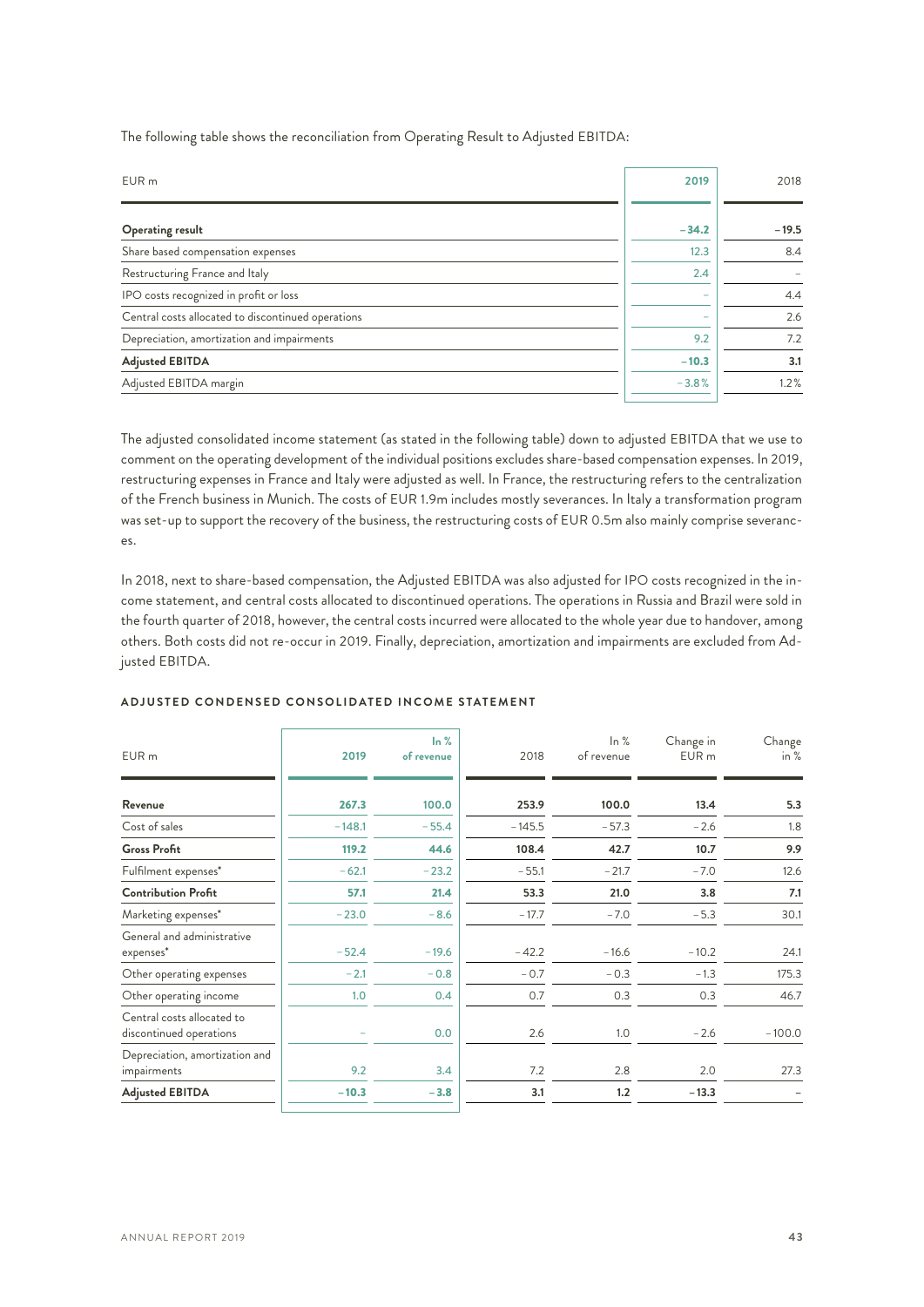The following table shows the reconciliation from Operating Result to Adjusted EBITDA:

| EUR m | 2019 | 2018 |
|---|---|---|
| **Operating result** | **−34.2** | **−19.5** |
| Share based compensation expenses | 12.3 | 8.4 |
| Restructuring France and Italy | 2.4 | – |
| IPO costs recognized in profit or loss | – | 4.4 |
| Central costs allocated to discontinued operations | – | 2.6 |
| Depreciation, amortization and impairments | 9.2 | 7.2 |
| **Adjusted EBITDA** | **−10.3** | **3.1** |
| Adjusted EBITDA margin | −3.8% | 1.2% |

The adjusted consolidated income statement (as stated in the following table) down to adjusted EBITDA that we use to comment on the operating development of the individual positions excludes share-based compensation expenses. In 2019, restructuring expenses in France and Italy were adjusted as well. In France, the restructuring refers to the centralization of the French business in Munich. The costs of EUR 1.9m includes mostly severances. In Italy a transformation program was set-up to support the recovery of the business, the restructuring costs of EUR 0.5m also mainly comprise severances.

In 2018, next to share-based compensation, the Adjusted EBITDA was also adjusted for IPO costs recognized in the income statement, and central costs allocated to discontinued operations. The operations in Russia and Brazil were sold in the fourth quarter of 2018, however, the central costs incurred were allocated to the whole year due to handover, among others. Both costs did not re-occur in 2019. Finally, depreciation, amortization and impairments are excluded from Adjusted EBITDA.

## ADJUSTED CONDENSED CONSOLIDATED INCOME STATEMENT

| EUR m | 2019 | In % of revenue | 2018 | In % of revenue | Change in EUR m | Change in % |
|---|---|---|---|---|---|---|
| **Revenue** | **267.3** | **100.0** | **253.9** | **100.0** | **13.4** | **5.3** |
| Cost of sales | −148.1 | −55.4 | −145.5 | −57.3 | −2.6 | 1.8 |
| **Gross Profit** | **119.2** | **44.6** | **108.4** | **42.7** | **10.7** | **9.9** |
| Fulfilment expenses* | −62.1 | −23.2 | −55.1 | −21.7 | −7.0 | 12.6 |
| **Contribution Profit** | **57.1** | **21.4** | **53.3** | **21.0** | **3.8** | **7.1** |
| Marketing expenses* | −23.0 | −8.6 | −17.7 | −7.0 | −5.3 | 30.1 |
| General and administrative expenses* | −52.4 | −19.6 | −42.2 | −16.6 | −10.2 | 24.1 |
| Other operating expenses | −2.1 | −0.8 | −0.7 | −0.3 | −1.3 | 175.3 |
| Other operating income | 1.0 | 0.4 | 0.7 | 0.3 | 0.3 | 46.7 |
| Central costs allocated to discontinued operations | – | 0.0 | 2.6 | 1.0 | −2.6 | −100.0 |
| Depreciation, amortization and impairments | 9.2 | 3.4 | 7.2 | 2.8 | 2.0 | 27.3 |
| **Adjusted EBITDA** | **−10.3** | **−3.8** | **3.1** | **1.2** | **−13.3** | – |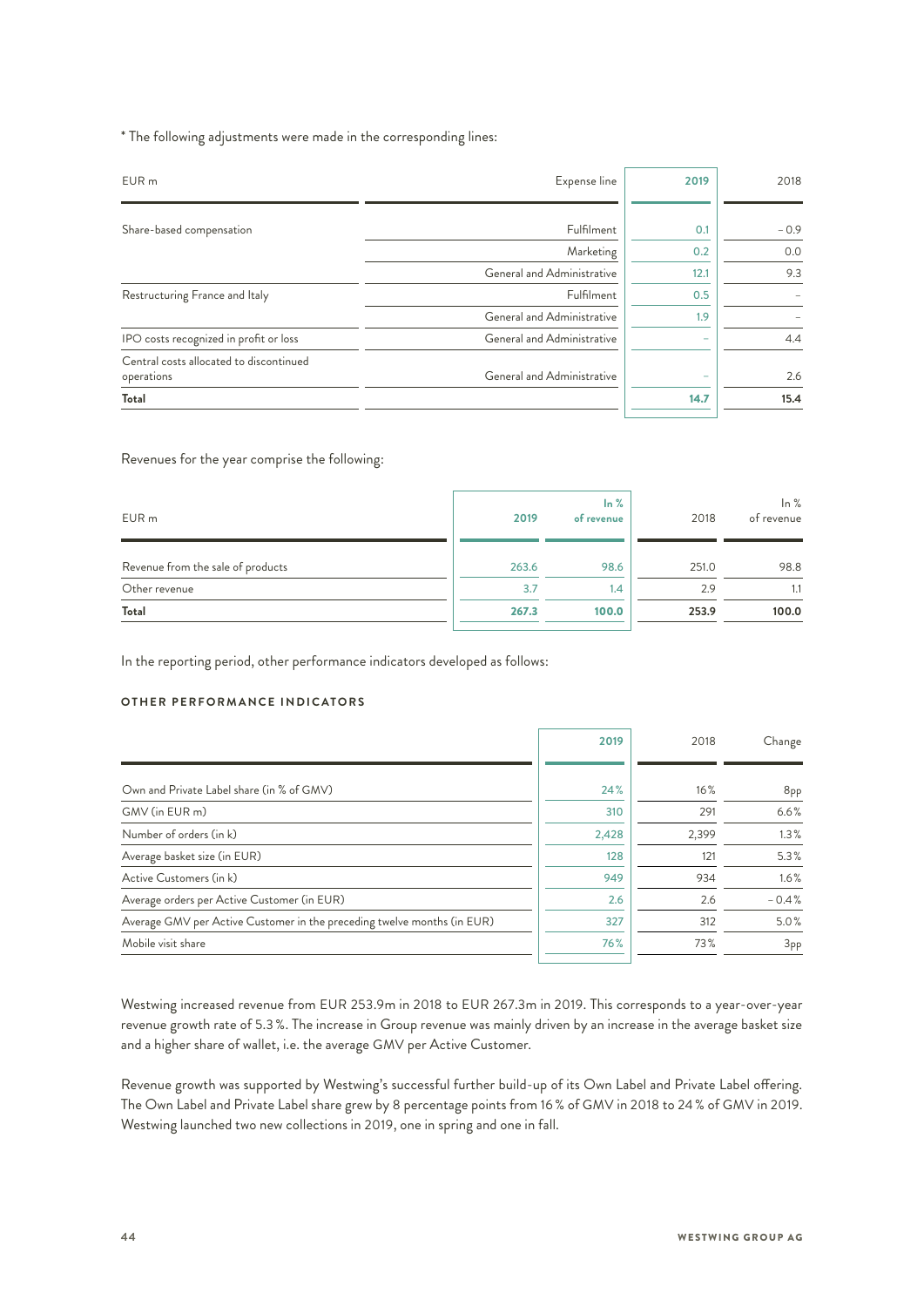* The following adjustments were made in the corresponding lines:

| EUR m | Expense line | 2019 | 2018 |
|---|---|---|---|
| Share-based compensation | Fulfilment | 0.1 | – 0.9 |
| | Marketing | 0.2 | 0.0 |
| | General and Administrative | 12.1 | 9.3 |
| Restructuring France and Italy | Fulfilment | 0.5 | – |
| | General and Administrative | 1.9 | – |
| IPO costs recognized in profit or loss | General and Administrative | – | 4.4 |
| Central costs allocated to discontinued operations | General and Administrative | – | 2.6 |
| **Total** | | **14.7** | **15.4** |

Revenues for the year comprise the following:

| EUR m | 2019 | In % of revenue | 2018 | In % of revenue |
|---|---|---|---|---|
| Revenue from the sale of products | 263.6 | 98.6 | 251.0 | 98.8 |
| Other revenue | 3.7 | 1.4 | 2.9 | 1.1 |
| **Total** | **267.3** | **100.0** | **253.9** | **100.0** |

In the reporting period, other performance indicators developed as follows:

**OTHER PERFORMANCE INDICATORS**

| | 2019 | 2018 | Change |
|---|---|---|---|
| Own and Private Label share (in % of GMV) | 24% | 16% | 8pp |
| GMV (in EUR m) | 310 | 291 | 6.6% |
| Number of orders (in k) | 2,428 | 2,399 | 1.3% |
| Average basket size (in EUR) | 128 | 121 | 5.3% |
| Active Customers (in k) | 949 | 934 | 1.6% |
| Average orders per Active Customer (in EUR) | 2.6 | 2.6 | – 0.4% |
| Average GMV per Active Customer in the preceding twelve months (in EUR) | 327 | 312 | 5.0% |
| Mobile visit share | 76% | 73% | 3pp |

Westwing increased revenue from EUR 253.9m in 2018 to EUR 267.3m in 2019. This corresponds to a year-over-year revenue growth rate of 5.3%. The increase in Group revenue was mainly driven by an increase in the average basket size and a higher share of wallet, i.e. the average GMV per Active Customer.

Revenue growth was supported by Westwing's successful further build-up of its Own Label and Private Label offering. The Own Label and Private Label share grew by 8 percentage points from 16% of GMV in 2018 to 24% of GMV in 2019. Westwing launched two new collections in 2019, one in spring and one in fall.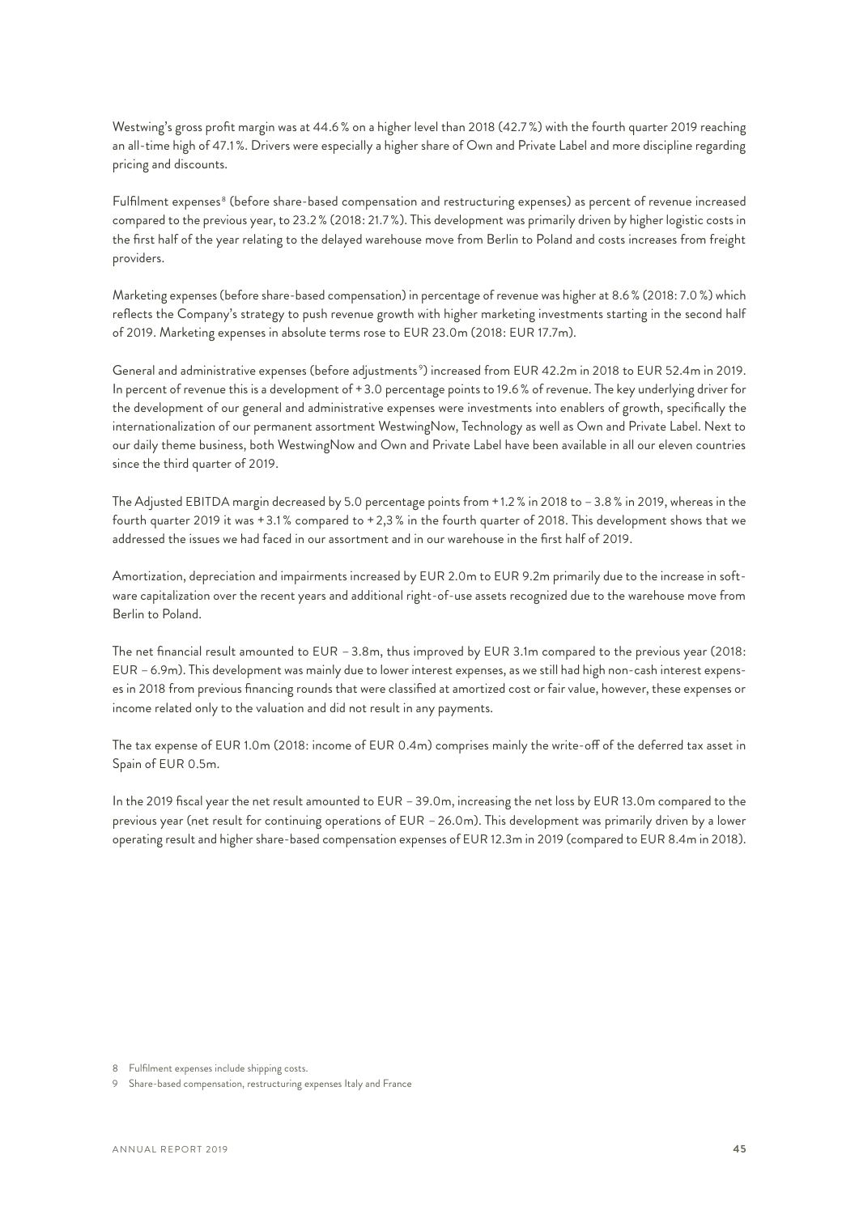Westwing's gross profit margin was at 44.6 % on a higher level than 2018 (42.7 %) with the fourth quarter 2019 reaching an all-time high of 47.1 %. Drivers were especially a higher share of Own and Private Label and more discipline regarding pricing and discounts.

Fulfilment expenses[8] (before share-based compensation and restructuring expenses) as percent of revenue increased compared to the previous year, to 23.2 % (2018: 21.7 %). This development was primarily driven by higher logistic costs in the first half of the year relating to the delayed warehouse move from Berlin to Poland and costs increases from freight providers.

Marketing expenses (before share-based compensation) in percentage of revenue was higher at 8.6 % (2018: 7.0 %) which reflects the Company's strategy to push revenue growth with higher marketing investments starting in the second half of 2019. Marketing expenses in absolute terms rose to EUR 23.0m (2018: EUR 17.7m).

General and administrative expenses (before adjustments[9]) increased from EUR 42.2m in 2018 to EUR 52.4m in 2019. In percent of revenue this is a development of + 3.0 percentage points to 19.6 % of revenue. The key underlying driver for the development of our general and administrative expenses were investments into enablers of growth, specifically the internationalization of our permanent assortment WestwingNow, Technology as well as Own and Private Label. Next to our daily theme business, both WestwingNow and Own and Private Label have been available in all our eleven countries since the third quarter of 2019.

The Adjusted EBITDA margin decreased by 5.0 percentage points from + 1.2 % in 2018 to – 3.8 % in 2019, whereas in the fourth quarter 2019 it was + 3.1 % compared to + 2,3 % in the fourth quarter of 2018. This development shows that we addressed the issues we had faced in our assortment and in our warehouse in the first half of 2019.

Amortization, depreciation and impairments increased by EUR 2.0m to EUR 9.2m primarily due to the increase in software capitalization over the recent years and additional right-of-use assets recognized due to the warehouse move from Berlin to Poland.

The net financial result amounted to EUR – 3.8m, thus improved by EUR 3.1m compared to the previous year (2018: EUR – 6.9m). This development was mainly due to lower interest expenses, as we still had high non-cash interest expenses in 2018 from previous financing rounds that were classified at amortized cost or fair value, however, these expenses or income related only to the valuation and did not result in any payments.

The tax expense of EUR 1.0m (2018: income of EUR 0.4m) comprises mainly the write-off of the deferred tax asset in Spain of EUR 0.5m.

In the 2019 fiscal year the net result amounted to EUR – 39.0m, increasing the net loss by EUR 13.0m compared to the previous year (net result for continuing operations of EUR – 26.0m). This development was primarily driven by a lower operating result and higher share-based compensation expenses of EUR 12.3m in 2019 (compared to EUR 8.4m in 2018).

8 Fulfilment expenses include shipping costs.

9 Share-based compensation, restructuring expenses Italy and France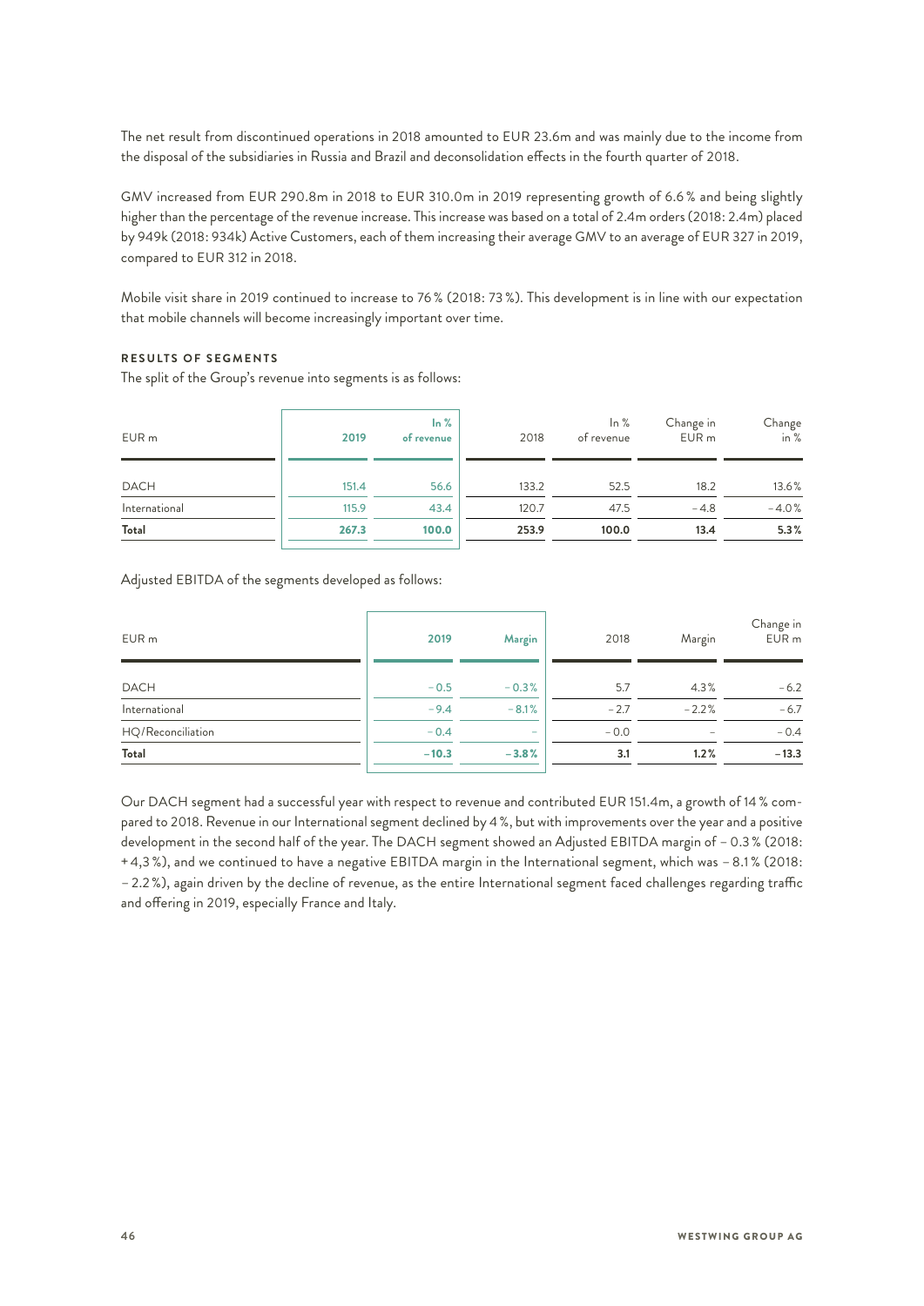The net result from discontinued operations in 2018 amounted to EUR 23.6m and was mainly due to the income from the disposal of the subsidiaries in Russia and Brazil and deconsolidation effects in the fourth quarter of 2018.

GMV increased from EUR 290.8m in 2018 to EUR 310.0m in 2019 representing growth of 6.6 % and being slightly higher than the percentage of the revenue increase. This increase was based on a total of 2.4m orders (2018: 2.4m) placed by 949k (2018: 934k) Active Customers, each of them increasing their average GMV to an average of EUR 327 in 2019, compared to EUR 312 in 2018.

Mobile visit share in 2019 continued to increase to 76 % (2018: 73 %). This development is in line with our expectation that mobile channels will become increasingly important over time.

**RESULTS OF SEGMENTS**

The split of the Group's revenue into segments is as follows:

| EUR m | 2019 | In % of revenue | 2018 | In % of revenue | Change in EUR m | Change in % |
|---|---|---|---|---|---|---|
| DACH | 151.4 | 56.6 | 133.2 | 52.5 | 18.2 | 13.6 % |
| International | 115.9 | 43.4 | 120.7 | 47.5 | − 4.8 | − 4.0 % |
| **Total** | **267.3** | **100.0** | **253.9** | **100.0** | **13.4** | **5.3 %** |

Adjusted EBITDA of the segments developed as follows:

| EUR m | 2019 | Margin | 2018 | Margin | Change in EUR m |
|---|---|---|---|---|---|
| DACH | − 0.5 | − 0.3 % | 5.7 | 4.3 % | − 6.2 |
| International | − 9.4 | − 8.1 % | − 2.7 | − 2.2 % | − 6.7 |
| HQ/Reconciliation | − 0.4 | – | − 0.0 | – | − 0.4 |
| **Total** | **− 10.3** | **− 3.8 %** | **3.1** | **1.2 %** | **− 13.3** |

Our DACH segment had a successful year with respect to revenue and contributed EUR 151.4m, a growth of 14 % compared to 2018. Revenue in our International segment declined by 4 %, but with improvements over the year and a positive development in the second half of the year. The DACH segment showed an Adjusted EBITDA margin of − 0.3 % (2018: + 4,3 %), and we continued to have a negative EBITDA margin in the International segment, which was − 8.1 % (2018: − 2.2 %), again driven by the decline of revenue, as the entire International segment faced challenges regarding traffic and offering in 2019, especially France and Italy.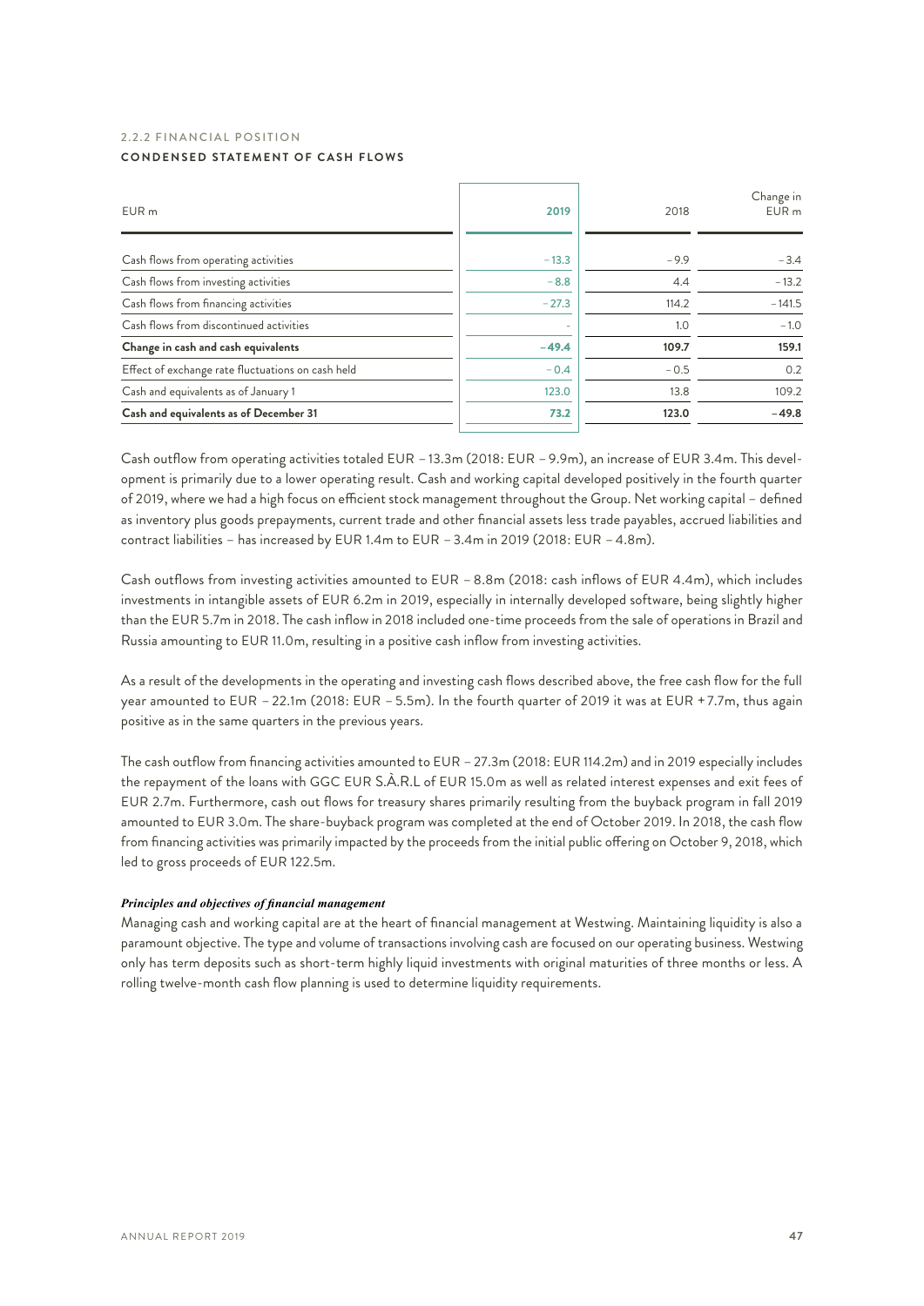2.2.2 FINANCIAL POSITION

**CONDENSED STATEMENT OF CASH FLOWS**

| EUR m | 2019 | 2018 | Change in EUR m |
|---|---|---|---|
| Cash flows from operating activities | −13.3 | −9.9 | −3.4 |
| Cash flows from investing activities | −8.8 | 4.4 | −13.2 |
| Cash flows from financing activities | −27.3 | 114.2 | −141.5 |
| Cash flows from discontinued activities | – | 1.0 | −1.0 |
| **Change in cash and cash equivalents** | **−49.4** | **109.7** | **159.1** |
| Effect of exchange rate fluctuations on cash held | −0.4 | −0.5 | 0.2 |
| Cash and equivalents as of January 1 | 123.0 | 13.8 | 109.2 |
| **Cash and equivalents as of December 31** | **73.2** | **123.0** | **−49.8** |

Cash outflow from operating activities totaled EUR −13.3m (2018: EUR −9.9m), an increase of EUR 3.4m. This development is primarily due to a lower operating result. Cash and working capital developed positively in the fourth quarter of 2019, where we had a high focus on efficient stock management throughout the Group. Net working capital – defined as inventory plus goods prepayments, current trade and other financial assets less trade payables, accrued liabilities and contract liabilities – has increased by EUR 1.4m to EUR −3.4m in 2019 (2018: EUR −4.8m).

Cash outflows from investing activities amounted to EUR −8.8m (2018: cash inflows of EUR 4.4m), which includes investments in intangible assets of EUR 6.2m in 2019, especially in internally developed software, being slightly higher than the EUR 5.7m in 2018. The cash inflow in 2018 included one-time proceeds from the sale of operations in Brazil and Russia amounting to EUR 11.0m, resulting in a positive cash inflow from investing activities.

As a result of the developments in the operating and investing cash flows described above, the free cash flow for the full year amounted to EUR −22.1m (2018: EUR −5.5m). In the fourth quarter of 2019 it was at EUR +7.7m, thus again positive as in the same quarters in the previous years.

The cash outflow from financing activities amounted to EUR −27.3m (2018: EUR 114.2m) and in 2019 especially includes the repayment of the loans with GGC EUR S.À.R.L of EUR 15.0m as well as related interest expenses and exit fees of EUR 2.7m. Furthermore, cash out flows for treasury shares primarily resulting from the buyback program in fall 2019 amounted to EUR 3.0m. The share-buyback program was completed at the end of October 2019. In 2018, the cash flow from financing activities was primarily impacted by the proceeds from the initial public offering on October 9, 2018, which led to gross proceeds of EUR 122.5m.

***Principles and objectives of financial management***

Managing cash and working capital are at the heart of financial management at Westwing. Maintaining liquidity is also a paramount objective. The type and volume of transactions involving cash are focused on our operating business. Westwing only has term deposits such as short-term highly liquid investments with original maturities of three months or less. A rolling twelve-month cash flow planning is used to determine liquidity requirements.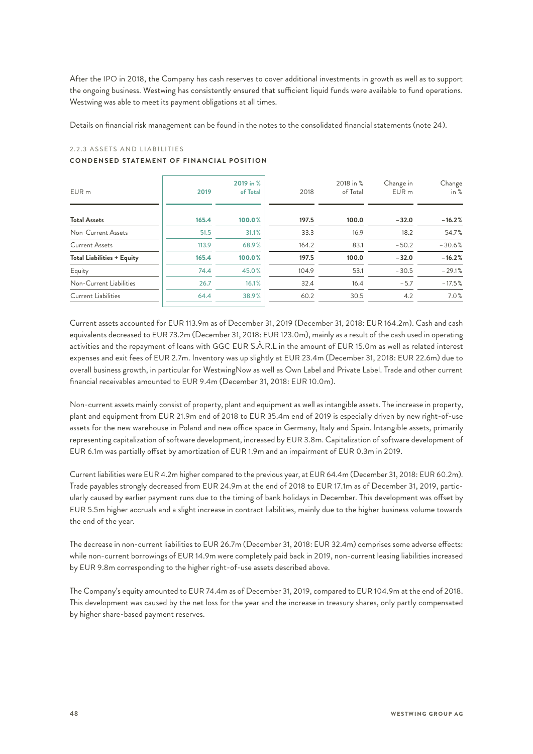After the IPO in 2018, the Company has cash reserves to cover additional investments in growth as well as to support the ongoing business. Westwing has consistently ensured that sufficient liquid funds were available to fund operations. Westwing was able to meet its payment obligations at all times.

Details on financial risk management can be found in the notes to the consolidated financial statements (note 24).

### 2.2.3 ASSETS AND LIABILITIES

**CONDENSED STATEMENT OF FINANCIAL POSITION**

| EUR m | 2019 | 2019 in % of Total | 2018 | 2018 in % of Total | Change in EUR m | Change in % |
|---|---|---|---|---|---|---|
| **Total Assets** | **165.4** | **100.0%** | **197.5** | **100.0** | **−32.0** | **−16.2%** |
| Non-Current Assets | 51.5 | 31.1% | 33.3 | 16.9 | 18.2 | 54.7% |
| Current Assets | 113.9 | 68.9% | 164.2 | 83.1 | −50.2 | −30.6% |
| **Total Liabilities + Equity** | **165.4** | **100.0%** | **197.5** | **100.0** | **−32.0** | **−16.2%** |
| Equity | 74.4 | 45.0% | 104.9 | 53.1 | −30.5 | −29.1% |
| Non-Current Liabilities | 26.7 | 16.1% | 32.4 | 16.4 | −5.7 | −17.5% |
| Current Liabilities | 64.4 | 38.9% | 60.2 | 30.5 | 4.2 | 7.0% |

Current assets accounted for EUR 113.9m as of December 31, 2019 (December 31, 2018: EUR 164.2m). Cash and cash equivalents decreased to EUR 73.2m (December 31, 2018: EUR 123.0m), mainly as a result of the cash used in operating activities and the repayment of loans with GGC EUR S.À.R.L in the amount of EUR 15.0m as well as related interest expenses and exit fees of EUR 2.7m. Inventory was up slightly at EUR 23.4m (December 31, 2018: EUR 22.6m) due to overall business growth, in particular for WestwingNow as well as Own Label and Private Label. Trade and other current financial receivables amounted to EUR 9.4m (December 31, 2018: EUR 10.0m).

Non-current assets mainly consist of property, plant and equipment as well as intangible assets. The increase in property, plant and equipment from EUR 21.9m end of 2018 to EUR 35.4m end of 2019 is especially driven by new right-of-use assets for the new warehouse in Poland and new office space in Germany, Italy and Spain. Intangible assets, primarily representing capitalization of software development, increased by EUR 3.8m. Capitalization of software development of EUR 6.1m was partially offset by amortization of EUR 1.9m and an impairment of EUR 0.3m in 2019.

Current liabilities were EUR 4.2m higher compared to the previous year, at EUR 64.4m (December 31, 2018: EUR 60.2m). Trade payables strongly decreased from EUR 24.9m at the end of 2018 to EUR 17.1m as of December 31, 2019, particularly caused by earlier payment runs due to the timing of bank holidays in December. This development was offset by EUR 5.5m higher accruals and a slight increase in contract liabilities, mainly due to the higher business volume towards the end of the year.

The decrease in non-current liabilities to EUR 26.7m (December 31, 2018: EUR 32.4m) comprises some adverse effects: while non-current borrowings of EUR 14.9m were completely paid back in 2019, non-current leasing liabilities increased by EUR 9.8m corresponding to the higher right-of-use assets described above.

The Company's equity amounted to EUR 74.4m as of December 31, 2019, compared to EUR 104.9m at the end of 2018. This development was caused by the net loss for the year and the increase in treasury shares, only partly compensated by higher share-based payment reserves.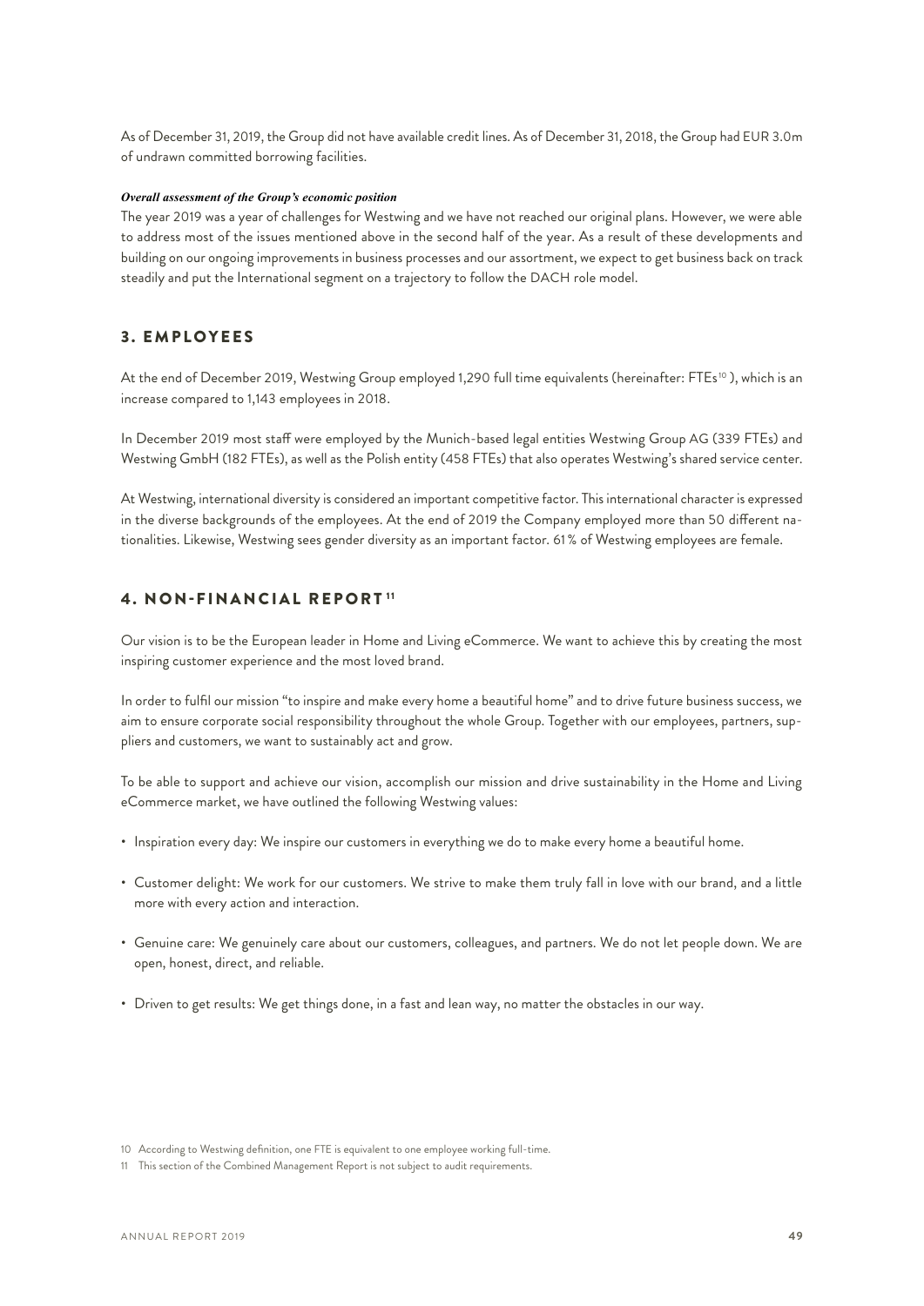As of December 31, 2019, the Group did not have available credit lines. As of December 31, 2018, the Group had EUR 3.0m of undrawn committed borrowing facilities.

***Overall assessment of the Group's economic position***

The year 2019 was a year of challenges for Westwing and we have not reached our original plans. However, we were able to address most of the issues mentioned above in the second half of the year. As a result of these developments and building on our ongoing improvements in business processes and our assortment, we expect to get business back on track steadily and put the International segment on a trajectory to follow the DACH role model.

## 3. EMPLOYEES

At the end of December 2019, Westwing Group employed 1,290 full time equivalents (hereinafter: FTEs[10] ), which is an increase compared to 1,143 employees in 2018.

In December 2019 most staff were employed by the Munich-based legal entities Westwing Group AG (339 FTEs) and Westwing GmbH (182 FTEs), as well as the Polish entity (458 FTEs) that also operates Westwing's shared service center.

At Westwing, international diversity is considered an important competitive factor. This international character is expressed in the diverse backgrounds of the employees. At the end of 2019 the Company employed more than 50 different nationalities. Likewise, Westwing sees gender diversity as an important factor. 61% of Westwing employees are female.

## 4. NON-FINANCIAL REPORT[11]

Our vision is to be the European leader in Home and Living eCommerce. We want to achieve this by creating the most inspiring customer experience and the most loved brand.

In order to fulfil our mission "to inspire and make every home a beautiful home" and to drive future business success, we aim to ensure corporate social responsibility throughout the whole Group. Together with our employees, partners, suppliers and customers, we want to sustainably act and grow.

To be able to support and achieve our vision, accomplish our mission and drive sustainability in the Home and Living eCommerce market, we have outlined the following Westwing values:

- Inspiration every day: We inspire our customers in everything we do to make every home a beautiful home.
- Customer delight: We work for our customers. We strive to make them truly fall in love with our brand, and a little more with every action and interaction.
- Genuine care: We genuinely care about our customers, colleagues, and partners. We do not let people down. We are open, honest, direct, and reliable.
- Driven to get results: We get things done, in a fast and lean way, no matter the obstacles in our way.

10 According to Westwing definition, one FTE is equivalent to one employee working full-time.

11 This section of the Combined Management Report is not subject to audit requirements.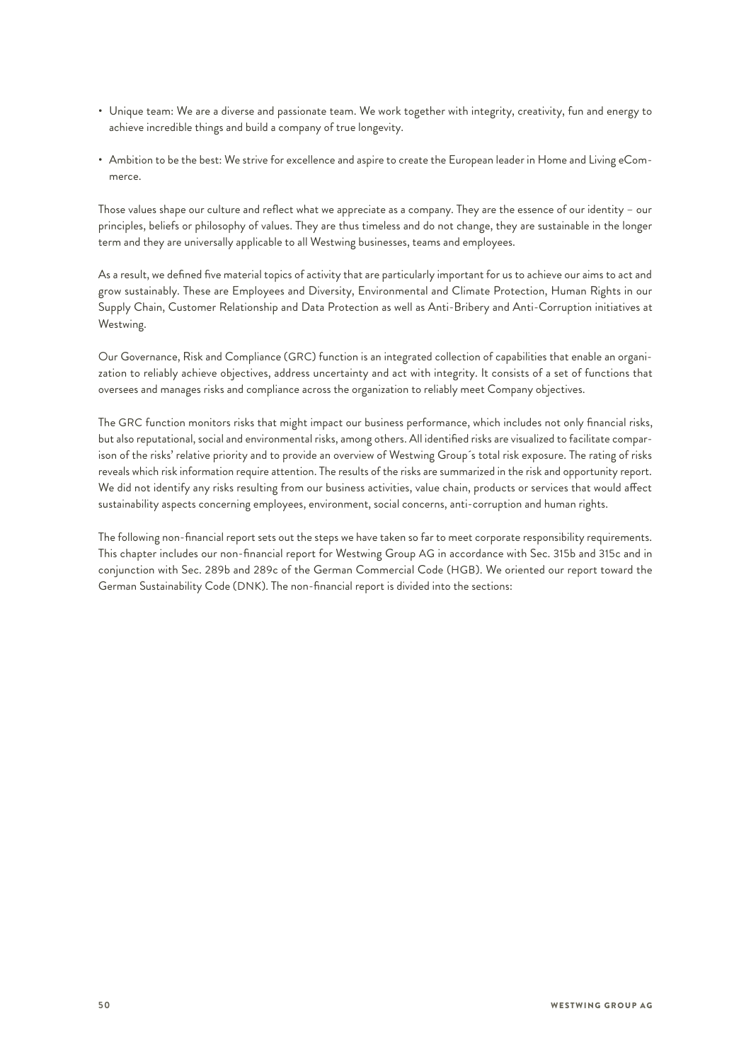- Unique team: We are a diverse and passionate team. We work together with integrity, creativity, fun and energy to achieve incredible things and build a company of true longevity.
- Ambition to be the best: We strive for excellence and aspire to create the European leader in Home and Living eCommerce.

Those values shape our culture and reflect what we appreciate as a company. They are the essence of our identity – our principles, beliefs or philosophy of values. They are thus timeless and do not change, they are sustainable in the longer term and they are universally applicable to all Westwing businesses, teams and employees.

As a result, we defined five material topics of activity that are particularly important for us to achieve our aims to act and grow sustainably. These are Employees and Diversity, Environmental and Climate Protection, Human Rights in our Supply Chain, Customer Relationship and Data Protection as well as Anti-Bribery and Anti-Corruption initiatives at Westwing.

Our Governance, Risk and Compliance (GRC) function is an integrated collection of capabilities that enable an organization to reliably achieve objectives, address uncertainty and act with integrity. It consists of a set of functions that oversees and manages risks and compliance across the organization to reliably meet Company objectives.

The GRC function monitors risks that might impact our business performance, which includes not only financial risks, but also reputational, social and environmental risks, among others. All identified risks are visualized to facilitate comparison of the risks' relative priority and to provide an overview of Westwing Group´s total risk exposure. The rating of risks reveals which risk information require attention. The results of the risks are summarized in the risk and opportunity report. We did not identify any risks resulting from our business activities, value chain, products or services that would affect sustainability aspects concerning employees, environment, social concerns, anti-corruption and human rights.

The following non-financial report sets out the steps we have taken so far to meet corporate responsibility requirements. This chapter includes our non-financial report for Westwing Group AG in accordance with Sec. 315b and 315c and in conjunction with Sec. 289b and 289c of the German Commercial Code (HGB). We oriented our report toward the German Sustainability Code (DNK). The non-financial report is divided into the sections: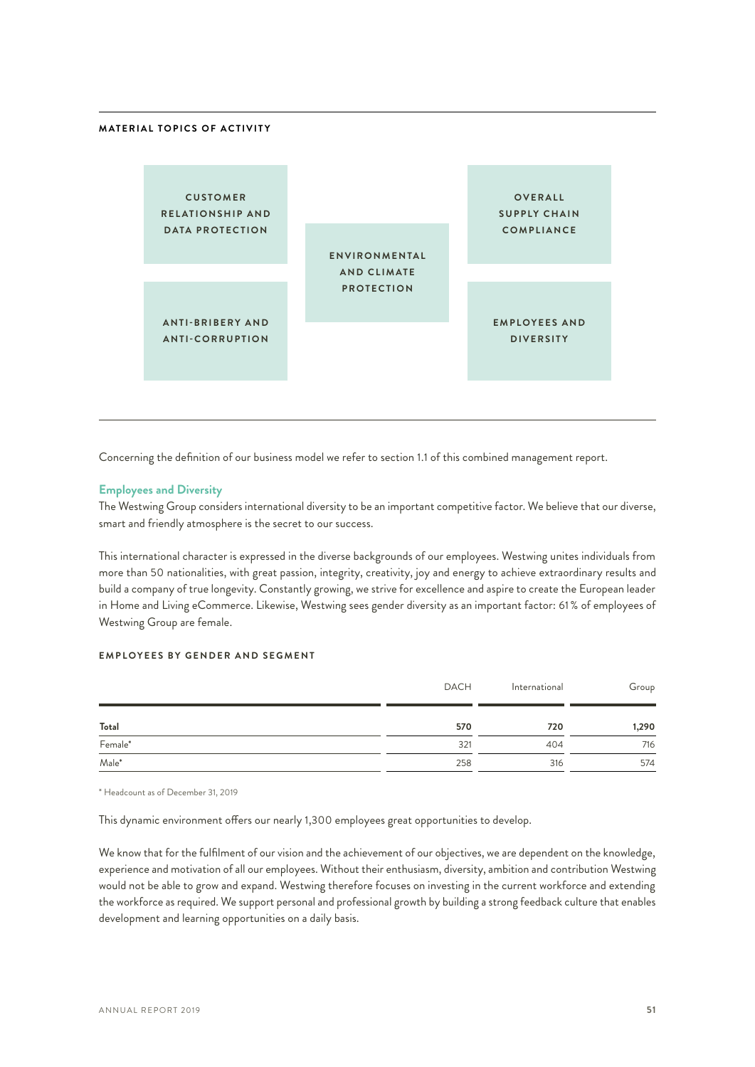**MATERIAL TOPICS OF ACTIVITY**

- CUSTOMER RELATIONSHIP AND DATA PROTECTION
- ENVIRONMENTAL AND CLIMATE PROTECTION
- OVERALL SUPPLY CHAIN COMPLIANCE
- ANTI-BRIBERY AND ANTI-CORRUPTION
- EMPLOYEES AND DIVERSITY

Concerning the definition of our business model we refer to section 1.1 of this combined management report.

### Employees and Diversity

The Westwing Group considers international diversity to be an important competitive factor. We believe that our diverse, smart and friendly atmosphere is the secret to our success.

This international character is expressed in the diverse backgrounds of our employees. Westwing unites individuals from more than 50 nationalities, with great passion, integrity, creativity, joy and energy to achieve extraordinary results and build a company of true longevity. Constantly growing, we strive for excellence and aspire to create the European leader in Home and Living eCommerce. Likewise, Westwing sees gender diversity as an important factor: 61 % of employees of Westwing Group are female.

**EMPLOYEES BY GENDER AND SEGMENT**

| | DACH | International | Group |
|---|---|---|---|
| **Total** | **570** | **720** | **1,290** |
| Female* | 321 | 404 | 716 |
| Male* | 258 | 316 | 574 |

\* Headcount as of December 31, 2019

This dynamic environment offers our nearly 1,300 employees great opportunities to develop.

We know that for the fulfilment of our vision and the achievement of our objectives, we are dependent on the knowledge, experience and motivation of all our employees. Without their enthusiasm, diversity, ambition and contribution Westwing would not be able to grow and expand. Westwing therefore focuses on investing in the current workforce and extending the workforce as required. We support personal and professional growth by building a strong feedback culture that enables development and learning opportunities on a daily basis.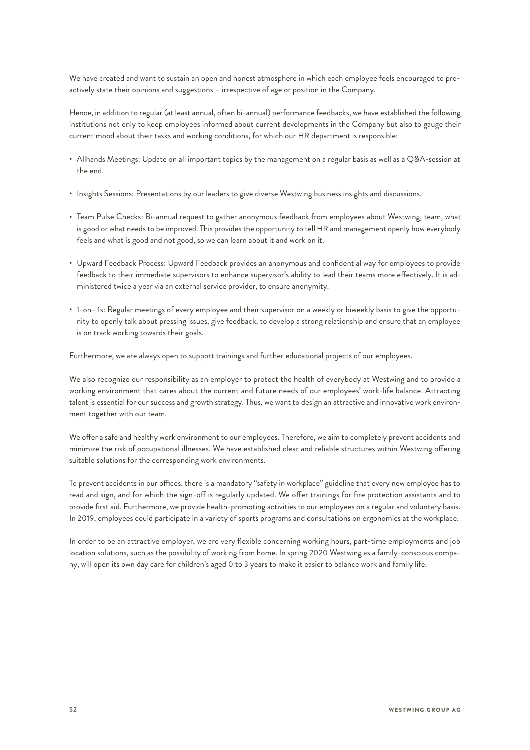We have created and want to sustain an open and honest atmosphere in which each employee feels encouraged to pro-actively state their opinions and suggestions – irrespective of age or position in the Company.

Hence, in addition to regular (at least annual, often bi-annual) performance feedbacks, we have established the following institutions not only to keep employees informed about current developments in the Company but also to gauge their current mood about their tasks and working conditions, for which our HR department is responsible:

- Allhands Meetings: Update on all important topics by the management on a regular basis as well as a Q&A-session at the end.
- Insights Sessions: Presentations by our leaders to give diverse Westwing business insights and discussions.
- Team Pulse Checks: Bi-annual request to gather anonymous feedback from employees about Westwing, team, what is good or what needs to be improved. This provides the opportunity to tell HR and management openly how everybody feels and what is good and not good, so we can learn about it and work on it.
- Upward Feedback Process: Upward Feedback provides an anonymous and confidential way for employees to provide feedback to their immediate supervisors to enhance supervisor's ability to lead their teams more effectively. It is administered twice a year via an external service provider, to ensure anonymity.
- 1-on– 1s: Regular meetings of every employee and their supervisor on a weekly or biweekly basis to give the opportunity to openly talk about pressing issues, give feedback, to develop a strong relationship and ensure that an employee is on track working towards their goals.

Furthermore, we are always open to support trainings and further educational projects of our employees.

We also recognize our responsibility as an employer to protect the health of everybody at Westwing and to provide a working environment that cares about the current and future needs of our employees' work-life balance. Attracting talent is essential for our success and growth strategy. Thus, we want to design an attractive and innovative work environment together with our team.

We offer a safe and healthy work environment to our employees. Therefore, we aim to completely prevent accidents and minimize the risk of occupational illnesses. We have established clear and reliable structures within Westwing offering suitable solutions for the corresponding work environments.

To prevent accidents in our offices, there is a mandatory "safety in workplace" guideline that every new employee has to read and sign, and for which the sign-off is regularly updated. We offer trainings for fire protection assistants and to provide first aid. Furthermore, we provide health-promoting activities to our employees on a regular and voluntary basis. In 2019, employees could participate in a variety of sports programs and consultations on ergonomics at the workplace.

In order to be an attractive employer, we are very flexible concerning working hours, part-time employments and job location solutions, such as the possibility of working from home. In spring 2020 Westwing as a family-conscious company, will open its own day care for children's aged 0 to 3 years to make it easier to balance work and family life.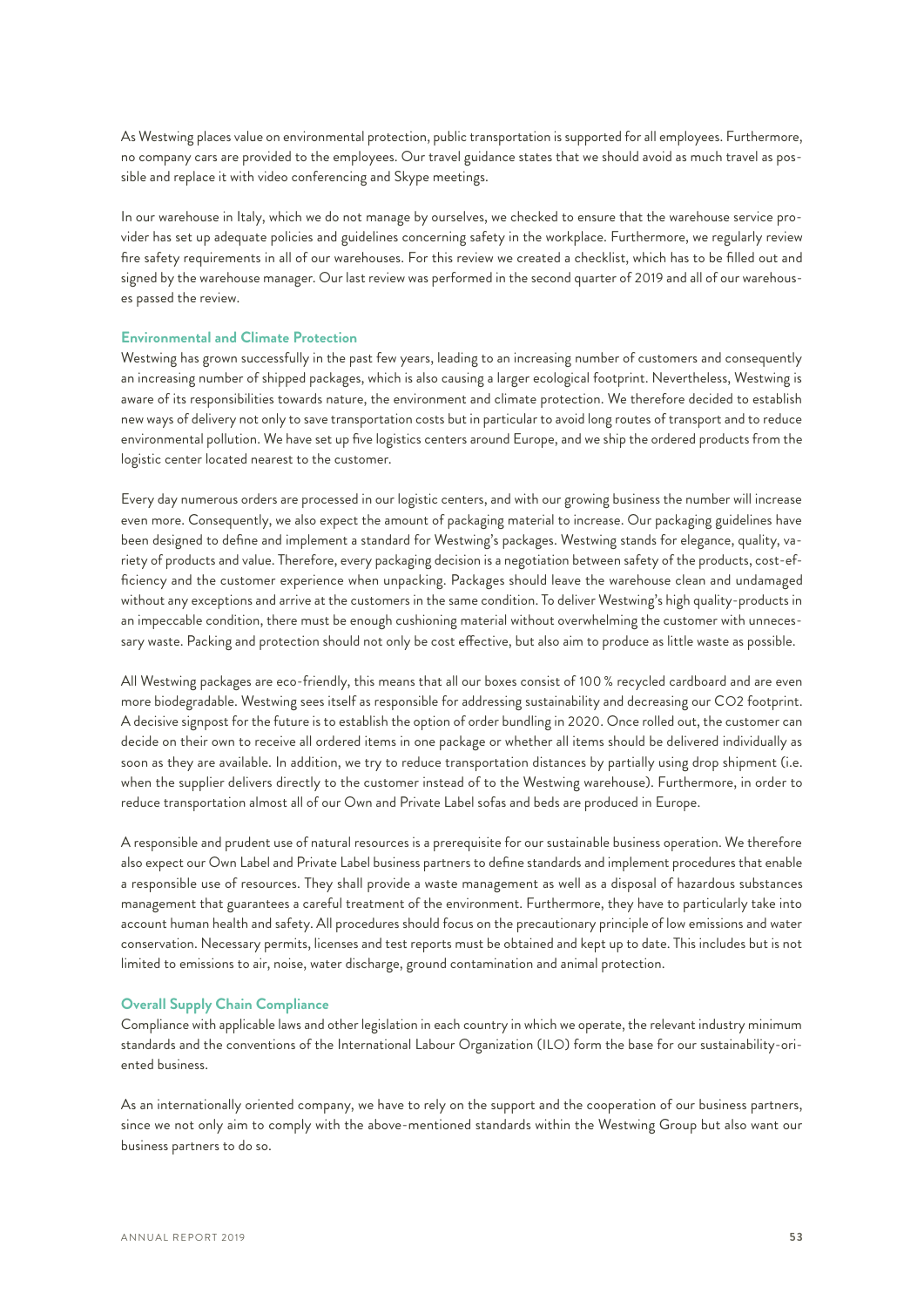As Westwing places value on environmental protection, public transportation is supported for all employees. Furthermore, no company cars are provided to the employees. Our travel guidance states that we should avoid as much travel as possible and replace it with video conferencing and Skype meetings.

In our warehouse in Italy, which we do not manage by ourselves, we checked to ensure that the warehouse service provider has set up adequate policies and guidelines concerning safety in the workplace. Furthermore, we regularly review fire safety requirements in all of our warehouses. For this review we created a checklist, which has to be filled out and signed by the warehouse manager. Our last review was performed in the second quarter of 2019 and all of our warehouses passed the review.

### Environmental and Climate Protection

Westwing has grown successfully in the past few years, leading to an increasing number of customers and consequently an increasing number of shipped packages, which is also causing a larger ecological footprint. Nevertheless, Westwing is aware of its responsibilities towards nature, the environment and climate protection. We therefore decided to establish new ways of delivery not only to save transportation costs but in particular to avoid long routes of transport and to reduce environmental pollution. We have set up five logistics centers around Europe, and we ship the ordered products from the logistic center located nearest to the customer.

Every day numerous orders are processed in our logistic centers, and with our growing business the number will increase even more. Consequently, we also expect the amount of packaging material to increase. Our packaging guidelines have been designed to define and implement a standard for Westwing's packages. Westwing stands for elegance, quality, variety of products and value. Therefore, every packaging decision is a negotiation between safety of the products, cost-efficiency and the customer experience when unpacking. Packages should leave the warehouse clean and undamaged without any exceptions and arrive at the customers in the same condition. To deliver Westwing's high quality-products in an impeccable condition, there must be enough cushioning material without overwhelming the customer with unnecessary waste. Packing and protection should not only be cost effective, but also aim to produce as little waste as possible.

All Westwing packages are eco-friendly, this means that all our boxes consist of 100 % recycled cardboard and are even more biodegradable. Westwing sees itself as responsible for addressing sustainability and decreasing our $CO_2$ footprint. A decisive signpost for the future is to establish the option of order bundling in 2020. Once rolled out, the customer can decide on their own to receive all ordered items in one package or whether all items should be delivered individually as soon as they are available. In addition, we try to reduce transportation distances by partially using drop shipment (i.e. when the supplier delivers directly to the customer instead of to the Westwing warehouse). Furthermore, in order to reduce transportation almost all of our Own and Private Label sofas and beds are produced in Europe.

A responsible and prudent use of natural resources is a prerequisite for our sustainable business operation. We therefore also expect our Own Label and Private Label business partners to define standards and implement procedures that enable a responsible use of resources. They shall provide a waste management as well as a disposal of hazardous substances management that guarantees a careful treatment of the environment. Furthermore, they have to particularly take into account human health and safety. All procedures should focus on the precautionary principle of low emissions and water conservation. Necessary permits, licenses and test reports must be obtained and kept up to date. This includes but is not limited to emissions to air, noise, water discharge, ground contamination and animal protection.

### Overall Supply Chain Compliance

Compliance with applicable laws and other legislation in each country in which we operate, the relevant industry minimum standards and the conventions of the International Labour Organization (ILO) form the base for our sustainability-oriented business.

As an internationally oriented company, we have to rely on the support and the cooperation of our business partners, since we not only aim to comply with the above-mentioned standards within the Westwing Group but also want our business partners to do so.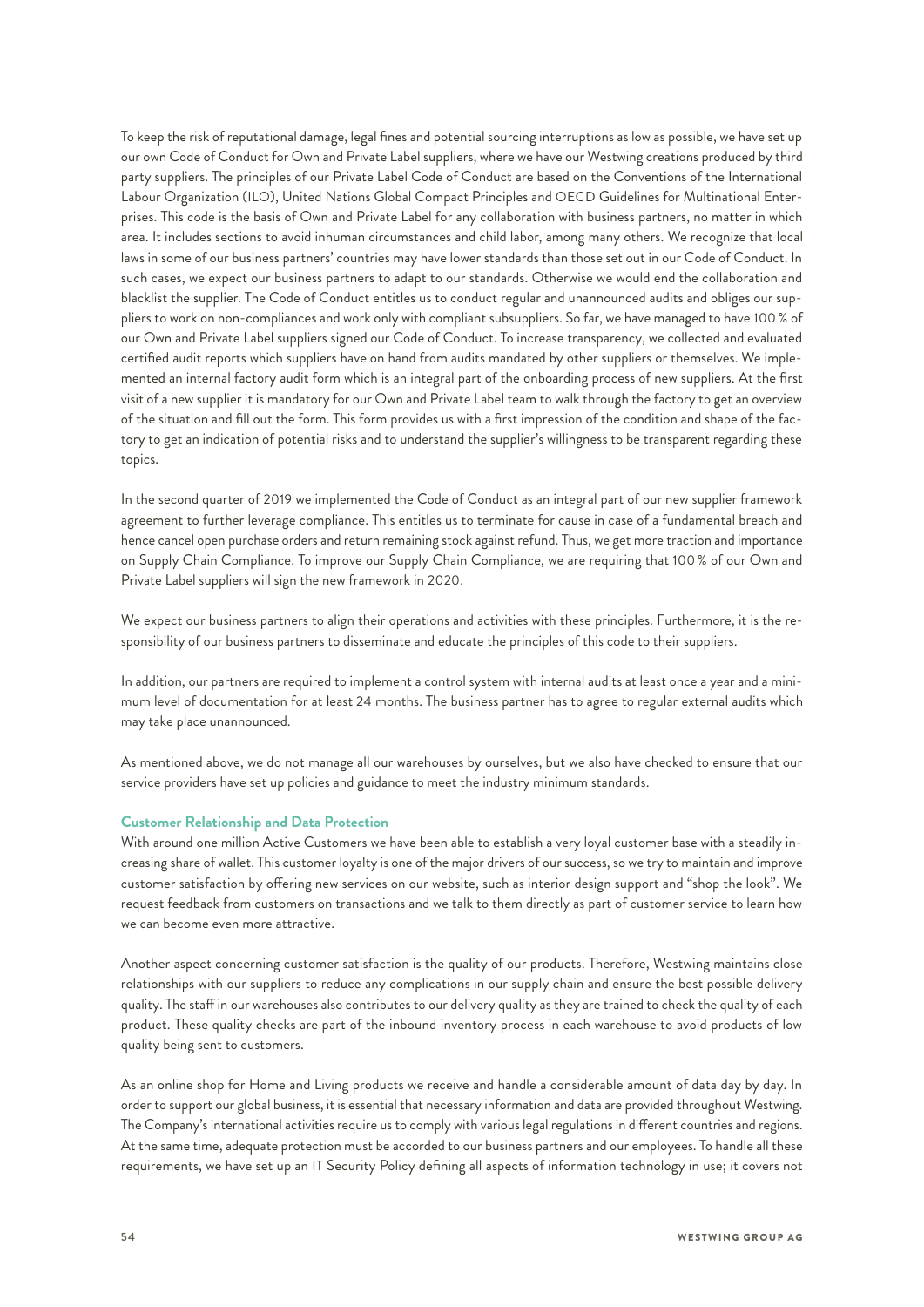To keep the risk of reputational damage, legal fines and potential sourcing interruptions as low as possible, we have set up our own Code of Conduct for Own and Private Label suppliers, where we have our Westwing creations produced by third party suppliers. The principles of our Private Label Code of Conduct are based on the Conventions of the International Labour Organization (ILO), United Nations Global Compact Principles and OECD Guidelines for Multinational Enterprises. This code is the basis of Own and Private Label for any collaboration with business partners, no matter in which area. It includes sections to avoid inhuman circumstances and child labor, among many others. We recognize that local laws in some of our business partners' countries may have lower standards than those set out in our Code of Conduct. In such cases, we expect our business partners to adapt to our standards. Otherwise we would end the collaboration and blacklist the supplier. The Code of Conduct entitles us to conduct regular and unannounced audits and obliges our suppliers to work on non-compliances and work only with compliant subsuppliers. So far, we have managed to have 100 % of our Own and Private Label suppliers signed our Code of Conduct. To increase transparency, we collected and evaluated certified audit reports which suppliers have on hand from audits mandated by other suppliers or themselves. We implemented an internal factory audit form which is an integral part of the onboarding process of new suppliers. At the first visit of a new supplier it is mandatory for our Own and Private Label team to walk through the factory to get an overview of the situation and fill out the form. This form provides us with a first impression of the condition and shape of the factory to get an indication of potential risks and to understand the supplier's willingness to be transparent regarding these topics.

In the second quarter of 2019 we implemented the Code of Conduct as an integral part of our new supplier framework agreement to further leverage compliance. This entitles us to terminate for cause in case of a fundamental breach and hence cancel open purchase orders and return remaining stock against refund. Thus, we get more traction and importance on Supply Chain Compliance. To improve our Supply Chain Compliance, we are requiring that 100 % of our Own and Private Label suppliers will sign the new framework in 2020.

We expect our business partners to align their operations and activities with these principles. Furthermore, it is the responsibility of our business partners to disseminate and educate the principles of this code to their suppliers.

In addition, our partners are required to implement a control system with internal audits at least once a year and a minimum level of documentation for at least 24 months. The business partner has to agree to regular external audits which may take place unannounced.

As mentioned above, we do not manage all our warehouses by ourselves, but we also have checked to ensure that our service providers have set up policies and guidance to meet the industry minimum standards.

### Customer Relationship and Data Protection

With around one million Active Customers we have been able to establish a very loyal customer base with a steadily increasing share of wallet. This customer loyalty is one of the major drivers of our success, so we try to maintain and improve customer satisfaction by offering new services on our website, such as interior design support and "shop the look". We request feedback from customers on transactions and we talk to them directly as part of customer service to learn how we can become even more attractive.

Another aspect concerning customer satisfaction is the quality of our products. Therefore, Westwing maintains close relationships with our suppliers to reduce any complications in our supply chain and ensure the best possible delivery quality. The staff in our warehouses also contributes to our delivery quality as they are trained to check the quality of each product. These quality checks are part of the inbound inventory process in each warehouse to avoid products of low quality being sent to customers.

As an online shop for Home and Living products we receive and handle a considerable amount of data day by day. In order to support our global business, it is essential that necessary information and data are provided throughout Westwing. The Company's international activities require us to comply with various legal regulations in different countries and regions. At the same time, adequate protection must be accorded to our business partners and our employees. To handle all these requirements, we have set up an IT Security Policy defining all aspects of information technology in use; it covers not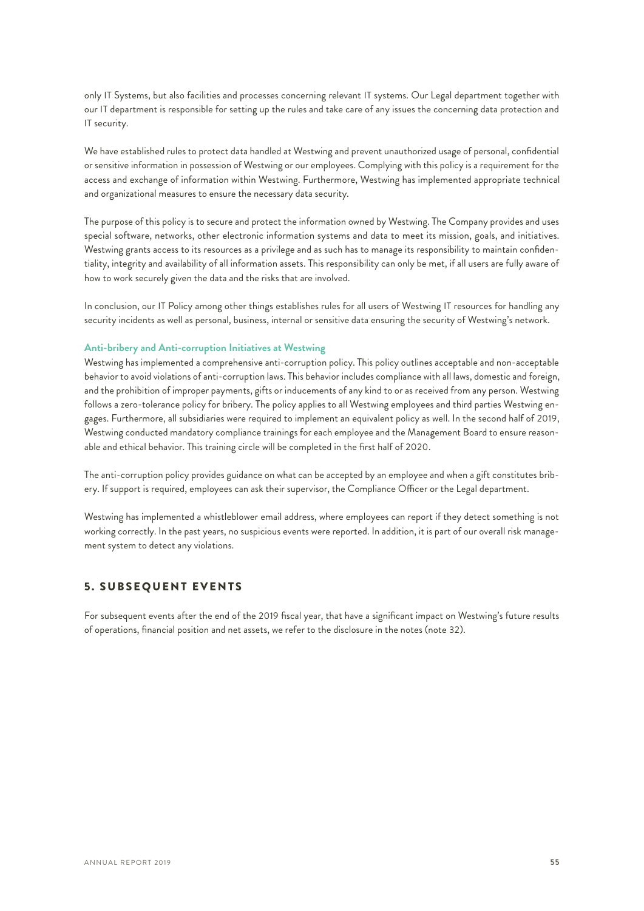only IT Systems, but also facilities and processes concerning relevant IT systems. Our Legal department together with our IT department is responsible for setting up the rules and take care of any issues the concerning data protection and IT security.

We have established rules to protect data handled at Westwing and prevent unauthorized usage of personal, confidential or sensitive information in possession of Westwing or our employees. Complying with this policy is a requirement for the access and exchange of information within Westwing. Furthermore, Westwing has implemented appropriate technical and organizational measures to ensure the necessary data security.

The purpose of this policy is to secure and protect the information owned by Westwing. The Company provides and uses special software, networks, other electronic information systems and data to meet its mission, goals, and initiatives. Westwing grants access to its resources as a privilege and as such has to manage its responsibility to maintain confidentiality, integrity and availability of all information assets. This responsibility can only be met, if all users are fully aware of how to work securely given the data and the risks that are involved.

In conclusion, our IT Policy among other things establishes rules for all users of Westwing IT resources for handling any security incidents as well as personal, business, internal or sensitive data ensuring the security of Westwing's network.

### Anti-bribery and Anti-corruption Initiatives at Westwing

Westwing has implemented a comprehensive anti-corruption policy. This policy outlines acceptable and non-acceptable behavior to avoid violations of anti-corruption laws. This behavior includes compliance with all laws, domestic and foreign, and the prohibition of improper payments, gifts or inducements of any kind to or as received from any person. Westwing follows a zero-tolerance policy for bribery. The policy applies to all Westwing employees and third parties Westwing engages. Furthermore, all subsidiaries were required to implement an equivalent policy as well. In the second half of 2019, Westwing conducted mandatory compliance trainings for each employee and the Management Board to ensure reasonable and ethical behavior. This training circle will be completed in the first half of 2020.

The anti-corruption policy provides guidance on what can be accepted by an employee and when a gift constitutes bribery. If support is required, employees can ask their supervisor, the Compliance Officer or the Legal department.

Westwing has implemented a whistleblower email address, where employees can report if they detect something is not working correctly. In the past years, no suspicious events were reported. In addition, it is part of our overall risk management system to detect any violations.

## 5. SUBSEQUENT EVENTS

For subsequent events after the end of the 2019 fiscal year, that have a significant impact on Westwing's future results of operations, financial position and net assets, we refer to the disclosure in the notes (note 32).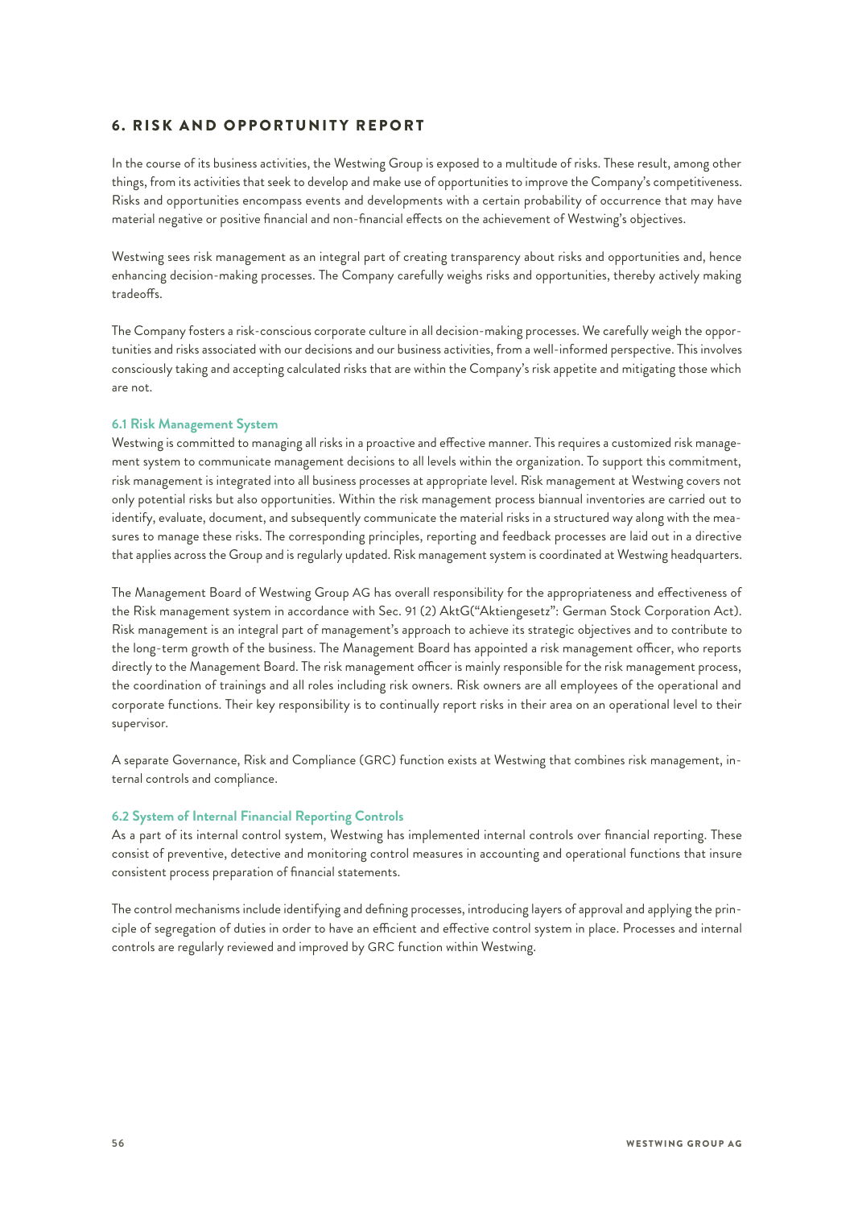## 6. RISK AND OPPORTUNITY REPORT

In the course of its business activities, the Westwing Group is exposed to a multitude of risks. These result, among other things, from its activities that seek to develop and make use of opportunities to improve the Company's competitiveness. Risks and opportunities encompass events and developments with a certain probability of occurrence that may have material negative or positive financial and non-financial effects on the achievement of Westwing's objectives.

Westwing sees risk management as an integral part of creating transparency about risks and opportunities and, hence enhancing decision-making processes. The Company carefully weighs risks and opportunities, thereby actively making tradeoffs.

The Company fosters a risk-conscious corporate culture in all decision-making processes. We carefully weigh the opportunities and risks associated with our decisions and our business activities, from a well-informed perspective. This involves consciously taking and accepting calculated risks that are within the Company's risk appetite and mitigating those which are not.

### 6.1 Risk Management System

Westwing is committed to managing all risks in a proactive and effective manner. This requires a customized risk management system to communicate management decisions to all levels within the organization. To support this commitment, risk management is integrated into all business processes at appropriate level. Risk management at Westwing covers not only potential risks but also opportunities. Within the risk management process biannual inventories are carried out to identify, evaluate, document, and subsequently communicate the material risks in a structured way along with the measures to manage these risks. The corresponding principles, reporting and feedback processes are laid out in a directive that applies across the Group and is regularly updated. Risk management system is coordinated at Westwing headquarters.

The Management Board of Westwing Group AG has overall responsibility for the appropriateness and effectiveness of the Risk management system in accordance with Sec. 91 (2) AktG("Aktiengesetz": German Stock Corporation Act). Risk management is an integral part of management's approach to achieve its strategic objectives and to contribute to the long-term growth of the business. The Management Board has appointed a risk management officer, who reports directly to the Management Board. The risk management officer is mainly responsible for the risk management process, the coordination of trainings and all roles including risk owners. Risk owners are all employees of the operational and corporate functions. Their key responsibility is to continually report risks in their area on an operational level to their supervisor.

A separate Governance, Risk and Compliance (GRC) function exists at Westwing that combines risk management, internal controls and compliance.

### 6.2 System of Internal Financial Reporting Controls

As a part of its internal control system, Westwing has implemented internal controls over financial reporting. These consist of preventive, detective and monitoring control measures in accounting and operational functions that insure consistent process preparation of financial statements.

The control mechanisms include identifying and defining processes, introducing layers of approval and applying the principle of segregation of duties in order to have an efficient and effective control system in place. Processes and internal controls are regularly reviewed and improved by GRC function within Westwing.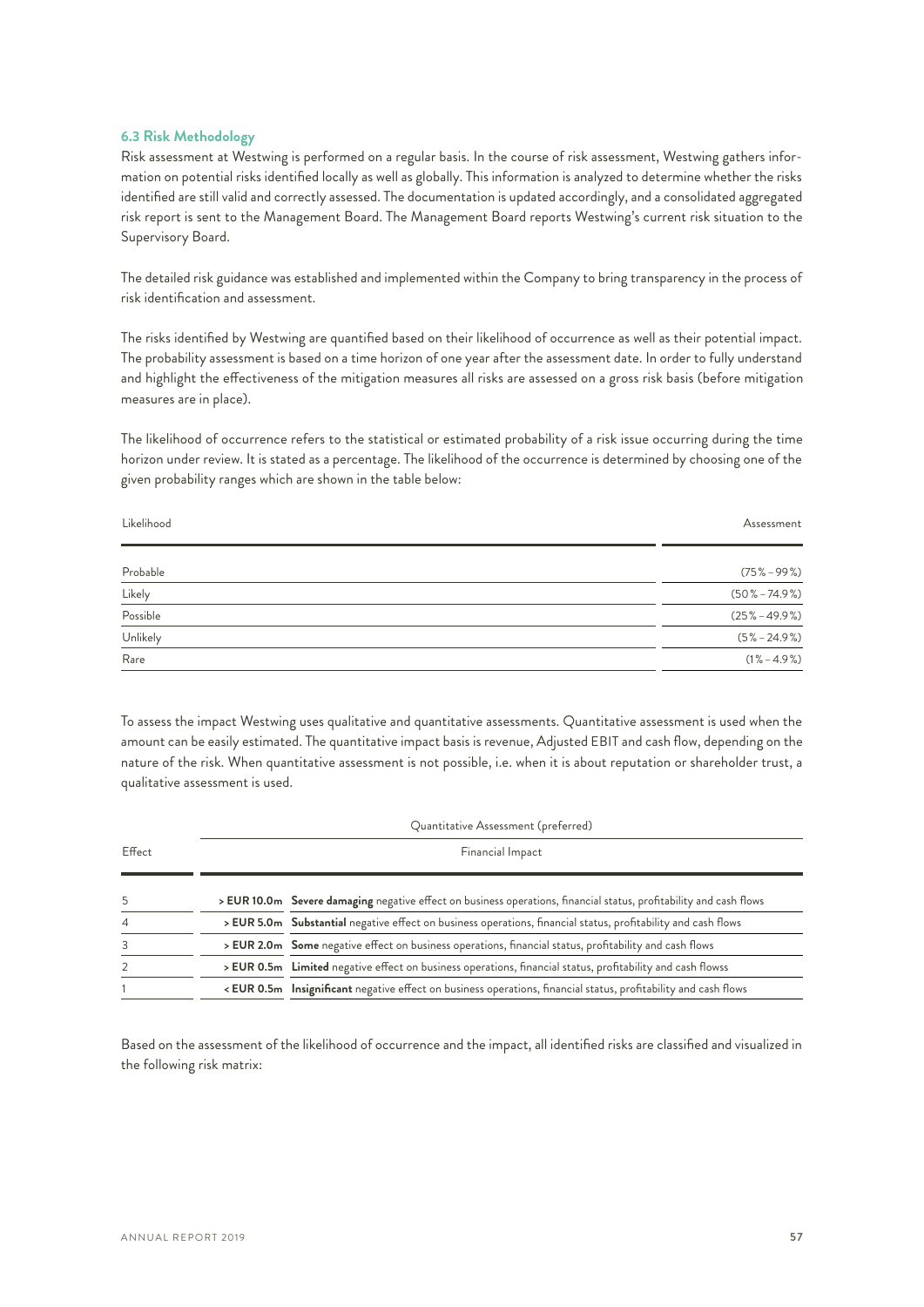### 6.3 Risk Methodology

Risk assessment at Westwing is performed on a regular basis. In the course of risk assessment, Westwing gathers information on potential risks identified locally as well as globally. This information is analyzed to determine whether the risks identified are still valid and correctly assessed. The documentation is updated accordingly, and a consolidated aggregated risk report is sent to the Management Board. The Management Board reports Westwing's current risk situation to the Supervisory Board.

The detailed risk guidance was established and implemented within the Company to bring transparency in the process of risk identification and assessment.

The risks identified by Westwing are quantified based on their likelihood of occurrence as well as their potential impact. The probability assessment is based on a time horizon of one year after the assessment date. In order to fully understand and highlight the effectiveness of the mitigation measures all risks are assessed on a gross risk basis (before mitigation measures are in place).

The likelihood of occurrence refers to the statistical or estimated probability of a risk issue occurring during the time horizon under review. It is stated as a percentage. The likelihood of the occurrence is determined by choosing one of the given probability ranges which are shown in the table below:

| Likelihood | Assessment |
|---|---|
| Probable | (75% – 99%) |
| Likely | (50% – 74.9%) |
| Possible | (25% – 49.9%) |
| Unlikely | (5% – 24.9%) |
| Rare | (1% – 4.9%) |

To assess the impact Westwing uses qualitative and quantitative assessments. Quantitative assessment is used when the amount can be easily estimated. The quantitative impact basis is revenue, Adjusted EBIT and cash flow, depending on the nature of the risk. When quantitative assessment is not possible, i.e. when it is about reputation or shareholder trust, a qualitative assessment is used.

| Effect | Quantitative Assessment (preferred) | |
|---|---|---|
| | Financial Impact | |
| 5 | **> EUR 10.0m** | **Severe damaging** negative effect on business operations, financial status, profitability and cash flows |
| 4 | **> EUR 5.0m** | **Substantial** negative effect on business operations, financial status, profitability and cash flows |
| 3 | **> EUR 2.0m** | **Some** negative effect on business operations, financial status, profitability and cash flows |
| 2 | **> EUR 0.5m** | **Limited** negative effect on business operations, financial status, profitability and cash flowss |
| 1 | **< EUR 0.5m** | **Insignificant** negative effect on business operations, financial status, profitability and cash flows |

Based on the assessment of the likelihood of occurrence and the impact, all identified risks are classified and visualized in the following risk matrix: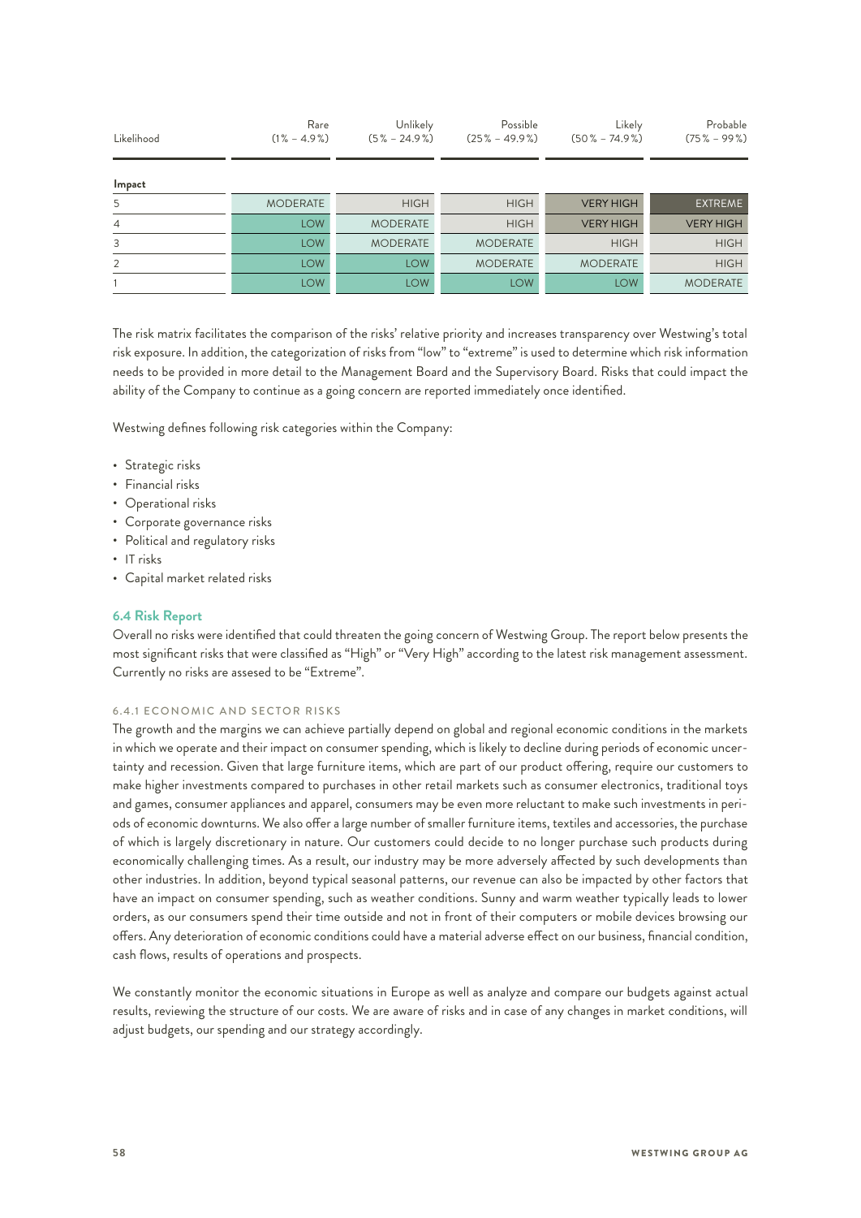| Likelihood | Rare (1% – 4.9%) | Unlikely (5% – 24.9%) | Possible (25% – 49.9%) | Likely (50% – 74.9%) | Probable (75% – 99%) |
|---|---|---|---|---|---|
| **Impact** | | | | | |
| 5 | MODERATE | HIGH | HIGH | VERY HIGH | EXTREME |
| 4 | LOW | MODERATE | HIGH | VERY HIGH | VERY HIGH |
| 3 | LOW | MODERATE | MODERATE | HIGH | HIGH |
| 2 | LOW | LOW | MODERATE | MODERATE | HIGH |
| 1 | LOW | LOW | LOW | LOW | MODERATE |

The risk matrix facilitates the comparison of the risks' relative priority and increases transparency over Westwing's total risk exposure. In addition, the categorization of risks from "low" to "extreme" is used to determine which risk information needs to be provided in more detail to the Management Board and the Supervisory Board. Risks that could impact the ability of the Company to continue as a going concern are reported immediately once identified.

Westwing defines following risk categories within the Company:

- Strategic risks
- Financial risks
- Operational risks
- Corporate governance risks
- Political and regulatory risks
- IT risks
- Capital market related risks

## 6.4 Risk Report

Overall no risks were identified that could threaten the going concern of Westwing Group. The report below presents the most significant risks that were classified as "High" or "Very High" according to the latest risk management assessment. Currently no risks are assesed to be "Extreme".

### 6.4.1 ECONOMIC AND SECTOR RISKS

The growth and the margins we can achieve partially depend on global and regional economic conditions in the markets in which we operate and their impact on consumer spending, which is likely to decline during periods of economic uncertainty and recession. Given that large furniture items, which are part of our product offering, require our customers to make higher investments compared to purchases in other retail markets such as consumer electronics, traditional toys and games, consumer appliances and apparel, consumers may be even more reluctant to make such investments in periods of economic downturns. We also offer a large number of smaller furniture items, textiles and accessories, the purchase of which is largely discretionary in nature. Our customers could decide to no longer purchase such products during economically challenging times. As a result, our industry may be more adversely affected by such developments than other industries. In addition, beyond typical seasonal patterns, our revenue can also be impacted by other factors that have an impact on consumer spending, such as weather conditions. Sunny and warm weather typically leads to lower orders, as our consumers spend their time outside and not in front of their computers or mobile devices browsing our offers. Any deterioration of economic conditions could have a material adverse effect on our business, financial condition, cash flows, results of operations and prospects.

We constantly monitor the economic situations in Europe as well as analyze and compare our budgets against actual results, reviewing the structure of our costs. We are aware of risks and in case of any changes in market conditions, will adjust budgets, our spending and our strategy accordingly.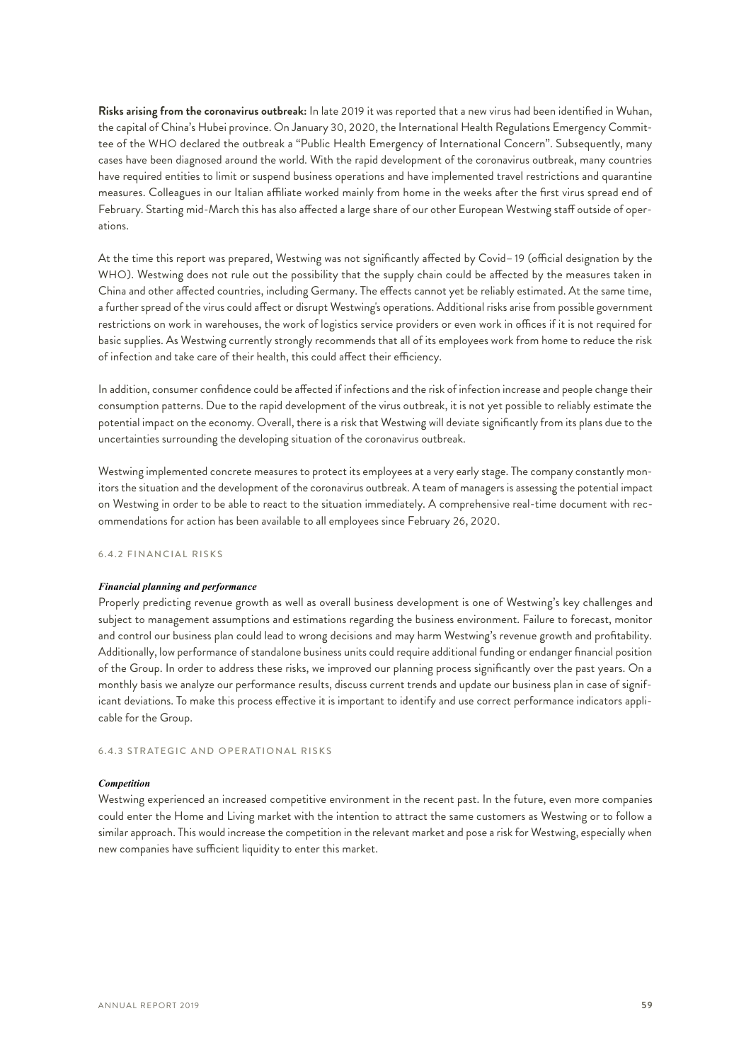**Risks arising from the coronavirus outbreak:** In late 2019 it was reported that a new virus had been identified in Wuhan, the capital of China's Hubei province. On January 30, 2020, the International Health Regulations Emergency Committee of the WHO declared the outbreak a "Public Health Emergency of International Concern". Subsequently, many cases have been diagnosed around the world. With the rapid development of the coronavirus outbreak, many countries have required entities to limit or suspend business operations and have implemented travel restrictions and quarantine measures. Colleagues in our Italian affiliate worked mainly from home in the weeks after the first virus spread end of February. Starting mid-March this has also affected a large share of our other European Westwing staff outside of operations.

At the time this report was prepared, Westwing was not significantly affected by Covid– 19 (official designation by the WHO). Westwing does not rule out the possibility that the supply chain could be affected by the measures taken in China and other affected countries, including Germany. The effects cannot yet be reliably estimated. At the same time, a further spread of the virus could affect or disrupt Westwing's operations. Additional risks arise from possible government restrictions on work in warehouses, the work of logistics service providers or even work in offices if it is not required for basic supplies. As Westwing currently strongly recommends that all of its employees work from home to reduce the risk of infection and take care of their health, this could affect their efficiency.

In addition, consumer confidence could be affected if infections and the risk of infection increase and people change their consumption patterns. Due to the rapid development of the virus outbreak, it is not yet possible to reliably estimate the potential impact on the economy. Overall, there is a risk that Westwing will deviate significantly from its plans due to the uncertainties surrounding the developing situation of the coronavirus outbreak.

Westwing implemented concrete measures to protect its employees at a very early stage. The company constantly monitors the situation and the development of the coronavirus outbreak. A team of managers is assessing the potential impact on Westwing in order to be able to react to the situation immediately. A comprehensive real-time document with recommendations for action has been available to all employees since February 26, 2020.

### 6.4.2 FINANCIAL RISKS

***Financial planning and performance***

Properly predicting revenue growth as well as overall business development is one of Westwing's key challenges and subject to management assumptions and estimations regarding the business environment. Failure to forecast, monitor and control our business plan could lead to wrong decisions and may harm Westwing's revenue growth and profitability. Additionally, low performance of standalone business units could require additional funding or endanger financial position of the Group. In order to address these risks, we improved our planning process significantly over the past years. On a monthly basis we analyze our performance results, discuss current trends and update our business plan in case of significant deviations. To make this process effective it is important to identify and use correct performance indicators applicable for the Group.

### 6.4.3 STRATEGIC AND OPERATIONAL RISKS

***Competition***

Westwing experienced an increased competitive environment in the recent past. In the future, even more companies could enter the Home and Living market with the intention to attract the same customers as Westwing or to follow a similar approach. This would increase the competition in the relevant market and pose a risk for Westwing, especially when new companies have sufficient liquidity to enter this market.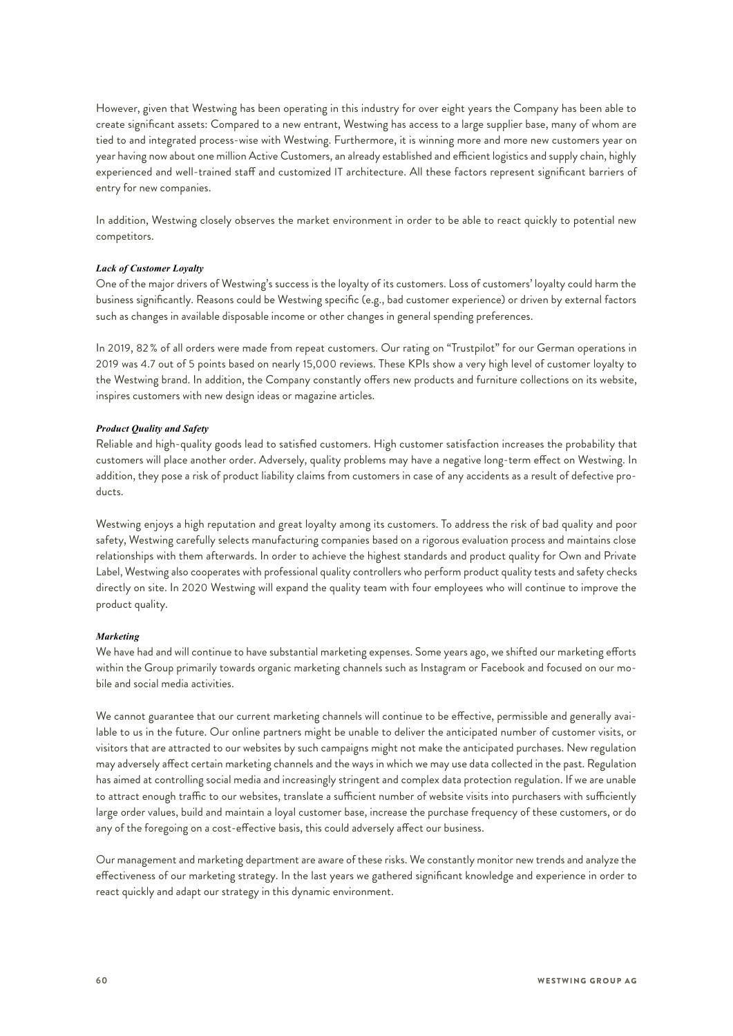However, given that Westwing has been operating in this industry for over eight years the Company has been able to create significant assets: Compared to a new entrant, Westwing has access to a large supplier base, many of whom are tied to and integrated process-wise with Westwing. Furthermore, it is winning more and more new customers year on year having now about one million Active Customers, an already established and efficient logistics and supply chain, highly experienced and well-trained staff and customized IT architecture. All these factors represent significant barriers of entry for new companies.

In addition, Westwing closely observes the market environment in order to be able to react quickly to potential new competitors.

***Lack of Customer Loyalty***

One of the major drivers of Westwing's success is the loyalty of its customers. Loss of customers' loyalty could harm the business significantly. Reasons could be Westwing specific (e.g., bad customer experience) or driven by external factors such as changes in available disposable income or other changes in general spending preferences.

In 2019, 82% of all orders were made from repeat customers. Our rating on "Trustpilot" for our German operations in 2019 was 4.7 out of 5 points based on nearly 15,000 reviews. These KPIs show a very high level of customer loyalty to the Westwing brand. In addition, the Company constantly offers new products and furniture collections on its website, inspires customers with new design ideas or magazine articles.

***Product Quality and Safety***

Reliable and high-quality goods lead to satisfied customers. High customer satisfaction increases the probability that customers will place another order. Adversely, quality problems may have a negative long-term effect on Westwing. In addition, they pose a risk of product liability claims from customers in case of any accidents as a result of defective products.

Westwing enjoys a high reputation and great loyalty among its customers. To address the risk of bad quality and poor safety, Westwing carefully selects manufacturing companies based on a rigorous evaluation process and maintains close relationships with them afterwards. In order to achieve the highest standards and product quality for Own and Private Label, Westwing also cooperates with professional quality controllers who perform product quality tests and safety checks directly on site. In 2020 Westwing will expand the quality team with four employees who will continue to improve the product quality.

***Marketing***

We have had and will continue to have substantial marketing expenses. Some years ago, we shifted our marketing efforts within the Group primarily towards organic marketing channels such as Instagram or Facebook and focused on our mobile and social media activities.

We cannot guarantee that our current marketing channels will continue to be effective, permissible and generally available to us in the future. Our online partners might be unable to deliver the anticipated number of customer visits, or visitors that are attracted to our websites by such campaigns might not make the anticipated purchases. New regulation may adversely affect certain marketing channels and the ways in which we may use data collected in the past. Regulation has aimed at controlling social media and increasingly stringent and complex data protection regulation. If we are unable to attract enough traffic to our websites, translate a sufficient number of website visits into purchasers with sufficiently large order values, build and maintain a loyal customer base, increase the purchase frequency of these customers, or do any of the foregoing on a cost-effective basis, this could adversely affect our business.

Our management and marketing department are aware of these risks. We constantly monitor new trends and analyze the effectiveness of our marketing strategy. In the last years we gathered significant knowledge and experience in order to react quickly and adapt our strategy in this dynamic environment.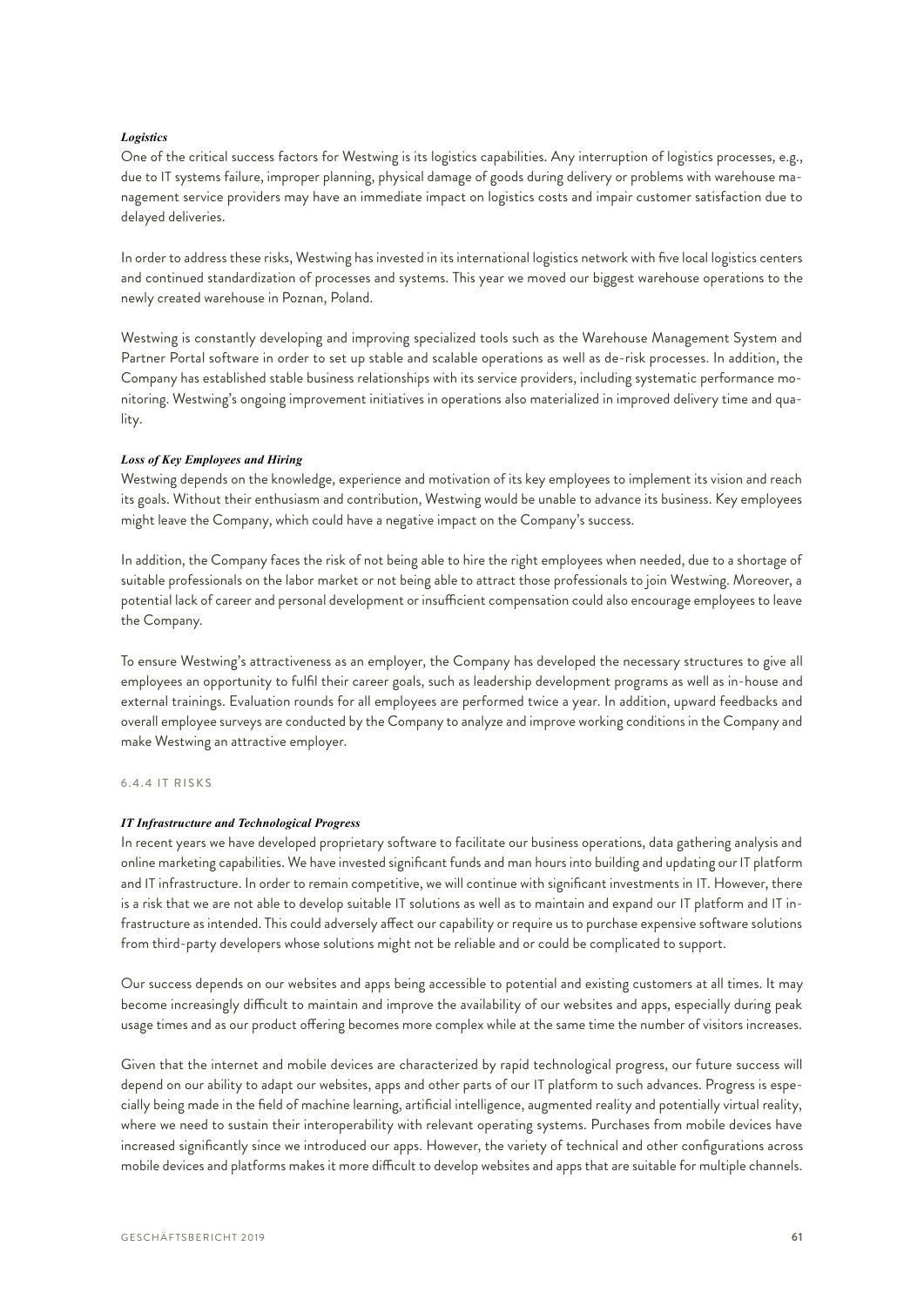***Logistics***

One of the critical success factors for Westwing is its logistics capabilities. Any interruption of logistics processes, e.g., due to IT systems failure, improper planning, physical damage of goods during delivery or problems with warehouse management service providers may have an immediate impact on logistics costs and impair customer satisfaction due to delayed deliveries.

In order to address these risks, Westwing has invested in its international logistics network with five local logistics centers and continued standardization of processes and systems. This year we moved our biggest warehouse operations to the newly created warehouse in Poznan, Poland.

Westwing is constantly developing and improving specialized tools such as the Warehouse Management System and Partner Portal software in order to set up stable and scalable operations as well as de-risk processes. In addition, the Company has established stable business relationships with its service providers, including systematic performance monitoring. Westwing's ongoing improvement initiatives in operations also materialized in improved delivery time and quality.

***Loss of Key Employees and Hiring***

Westwing depends on the knowledge, experience and motivation of its key employees to implement its vision and reach its goals. Without their enthusiasm and contribution, Westwing would be unable to advance its business. Key employees might leave the Company, which could have a negative impact on the Company's success.

In addition, the Company faces the risk of not being able to hire the right employees when needed, due to a shortage of suitable professionals on the labor market or not being able to attract those professionals to join Westwing. Moreover, a potential lack of career and personal development or insufficient compensation could also encourage employees to leave the Company.

To ensure Westwing's attractiveness as an employer, the Company has developed the necessary structures to give all employees an opportunity to fulfil their career goals, such as leadership development programs as well as in-house and external trainings. Evaluation rounds for all employees are performed twice a year. In addition, upward feedbacks and overall employee surveys are conducted by the Company to analyze and improve working conditions in the Company and make Westwing an attractive employer.

#### 6.4.4 IT RISKS

***IT Infrastructure and Technological Progress***

In recent years we have developed proprietary software to facilitate our business operations, data gathering analysis and online marketing capabilities. We have invested significant funds and man hours into building and updating our IT platform and IT infrastructure. In order to remain competitive, we will continue with significant investments in IT. However, there is a risk that we are not able to develop suitable IT solutions as well as to maintain and expand our IT platform and IT infrastructure as intended. This could adversely affect our capability or require us to purchase expensive software solutions from third-party developers whose solutions might not be reliable and or could be complicated to support.

Our success depends on our websites and apps being accessible to potential and existing customers at all times. It may become increasingly difficult to maintain and improve the availability of our websites and apps, especially during peak usage times and as our product offering becomes more complex while at the same time the number of visitors increases.

Given that the internet and mobile devices are characterized by rapid technological progress, our future success will depend on our ability to adapt our websites, apps and other parts of our IT platform to such advances. Progress is especially being made in the field of machine learning, artificial intelligence, augmented reality and potentially virtual reality, where we need to sustain their interoperability with relevant operating systems. Purchases from mobile devices have increased significantly since we introduced our apps. However, the variety of technical and other configurations across mobile devices and platforms makes it more difficult to develop websites and apps that are suitable for multiple channels.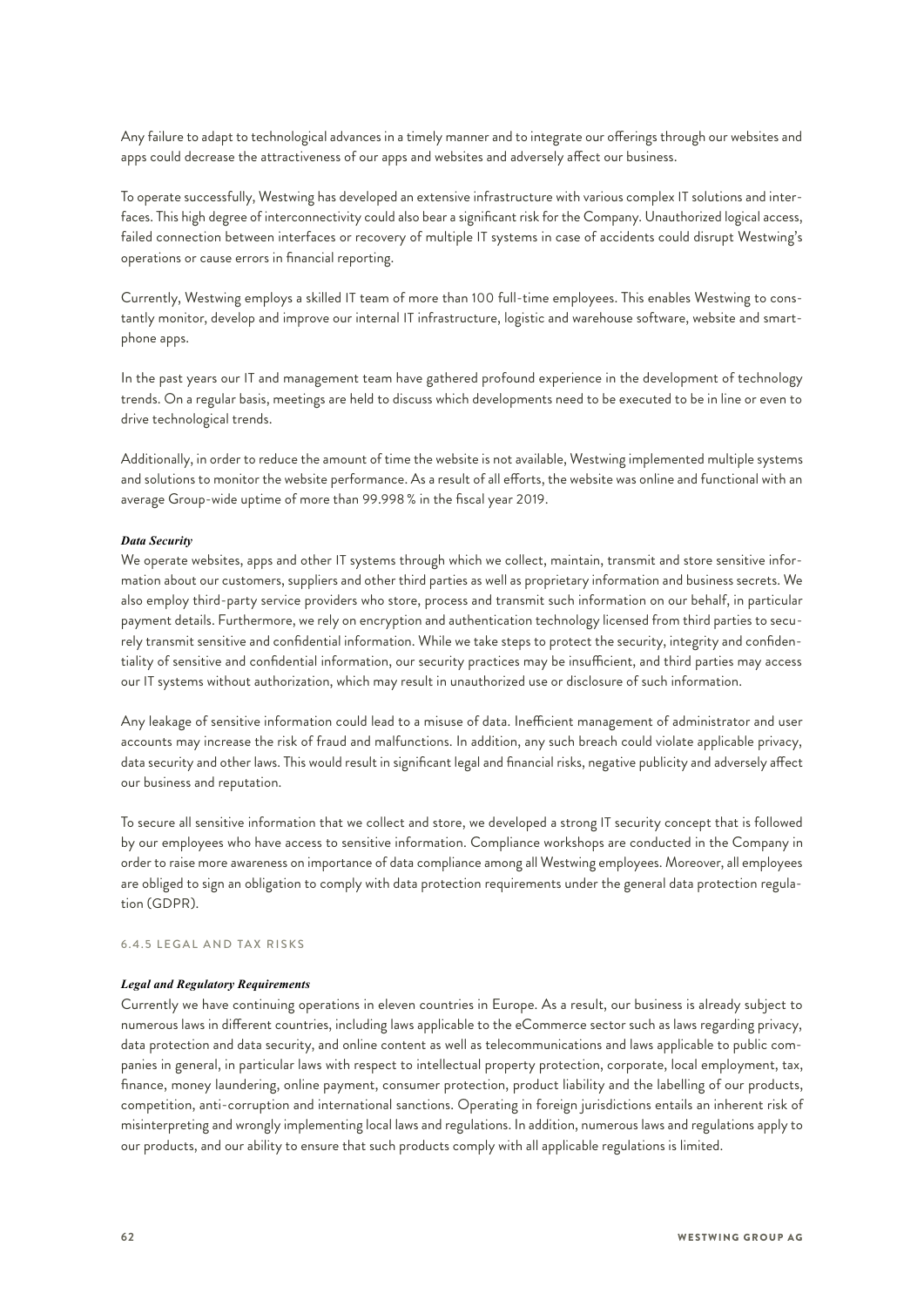Any failure to adapt to technological advances in a timely manner and to integrate our offerings through our websites and apps could decrease the attractiveness of our apps and websites and adversely affect our business.

To operate successfully, Westwing has developed an extensive infrastructure with various complex IT solutions and interfaces. This high degree of interconnectivity could also bear a significant risk for the Company. Unauthorized logical access, failed connection between interfaces or recovery of multiple IT systems in case of accidents could disrupt Westwing's operations or cause errors in financial reporting.

Currently, Westwing employs a skilled IT team of more than 100 full-time employees. This enables Westwing to constantly monitor, develop and improve our internal IT infrastructure, logistic and warehouse software, website and smartphone apps.

In the past years our IT and management team have gathered profound experience in the development of technology trends. On a regular basis, meetings are held to discuss which developments need to be executed to be in line or even to drive technological trends.

Additionally, in order to reduce the amount of time the website is not available, Westwing implemented multiple systems and solutions to monitor the website performance. As a result of all efforts, the website was online and functional with an average Group-wide uptime of more than 99.998 % in the fiscal year 2019.

***Data Security***

We operate websites, apps and other IT systems through which we collect, maintain, transmit and store sensitive information about our customers, suppliers and other third parties as well as proprietary information and business secrets. We also employ third-party service providers who store, process and transmit such information on our behalf, in particular payment details. Furthermore, we rely on encryption and authentication technology licensed from third parties to securely transmit sensitive and confidential information. While we take steps to protect the security, integrity and confidentiality of sensitive and confidential information, our security practices may be insufficient, and third parties may access our IT systems without authorization, which may result in unauthorized use or disclosure of such information.

Any leakage of sensitive information could lead to a misuse of data. Inefficient management of administrator and user accounts may increase the risk of fraud and malfunctions. In addition, any such breach could violate applicable privacy, data security and other laws. This would result in significant legal and financial risks, negative publicity and adversely affect our business and reputation.

To secure all sensitive information that we collect and store, we developed a strong IT security concept that is followed by our employees who have access to sensitive information. Compliance workshops are conducted in the Company in order to raise more awareness on importance of data compliance among all Westwing employees. Moreover, all employees are obliged to sign an obligation to comply with data protection requirements under the general data protection regulation (GDPR).

### 6.4.5 LEGAL AND TAX RISKS

***Legal and Regulatory Requirements***

Currently we have continuing operations in eleven countries in Europe. As a result, our business is already subject to numerous laws in different countries, including laws applicable to the eCommerce sector such as laws regarding privacy, data protection and data security, and online content as well as telecommunications and laws applicable to public companies in general, in particular laws with respect to intellectual property protection, corporate, local employment, tax, finance, money laundering, online payment, consumer protection, product liability and the labelling of our products, competition, anti-corruption and international sanctions. Operating in foreign jurisdictions entails an inherent risk of misinterpreting and wrongly implementing local laws and regulations. In addition, numerous laws and regulations apply to our products, and our ability to ensure that such products comply with all applicable regulations is limited.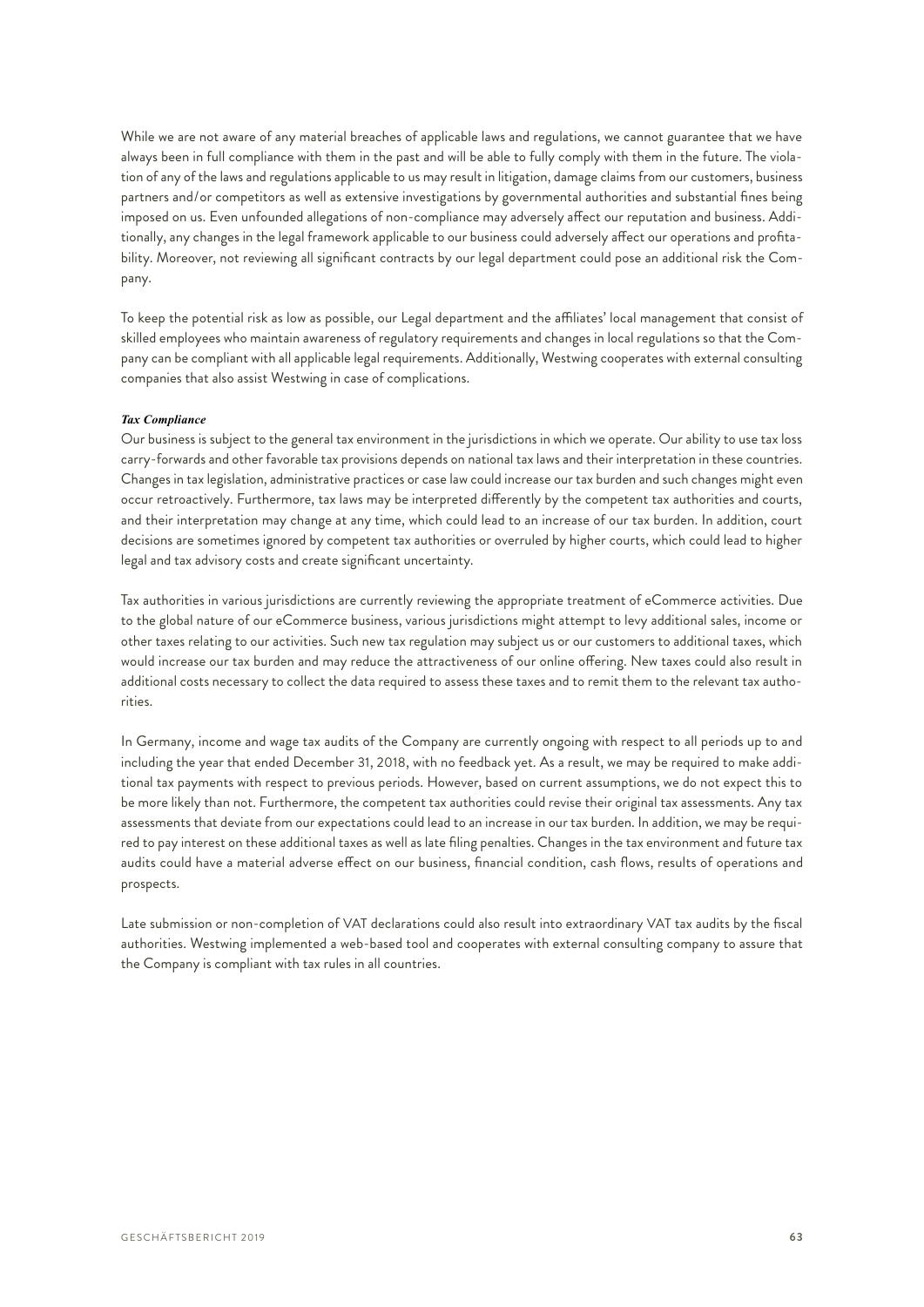While we are not aware of any material breaches of applicable laws and regulations, we cannot guarantee that we have always been in full compliance with them in the past and will be able to fully comply with them in the future. The violation of any of the laws and regulations applicable to us may result in litigation, damage claims from our customers, business partners and/or competitors as well as extensive investigations by governmental authorities and substantial fines being imposed on us. Even unfounded allegations of non-compliance may adversely affect our reputation and business. Additionally, any changes in the legal framework applicable to our business could adversely affect our operations and profitability. Moreover, not reviewing all significant contracts by our legal department could pose an additional risk the Company.

To keep the potential risk as low as possible, our Legal department and the affiliates' local management that consist of skilled employees who maintain awareness of regulatory requirements and changes in local regulations so that the Company can be compliant with all applicable legal requirements. Additionally, Westwing cooperates with external consulting companies that also assist Westwing in case of complications.

***Tax Compliance***

Our business is subject to the general tax environment in the jurisdictions in which we operate. Our ability to use tax loss carry-forwards and other favorable tax provisions depends on national tax laws and their interpretation in these countries. Changes in tax legislation, administrative practices or case law could increase our tax burden and such changes might even occur retroactively. Furthermore, tax laws may be interpreted differently by the competent tax authorities and courts, and their interpretation may change at any time, which could lead to an increase of our tax burden. In addition, court decisions are sometimes ignored by competent tax authorities or overruled by higher courts, which could lead to higher legal and tax advisory costs and create significant uncertainty.

Tax authorities in various jurisdictions are currently reviewing the appropriate treatment of eCommerce activities. Due to the global nature of our eCommerce business, various jurisdictions might attempt to levy additional sales, income or other taxes relating to our activities. Such new tax regulation may subject us or our customers to additional taxes, which would increase our tax burden and may reduce the attractiveness of our online offering. New taxes could also result in additional costs necessary to collect the data required to assess these taxes and to remit them to the relevant tax authorities.

In Germany, income and wage tax audits of the Company are currently ongoing with respect to all periods up to and including the year that ended December 31, 2018, with no feedback yet. As a result, we may be required to make additional tax payments with respect to previous periods. However, based on current assumptions, we do not expect this to be more likely than not. Furthermore, the competent tax authorities could revise their original tax assessments. Any tax assessments that deviate from our expectations could lead to an increase in our tax burden. In addition, we may be required to pay interest on these additional taxes as well as late filing penalties. Changes in the tax environment and future tax audits could have a material adverse effect on our business, financial condition, cash flows, results of operations and prospects.

Late submission or non-completion of VAT declarations could also result into extraordinary VAT tax audits by the fiscal authorities. Westwing implemented a web-based tool and cooperates with external consulting company to assure that the Company is compliant with tax rules in all countries.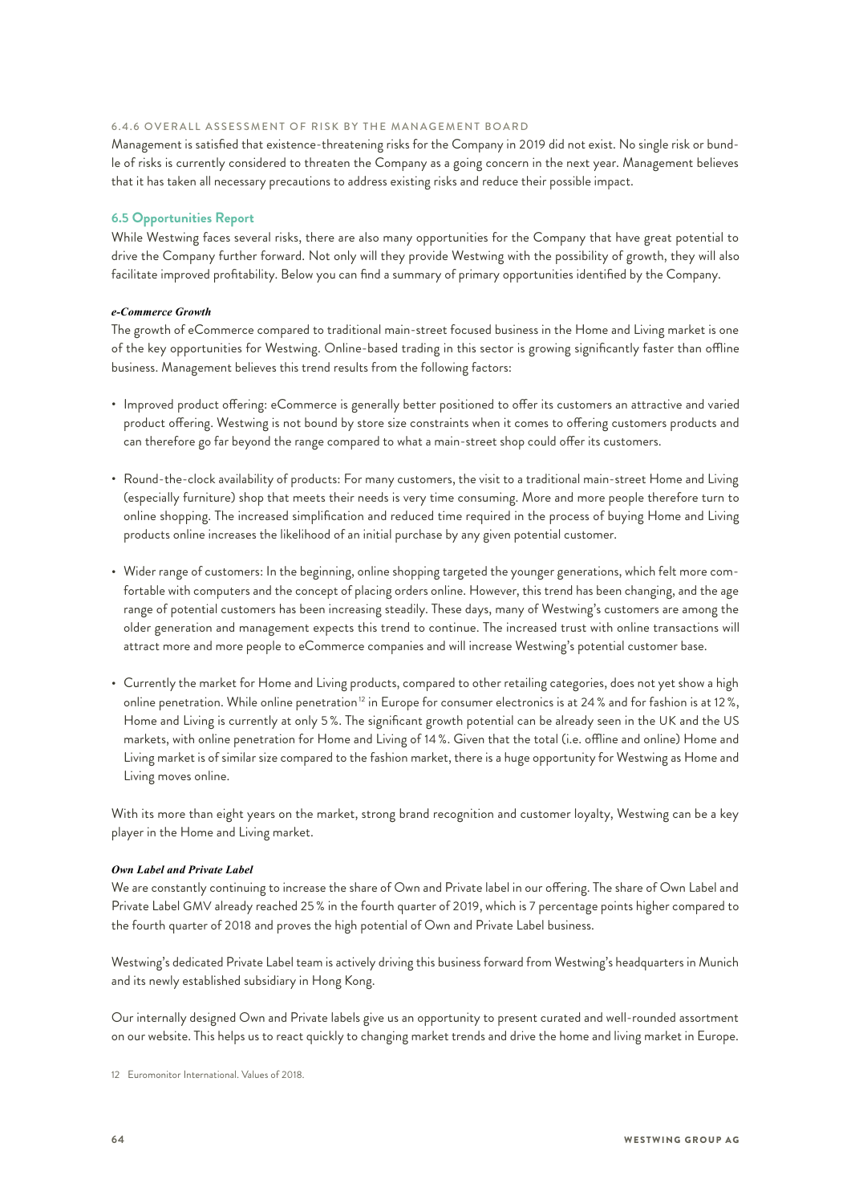#### 6.4.6 OVERALL ASSESSMENT OF RISK BY THE MANAGEMENT BOARD

Management is satisfied that existence-threatening risks for the Company in 2019 did not exist. No single risk or bundle of risks is currently considered to threaten the Company as a going concern in the next year. Management believes that it has taken all necessary precautions to address existing risks and reduce their possible impact.

### 6.5 Opportunities Report

While Westwing faces several risks, there are also many opportunities for the Company that have great potential to drive the Company further forward. Not only will they provide Westwing with the possibility of growth, they will also facilitate improved profitability. Below you can find a summary of primary opportunities identified by the Company.

***e-Commerce Growth***

The growth of eCommerce compared to traditional main-street focused business in the Home and Living market is one of the key opportunities for Westwing. Online-based trading in this sector is growing significantly faster than offline business. Management believes this trend results from the following factors:

- Improved product offering: eCommerce is generally better positioned to offer its customers an attractive and varied product offering. Westwing is not bound by store size constraints when it comes to offering customers products and can therefore go far beyond the range compared to what a main-street shop could offer its customers.
- Round-the-clock availability of products: For many customers, the visit to a traditional main-street Home and Living (especially furniture) shop that meets their needs is very time consuming. More and more people therefore turn to online shopping. The increased simplification and reduced time required in the process of buying Home and Living products online increases the likelihood of an initial purchase by any given potential customer.
- Wider range of customers: In the beginning, online shopping targeted the younger generations, which felt more comfortable with computers and the concept of placing orders online. However, this trend has been changing, and the age range of potential customers has been increasing steadily. These days, many of Westwing's customers are among the older generation and management expects this trend to continue. The increased trust with online transactions will attract more and more people to eCommerce companies and will increase Westwing's potential customer base.
- Currently the market for Home and Living products, compared to other retailing categories, does not yet show a high online penetration. While online penetration[12] in Europe for consumer electronics is at 24 % and for fashion is at 12 %, Home and Living is currently at only 5 %. The significant growth potential can be already seen in the UK and the US markets, with online penetration for Home and Living of 14 %. Given that the total (i.e. offline and online) Home and Living market is of similar size compared to the fashion market, there is a huge opportunity for Westwing as Home and Living moves online.

With its more than eight years on the market, strong brand recognition and customer loyalty, Westwing can be a key player in the Home and Living market.

***Own Label and Private Label***

We are constantly continuing to increase the share of Own and Private label in our offering. The share of Own Label and Private Label GMV already reached 25 % in the fourth quarter of 2019, which is 7 percentage points higher compared to the fourth quarter of 2018 and proves the high potential of Own and Private Label business.

Westwing's dedicated Private Label team is actively driving this business forward from Westwing's headquarters in Munich and its newly established subsidiary in Hong Kong.

Our internally designed Own and Private labels give us an opportunity to present curated and well-rounded assortment on our website. This helps us to react quickly to changing market trends and drive the home and living market in Europe.

12 Euromonitor International. Values of 2018.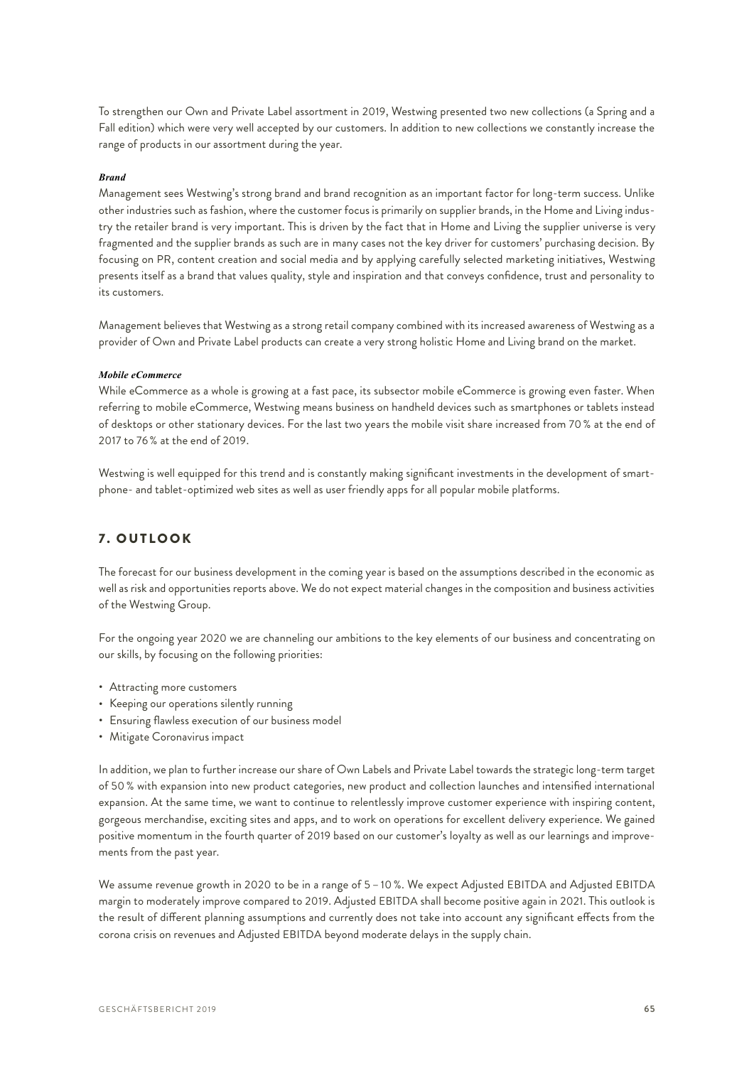To strengthen our Own and Private Label assortment in 2019, Westwing presented two new collections (a Spring and a Fall edition) which were very well accepted by our customers. In addition to new collections we constantly increase the range of products in our assortment during the year.

***Brand***

Management sees Westwing's strong brand and brand recognition as an important factor for long-term success. Unlike other industries such as fashion, where the customer focus is primarily on supplier brands, in the Home and Living industry the retailer brand is very important. This is driven by the fact that in Home and Living the supplier universe is very fragmented and the supplier brands as such are in many cases not the key driver for customers' purchasing decision. By focusing on PR, content creation and social media and by applying carefully selected marketing initiatives, Westwing presents itself as a brand that values quality, style and inspiration and that conveys confidence, trust and personality to its customers.

Management believes that Westwing as a strong retail company combined with its increased awareness of Westwing as a provider of Own and Private Label products can create a very strong holistic Home and Living brand on the market.

***Mobile eCommerce***

While eCommerce as a whole is growing at a fast pace, its subsector mobile eCommerce is growing even faster. When referring to mobile eCommerce, Westwing means business on handheld devices such as smartphones or tablets instead of desktops or other stationary devices. For the last two years the mobile visit share increased from 70 % at the end of 2017 to 76 % at the end of 2019.

Westwing is well equipped for this trend and is constantly making significant investments in the development of smartphone- and tablet-optimized web sites as well as user friendly apps for all popular mobile platforms.

## 7. OUTLOOK

The forecast for our business development in the coming year is based on the assumptions described in the economic as well as risk and opportunities reports above. We do not expect material changes in the composition and business activities of the Westwing Group.

For the ongoing year 2020 we are channeling our ambitions to the key elements of our business and concentrating on our skills, by focusing on the following priorities:

- Attracting more customers
- Keeping our operations silently running
- Ensuring flawless execution of our business model
- Mitigate Coronavirus impact

In addition, we plan to further increase our share of Own Labels and Private Label towards the strategic long-term target of 50 % with expansion into new product categories, new product and collection launches and intensified international expansion. At the same time, we want to continue to relentlessly improve customer experience with inspiring content, gorgeous merchandise, exciting sites and apps, and to work on operations for excellent delivery experience. We gained positive momentum in the fourth quarter of 2019 based on our customer's loyalty as well as our learnings and improvements from the past year.

We assume revenue growth in 2020 to be in a range of 5 – 10 %. We expect Adjusted EBITDA and Adjusted EBITDA margin to moderately improve compared to 2019. Adjusted EBITDA shall become positive again in 2021. This outlook is the result of different planning assumptions and currently does not take into account any significant effects from the corona crisis on revenues and Adjusted EBITDA beyond moderate delays in the supply chain.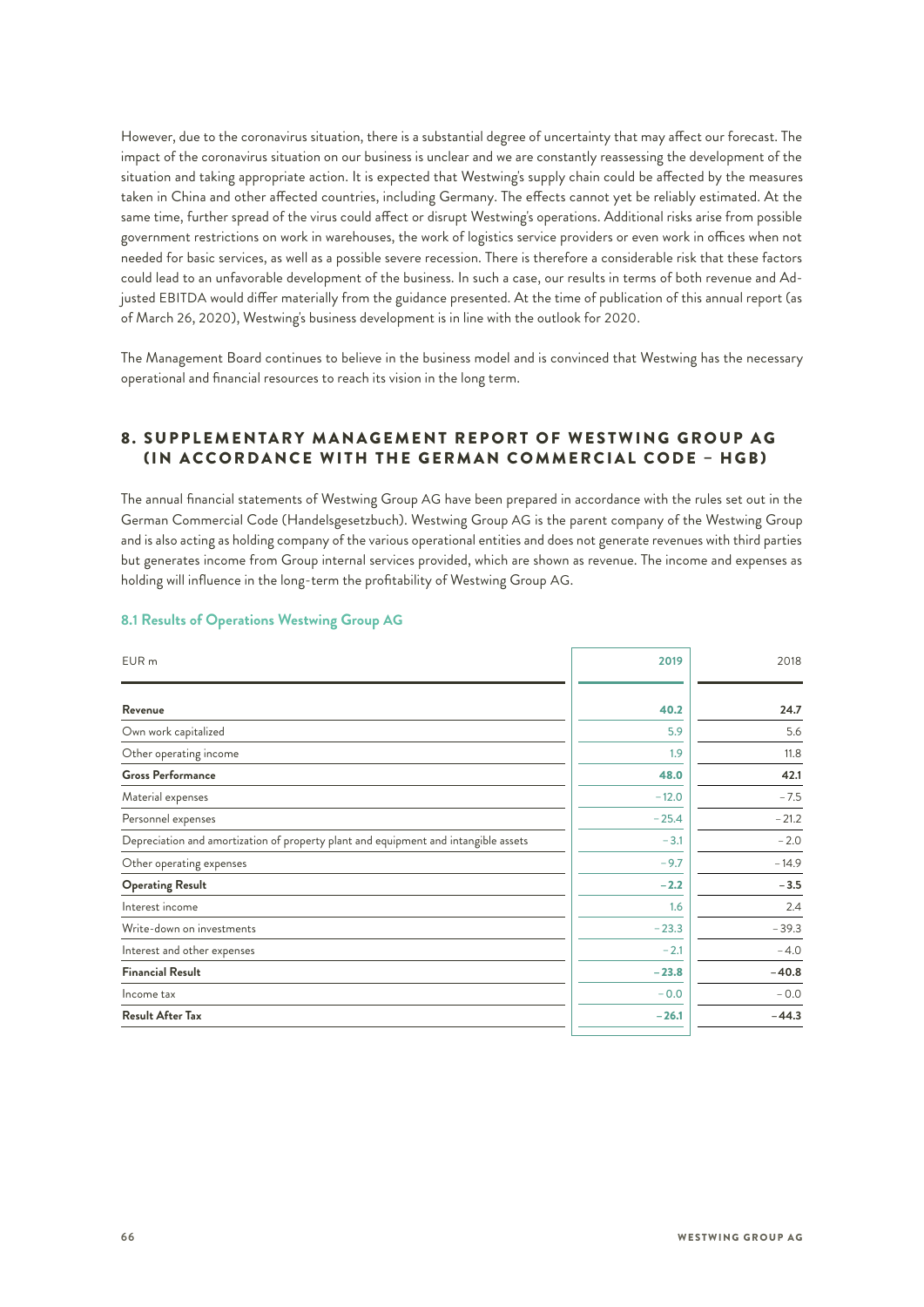However, due to the coronavirus situation, there is a substantial degree of uncertainty that may affect our forecast. The impact of the coronavirus situation on our business is unclear and we are constantly reassessing the development of the situation and taking appropriate action. It is expected that Westwing's supply chain could be affected by the measures taken in China and other affected countries, including Germany. The effects cannot yet be reliably estimated. At the same time, further spread of the virus could affect or disrupt Westwing's operations. Additional risks arise from possible government restrictions on work in warehouses, the work of logistics service providers or even work in offices when not needed for basic services, as well as a possible severe recession. There is therefore a considerable risk that these factors could lead to an unfavorable development of the business. In such a case, our results in terms of both revenue and Adjusted EBITDA would differ materially from the guidance presented. At the time of publication of this annual report (as of March 26, 2020), Westwing's business development is in line with the outlook for 2020.

The Management Board continues to believe in the business model and is convinced that Westwing has the necessary operational and financial resources to reach its vision in the long term.

## 8. SUPPLEMENTARY MANAGEMENT REPORT OF WESTWING GROUP AG (IN ACCORDANCE WITH THE GERMAN COMMERCIAL CODE – HGB)

The annual financial statements of Westwing Group AG have been prepared in accordance with the rules set out in the German Commercial Code (Handelsgesetzbuch). Westwing Group AG is the parent company of the Westwing Group and is also acting as holding company of the various operational entities and does not generate revenues with third parties but generates income from Group internal services provided, which are shown as revenue. The income and expenses as holding will influence in the long-term the profitability of Westwing Group AG.

### 8.1 Results of Operations Westwing Group AG

| EUR m | 2019 | 2018 |
| --- | --- | --- |
| **Revenue** | **40.2** | **24.7** |
| Own work capitalized | 5.9 | 5.6 |
| Other operating income | 1.9 | 11.8 |
| **Gross Performance** | **48.0** | **42.1** |
| Material expenses | −12.0 | −7.5 |
| Personnel expenses | −25.4 | −21.2 |
| Depreciation and amortization of property plant and equipment and intangible assets | −3.1 | −2.0 |
| Other operating expenses | −9.7 | −14.9 |
| **Operating Result** | **−2.2** | **−3.5** |
| Interest income | 1.6 | 2.4 |
| Write-down on investments | −23.3 | −39.3 |
| Interest and other expenses | −2.1 | −4.0 |
| **Financial Result** | **−23.8** | **−40.8** |
| Income tax | −0.0 | −0.0 |
| **Result After Tax** | **−26.1** | **−44.3** |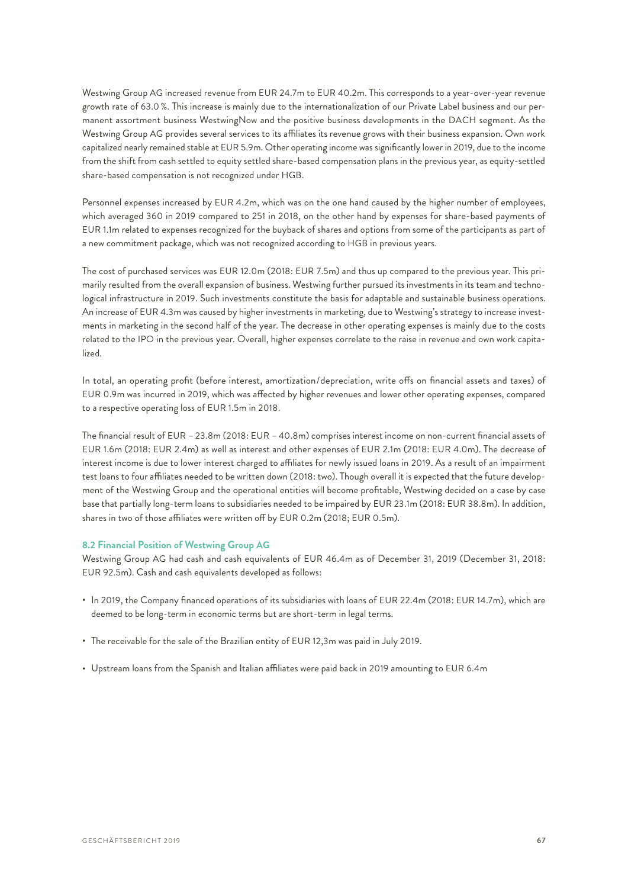Westwing Group AG increased revenue from EUR 24.7m to EUR 40.2m. This corresponds to a year-over-year revenue growth rate of 63.0 %. This increase is mainly due to the internationalization of our Private Label business and our permanent assortment business WestwingNow and the positive business developments in the DACH segment. As the Westwing Group AG provides several services to its affiliates its revenue grows with their business expansion. Own work capitalized nearly remained stable at EUR 5.9m. Other operating income was significantly lower in 2019, due to the income from the shift from cash settled to equity settled share-based compensation plans in the previous year, as equity-settled share-based compensation is not recognized under HGB.

Personnel expenses increased by EUR 4.2m, which was on the one hand caused by the higher number of employees, which averaged 360 in 2019 compared to 251 in 2018, on the other hand by expenses for share-based payments of EUR 1.1m related to expenses recognized for the buyback of shares and options from some of the participants as part of a new commitment package, which was not recognized according to HGB in previous years.

The cost of purchased services was EUR 12.0m (2018: EUR 7.5m) and thus up compared to the previous year. This primarily resulted from the overall expansion of business. Westwing further pursued its investments in its team and technological infrastructure in 2019. Such investments constitute the basis for adaptable and sustainable business operations. An increase of EUR 4.3m was caused by higher investments in marketing, due to Westwing's strategy to increase investments in marketing in the second half of the year. The decrease in other operating expenses is mainly due to the costs related to the IPO in the previous year. Overall, higher expenses correlate to the raise in revenue and own work capitalized.

In total, an operating profit (before interest, amortization/depreciation, write offs on financial assets and taxes) of EUR 0.9m was incurred in 2019, which was affected by higher revenues and lower other operating expenses, compared to a respective operating loss of EUR 1.5m in 2018.

The financial result of EUR – 23.8m (2018: EUR – 40.8m) comprises interest income on non-current financial assets of EUR 1.6m (2018: EUR 2.4m) as well as interest and other expenses of EUR 2.1m (2018: EUR 4.0m). The decrease of interest income is due to lower interest charged to affiliates for newly issued loans in 2019. As a result of an impairment test loans to four affiliates needed to be written down (2018: two). Though overall it is expected that the future development of the Westwing Group and the operational entities will become profitable, Westwing decided on a case by case base that partially long-term loans to subsidiaries needed to be impaired by EUR 23.1m (2018: EUR 38.8m). In addition, shares in two of those affiliates were written off by EUR 0.2m (2018; EUR 0.5m).

### 8.2 Financial Position of Westwing Group AG

Westwing Group AG had cash and cash equivalents of EUR 46.4m as of December 31, 2019 (December 31, 2018: EUR 92.5m). Cash and cash equivalents developed as follows:

- In 2019, the Company financed operations of its subsidiaries with loans of EUR 22.4m (2018: EUR 14.7m), which are deemed to be long-term in economic terms but are short-term in legal terms.
- The receivable for the sale of the Brazilian entity of EUR 12,3m was paid in July 2019.
- Upstream loans from the Spanish and Italian affiliates were paid back in 2019 amounting to EUR 6.4m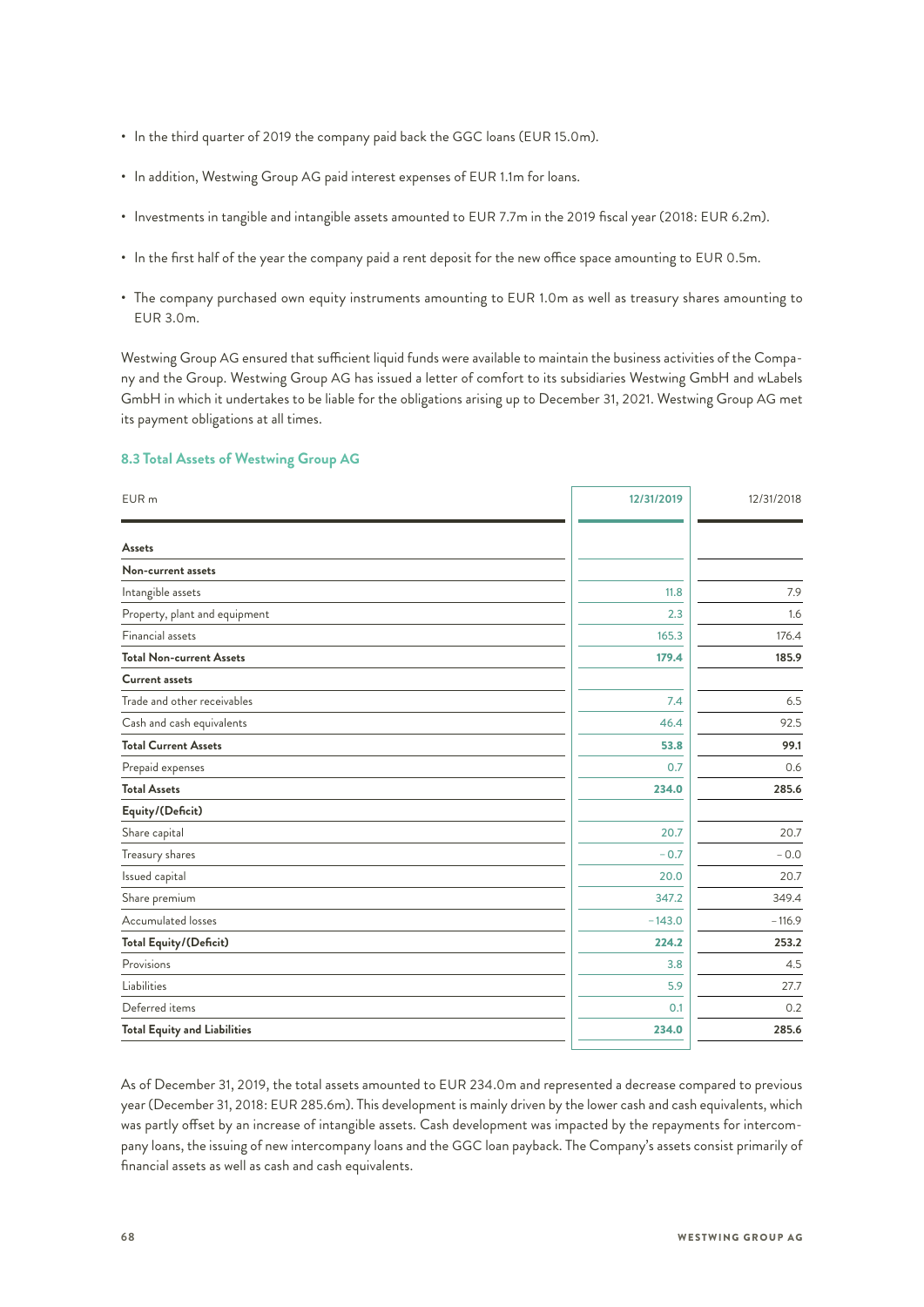- In the third quarter of 2019 the company paid back the GGC loans (EUR 15.0m).
- In addition, Westwing Group AG paid interest expenses of EUR 1.1m for loans.
- Investments in tangible and intangible assets amounted to EUR 7.7m in the 2019 fiscal year (2018: EUR 6.2m).
- In the first half of the year the company paid a rent deposit for the new office space amounting to EUR 0.5m.
- The company purchased own equity instruments amounting to EUR 1.0m as well as treasury shares amounting to EUR 3.0m.

Westwing Group AG ensured that sufficient liquid funds were available to maintain the business activities of the Company and the Group. Westwing Group AG has issued a letter of comfort to its subsidiaries Westwing GmbH and wLabels GmbH in which it undertakes to be liable for the obligations arising up to December 31, 2021. Westwing Group AG met its payment obligations at all times.

### 8.3 Total Assets of Westwing Group AG

| EUR m | 12/31/2019 | 12/31/2018 |
|---|---|---|
| **Assets** | | |
| **Non-current assets** | | |
| Intangible assets | 11.8 | 7.9 |
| Property, plant and equipment | 2.3 | 1.6 |
| Financial assets | 165.3 | 176.4 |
| **Total Non-current Assets** | **179.4** | **185.9** |
| **Current assets** | | |
| Trade and other receivables | 7.4 | 6.5 |
| Cash and cash equivalents | 46.4 | 92.5 |
| **Total Current Assets** | **53.8** | **99.1** |
| Prepaid expenses | 0.7 | 0.6 |
| **Total Assets** | **234.0** | **285.6** |
| **Equity/(Deficit)** | | |
| Share capital | 20.7 | 20.7 |
| Treasury shares | – 0.7 | – 0.0 |
| Issued capital | 20.0 | 20.7 |
| Share premium | 347.2 | 349.4 |
| Accumulated losses | – 143.0 | – 116.9 |
| **Total Equity/(Deficit)** | **224.2** | **253.2** |
| Provisions | 3.8 | 4.5 |
| Liabilities | 5.9 | 27.7 |
| Deferred items | 0.1 | 0.2 |
| **Total Equity and Liabilities** | **234.0** | **285.6** |

As of December 31, 2019, the total assets amounted to EUR 234.0m and represented a decrease compared to previous year (December 31, 2018: EUR 285.6m). This development is mainly driven by the lower cash and cash equivalents, which was partly offset by an increase of intangible assets. Cash development was impacted by the repayments for intercompany loans, the issuing of new intercompany loans and the GGC loan payback. The Company's assets consist primarily of financial assets as well as cash and cash equivalents.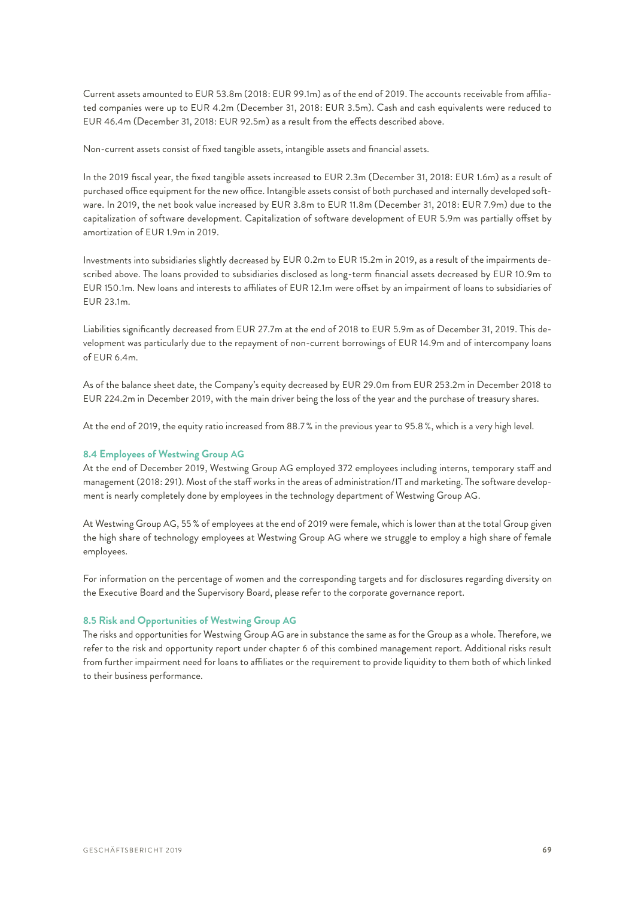Current assets amounted to EUR 53.8m (2018: EUR 99.1m) as of the end of 2019. The accounts receivable from affiliated companies were up to EUR 4.2m (December 31, 2018: EUR 3.5m). Cash and cash equivalents were reduced to EUR 46.4m (December 31, 2018: EUR 92.5m) as a result from the effects described above.

Non-current assets consist of fixed tangible assets, intangible assets and financial assets.

In the 2019 fiscal year, the fixed tangible assets increased to EUR 2.3m (December 31, 2018: EUR 1.6m) as a result of purchased office equipment for the new office. Intangible assets consist of both purchased and internally developed software. In 2019, the net book value increased by EUR 3.8m to EUR 11.8m (December 31, 2018: EUR 7.9m) due to the capitalization of software development. Capitalization of software development of EUR 5.9m was partially offset by amortization of EUR 1.9m in 2019.

Investments into subsidiaries slightly decreased by EUR 0.2m to EUR 15.2m in 2019, as a result of the impairments described above. The loans provided to subsidiaries disclosed as long-term financial assets decreased by EUR 10.9m to EUR 150.1m. New loans and interests to affiliates of EUR 12.1m were offset by an impairment of loans to subsidiaries of EUR 23.1m.

Liabilities significantly decreased from EUR 27.7m at the end of 2018 to EUR 5.9m as of December 31, 2019. This development was particularly due to the repayment of non-current borrowings of EUR 14.9m and of intercompany loans of EUR 6.4m.

As of the balance sheet date, the Company's equity decreased by EUR 29.0m from EUR 253.2m in December 2018 to EUR 224.2m in December 2019, with the main driver being the loss of the year and the purchase of treasury shares.

At the end of 2019, the equity ratio increased from 88.7 % in the previous year to 95.8 %, which is a very high level.

### 8.4 Employees of Westwing Group AG

At the end of December 2019, Westwing Group AG employed 372 employees including interns, temporary staff and management (2018: 291). Most of the staff works in the areas of administration/IT and marketing. The software development is nearly completely done by employees in the technology department of Westwing Group AG.

At Westwing Group AG, 55 % of employees at the end of 2019 were female, which is lower than at the total Group given the high share of technology employees at Westwing Group AG where we struggle to employ a high share of female employees.

For information on the percentage of women and the corresponding targets and for disclosures regarding diversity on the Executive Board and the Supervisory Board, please refer to the corporate governance report.

### 8.5 Risk and Opportunities of Westwing Group AG

The risks and opportunities for Westwing Group AG are in substance the same as for the Group as a whole. Therefore, we refer to the risk and opportunity report under chapter 6 of this combined management report. Additional risks result from further impairment need for loans to affiliates or the requirement to provide liquidity to them both of which linked to their business performance.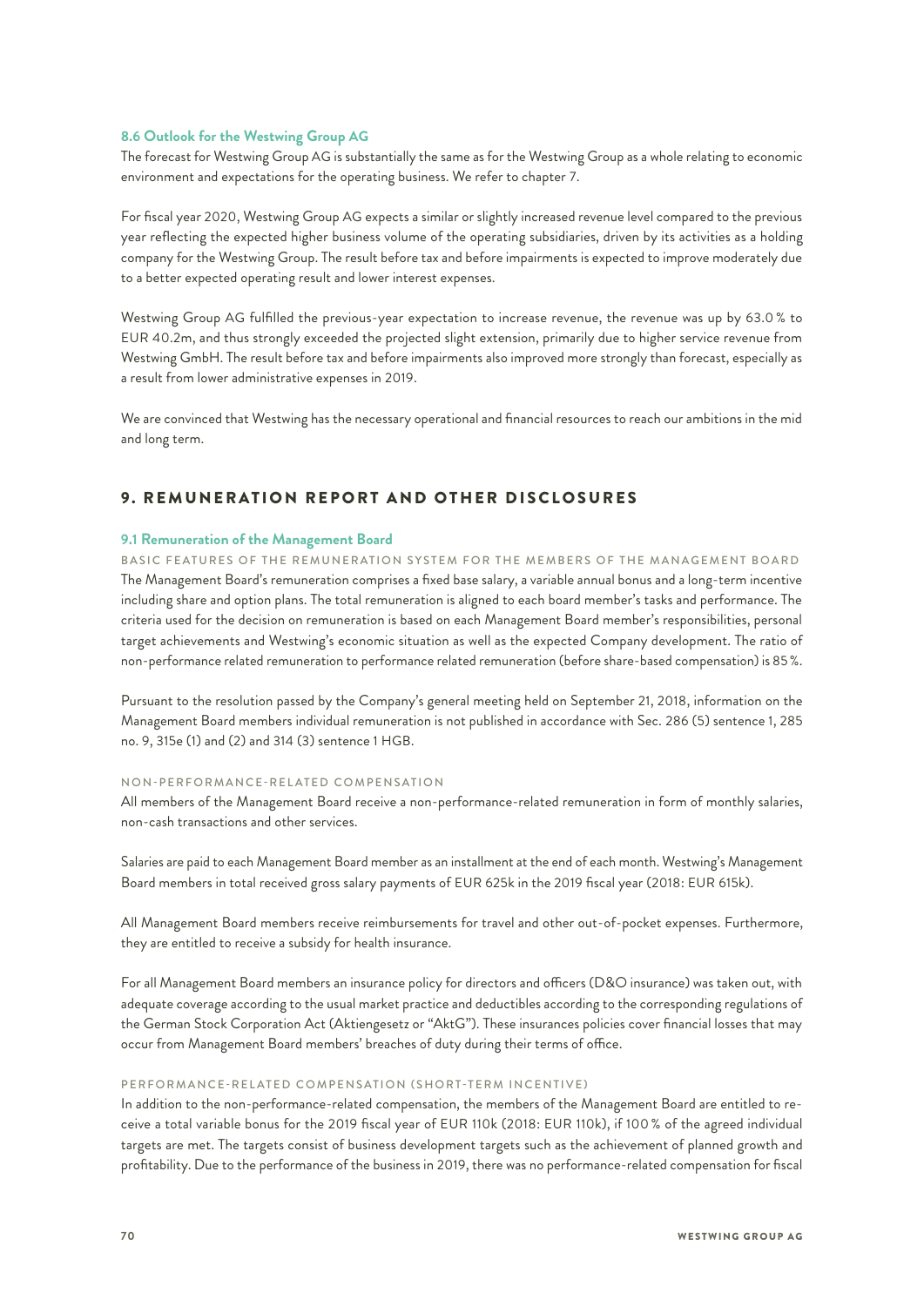### 8.6 Outlook for the Westwing Group AG

The forecast for Westwing Group AG is substantially the same as for the Westwing Group as a whole relating to economic environment and expectations for the operating business. We refer to chapter 7.

For fiscal year 2020, Westwing Group AG expects a similar or slightly increased revenue level compared to the previous year reflecting the expected higher business volume of the operating subsidiaries, driven by its activities as a holding company for the Westwing Group. The result before tax and before impairments is expected to improve moderately due to a better expected operating result and lower interest expenses.

Westwing Group AG fulfilled the previous-year expectation to increase revenue, the revenue was up by 63.0 % to EUR 40.2m, and thus strongly exceeded the projected slight extension, primarily due to higher service revenue from Westwing GmbH. The result before tax and before impairments also improved more strongly than forecast, especially as a result from lower administrative expenses in 2019.

We are convinced that Westwing has the necessary operational and financial resources to reach our ambitions in the mid and long term.

## 9. REMUNERATION REPORT AND OTHER DISCLOSURES

### 9.1 Remuneration of the Management Board

#### BASIC FEATURES OF THE REMUNERATION SYSTEM FOR THE MEMBERS OF THE MANAGEMENT BOARD

The Management Board's remuneration comprises a fixed base salary, a variable annual bonus and a long-term incentive including share and option plans. The total remuneration is aligned to each board member's tasks and performance. The criteria used for the decision on remuneration is based on each Management Board member's responsibilities, personal target achievements and Westwing's economic situation as well as the expected Company development. The ratio of non-performance related remuneration to performance related remuneration (before share-based compensation) is 85 %.

Pursuant to the resolution passed by the Company's general meeting held on September 21, 2018, information on the Management Board members individual remuneration is not published in accordance with Sec. 286 (5) sentence 1, 285 no. 9, 315e (1) and (2) and 314 (3) sentence 1 HGB.

#### NON-PERFORMANCE-RELATED COMPENSATION

All members of the Management Board receive a non-performance-related remuneration in form of monthly salaries, non-cash transactions and other services.

Salaries are paid to each Management Board member as an installment at the end of each month. Westwing's Management Board members in total received gross salary payments of EUR 625k in the 2019 fiscal year (2018: EUR 615k).

All Management Board members receive reimbursements for travel and other out-of-pocket expenses. Furthermore, they are entitled to receive a subsidy for health insurance.

For all Management Board members an insurance policy for directors and officers (D&O insurance) was taken out, with adequate coverage according to the usual market practice and deductibles according to the corresponding regulations of the German Stock Corporation Act (Aktiengesetz or "AktG"). These insurances policies cover financial losses that may occur from Management Board members' breaches of duty during their terms of office.

#### PERFORMANCE-RELATED COMPENSATION (SHORT-TERM INCENTIVE)

In addition to the non-performance-related compensation, the members of the Management Board are entitled to receive a total variable bonus for the 2019 fiscal year of EUR 110k (2018: EUR 110k), if 100 % of the agreed individual targets are met. The targets consist of business development targets such as the achievement of planned growth and profitability. Due to the performance of the business in 2019, there was no performance-related compensation for fiscal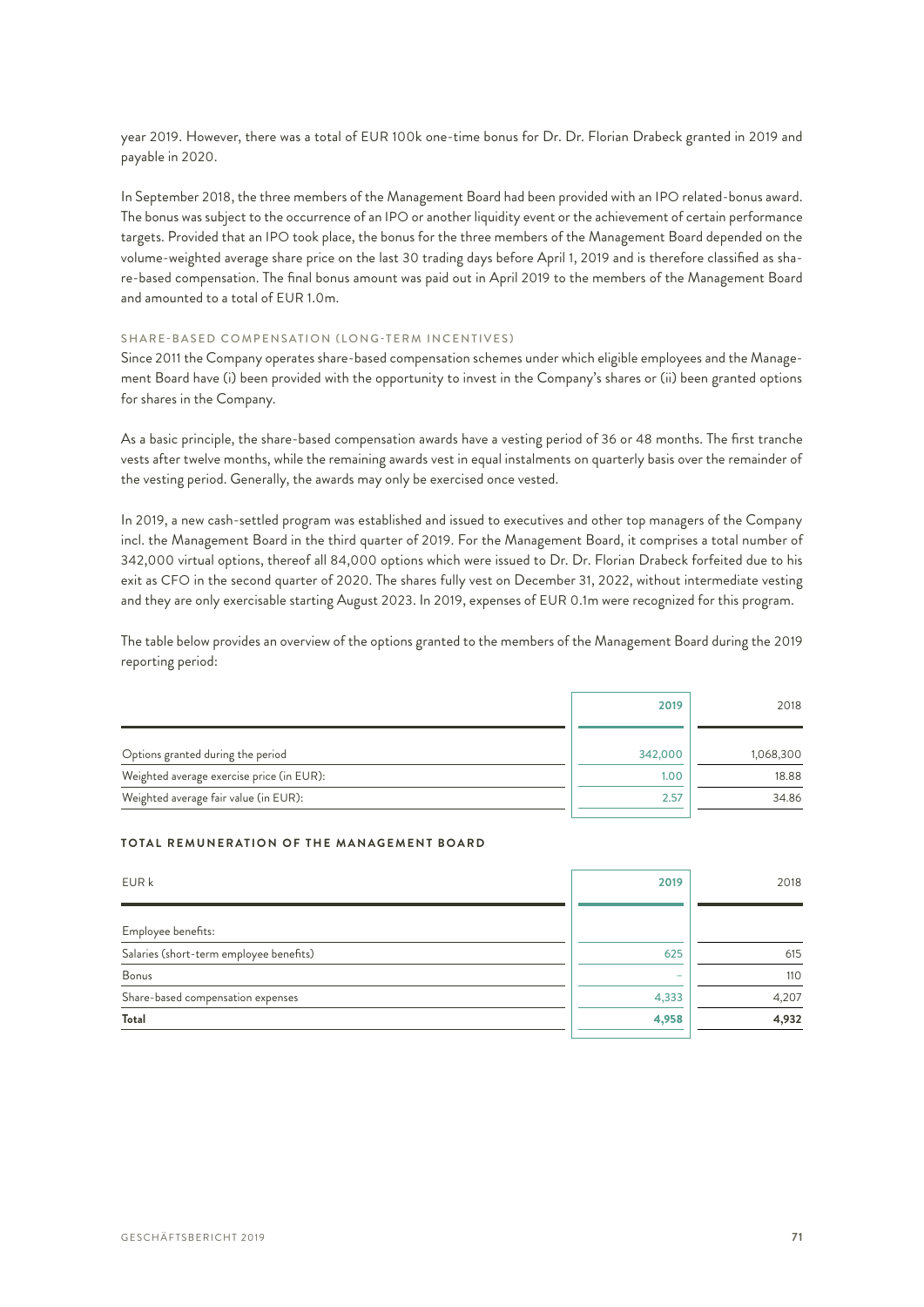year 2019. However, there was a total of EUR 100k one-time bonus for Dr. Dr. Florian Drabeck granted in 2019 and payable in 2020.

In September 2018, the three members of the Management Board had been provided with an IPO related-bonus award. The bonus was subject to the occurrence of an IPO or another liquidity event or the achievement of certain performance targets. Provided that an IPO took place, the bonus for the three members of the Management Board depended on the volume-weighted average share price on the last 30 trading days before April 1, 2019 and is therefore classified as share-based compensation. The final bonus amount was paid out in April 2019 to the members of the Management Board and amounted to a total of EUR 1.0m.

#### SHARE-BASED COMPENSATION (LONG-TERM INCENTIVES)

Since 2011 the Company operates share-based compensation schemes under which eligible employees and the Management Board have (i) been provided with the opportunity to invest in the Company's shares or (ii) been granted options for shares in the Company.

As a basic principle, the share-based compensation awards have a vesting period of 36 or 48 months. The first tranche vests after twelve months, while the remaining awards vest in equal instalments on quarterly basis over the remainder of the vesting period. Generally, the awards may only be exercised once vested.

In 2019, a new cash-settled program was established and issued to executives and other top managers of the Company incl. the Management Board in the third quarter of 2019. For the Management Board, it comprises a total number of 342,000 virtual options, thereof all 84,000 options which were issued to Dr. Dr. Florian Drabeck forfeited due to his exit as CFO in the second quarter of 2020. The shares fully vest on December 31, 2022, without intermediate vesting and they are only exercisable starting August 2023. In 2019, expenses of EUR 0.1m were recognized for this program.

The table below provides an overview of the options granted to the members of the Management Board during the 2019 reporting period:

| | 2019 | 2018 |
|---|---|---|
| Options granted during the period | 342,000 | 1,068,300 |
| Weighted average exercise price (in EUR): | 1.00 | 18.88 |
| Weighted average fair value (in EUR): | 2.57 | 34.86 |

#### TOTAL REMUNERATION OF THE MANAGEMENT BOARD

| EUR k | 2019 | 2018 |
|---|---|---|
| Employee benefits: | | |
| Salaries (short-term employee benefits) | 625 | 615 |
| Bonus | – | 110 |
| Share-based compensation expenses | 4,333 | 4,207 |
| **Total** | **4,958** | **4,932** |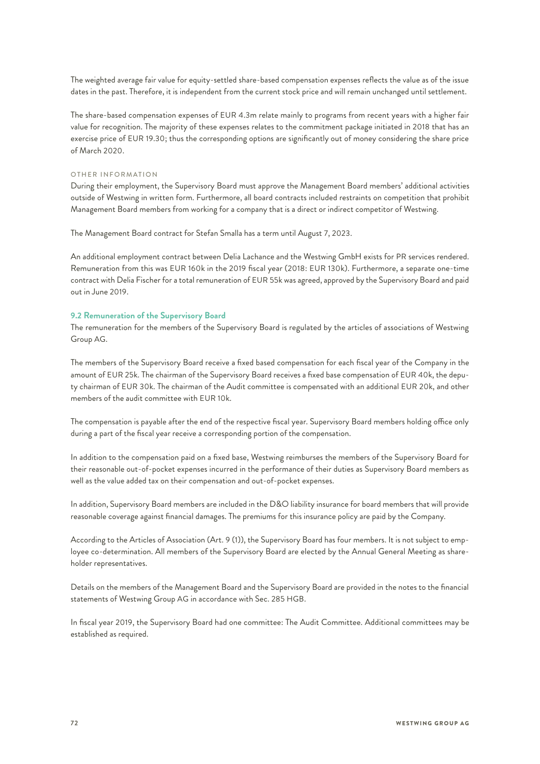The weighted average fair value for equity-settled share-based compensation expenses reflects the value as of the issue dates in the past. Therefore, it is independent from the current stock price and will remain unchanged until settlement.

The share-based compensation expenses of EUR 4.3m relate mainly to programs from recent years with a higher fair value for recognition. The majority of these expenses relates to the commitment package initiated in 2018 that has an exercise price of EUR 19.30; thus the corresponding options are significantly out of money considering the share price of March 2020.

#### OTHER INFORMATION

During their employment, the Supervisory Board must approve the Management Board members' additional activities outside of Westwing in written form. Furthermore, all board contracts included restraints on competition that prohibit Management Board members from working for a company that is a direct or indirect competitor of Westwing.

The Management Board contract for Stefan Smalla has a term until August 7, 2023.

An additional employment contract between Delia Lachance and the Westwing GmbH exists for PR services rendered. Remuneration from this was EUR 160k in the 2019 fiscal year (2018: EUR 130k). Furthermore, a separate one-time contract with Delia Fischer for a total remuneration of EUR 55k was agreed, approved by the Supervisory Board and paid out in June 2019.

### 9.2 Remuneration of the Supervisory Board

The remuneration for the members of the Supervisory Board is regulated by the articles of associations of Westwing Group AG.

The members of the Supervisory Board receive a fixed based compensation for each fiscal year of the Company in the amount of EUR 25k. The chairman of the Supervisory Board receives a fixed base compensation of EUR 40k, the deputy chairman of EUR 30k. The chairman of the Audit committee is compensated with an additional EUR 20k, and other members of the audit committee with EUR 10k.

The compensation is payable after the end of the respective fiscal year. Supervisory Board members holding office only during a part of the fiscal year receive a corresponding portion of the compensation.

In addition to the compensation paid on a fixed base, Westwing reimburses the members of the Supervisory Board for their reasonable out-of-pocket expenses incurred in the performance of their duties as Supervisory Board members as well as the value added tax on their compensation and out-of-pocket expenses.

In addition, Supervisory Board members are included in the D&O liability insurance for board members that will provide reasonable coverage against financial damages. The premiums for this insurance policy are paid by the Company.

According to the Articles of Association (Art. 9 (1)), the Supervisory Board has four members. It is not subject to employee co-determination. All members of the Supervisory Board are elected by the Annual General Meeting as shareholder representatives.

Details on the members of the Management Board and the Supervisory Board are provided in the notes to the financial statements of Westwing Group AG in accordance with Sec. 285 HGB.

In fiscal year 2019, the Supervisory Board had one committee: The Audit Committee. Additional committees may be established as required.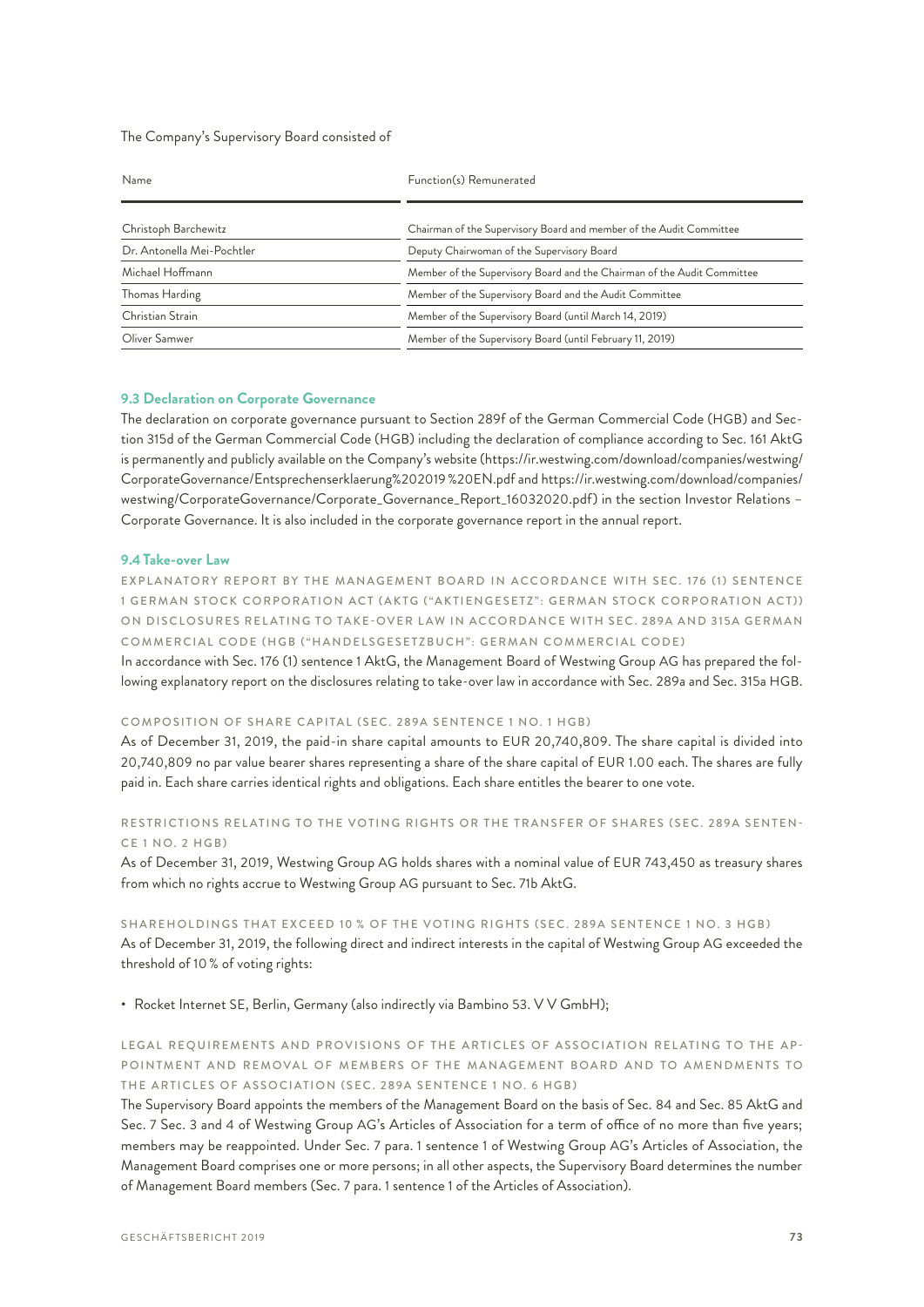The Company's Supervisory Board consisted of

| Name | Function(s) Remunerated |
|---|---|
| Christoph Barchewitz | Chairman of the Supervisory Board and member of the Audit Committee |
| Dr. Antonella Mei-Pochtler | Deputy Chairwoman of the Supervisory Board |
| Michael Hoffmann | Member of the Supervisory Board and the Chairman of the Audit Committee |
| Thomas Harding | Member of the Supervisory Board and the Audit Committee |
| Christian Strain | Member of the Supervisory Board (until March 14, 2019) |
| Oliver Samwer | Member of the Supervisory Board (until February 11, 2019) |

### 9.3 Declaration on Corporate Governance

The declaration on corporate governance pursuant to Section 289f of the German Commercial Code (HGB) and Section 315d of the German Commercial Code (HGB) including the declaration of compliance according to Sec. 161 AktG is permanently and publicly available on the Company's website (https://ir.westwing.com/download/companies/westwing/CorporateGovernance/Entsprechenserklaerung%202019%20EN.pdf and https://ir.westwing.com/download/companies/westwing/CorporateGovernance/Corporate_Governance_Report_16032020.pdf) in the section Investor Relations – Corporate Governance. It is also included in the corporate governance report in the annual report.

### 9.4 Take-over Law

EXPLANATORY REPORT BY THE MANAGEMENT BOARD IN ACCORDANCE WITH SEC. 176 (1) SENTENCE 1 GERMAN STOCK CORPORATION ACT (AKTG ("AKTIENGESETZ": GERMAN STOCK CORPORATION ACT)) ON DISCLOSURES RELATING TO TAKE-OVER LAW IN ACCORDANCE WITH SEC. 289A AND 315A GERMAN COMMERCIAL CODE (HGB ("HANDELSGESETZBUCH": GERMAN COMMERCIAL CODE)

In accordance with Sec. 176 (1) sentence 1 AktG, the Management Board of Westwing Group AG has prepared the following explanatory report on the disclosures relating to take-over law in accordance with Sec. 289a and Sec. 315a HGB.

COMPOSITION OF SHARE CAPITAL (SEC. 289A SENTENCE 1 NO. 1 HGB)

As of December 31, 2019, the paid-in share capital amounts to EUR 20,740,809. The share capital is divided into 20,740,809 no par value bearer shares representing a share of the share capital of EUR 1.00 each. The shares are fully paid in. Each share carries identical rights and obligations. Each share entitles the bearer to one vote.

RESTRICTIONS RELATING TO THE VOTING RIGHTS OR THE TRANSFER OF SHARES (SEC. 289A SENTENCE 1 NO. 2 HGB)

As of December 31, 2019, Westwing Group AG holds shares with a nominal value of EUR 743,450 as treasury shares from which no rights accrue to Westwing Group AG pursuant to Sec. 71b AktG.

SHAREHOLDINGS THAT EXCEED 10 % OF THE VOTING RIGHTS (SEC. 289A SENTENCE 1 NO. 3 HGB)

As of December 31, 2019, the following direct and indirect interests in the capital of Westwing Group AG exceeded the threshold of 10 % of voting rights:

- Rocket Internet SE, Berlin, Germany (also indirectly via Bambino 53. V V GmbH);

LEGAL REQUIREMENTS AND PROVISIONS OF THE ARTICLES OF ASSOCIATION RELATING TO THE APPOINTMENT AND REMOVAL OF MEMBERS OF THE MANAGEMENT BOARD AND TO AMENDMENTS TO THE ARTICLES OF ASSOCIATION (SEC. 289A SENTENCE 1 NO. 6 HGB)

The Supervisory Board appoints the members of the Management Board on the basis of Sec. 84 and Sec. 85 AktG and Sec. 7 Sec. 3 and 4 of Westwing Group AG's Articles of Association for a term of office of no more than five years; members may be reappointed. Under Sec. 7 para. 1 sentence 1 of Westwing Group AG's Articles of Association, the Management Board comprises one or more persons; in all other aspects, the Supervisory Board determines the number of Management Board members (Sec. 7 para. 1 sentence 1 of the Articles of Association).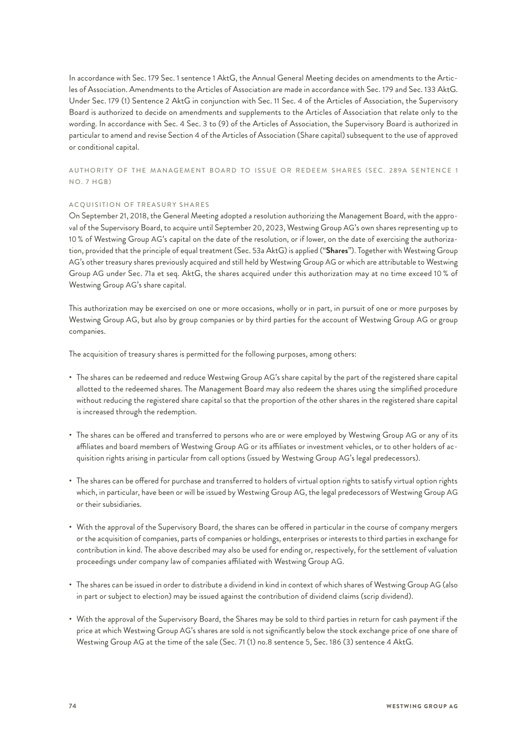In accordance with Sec. 179 Sec. 1 sentence 1 AktG, the Annual General Meeting decides on amendments to the Articles of Association. Amendments to the Articles of Association are made in accordance with Sec. 179 and Sec. 133 AktG. Under Sec. 179 (1) Sentence 2 AktG in conjunction with Sec. 11 Sec. 4 of the Articles of Association, the Supervisory Board is authorized to decide on amendments and supplements to the Articles of Association that relate only to the wording. In accordance with Sec. 4 Sec. 3 to (9) of the Articles of Association, the Supervisory Board is authorized in particular to amend and revise Section 4 of the Articles of Association (Share capital) subsequent to the use of approved or conditional capital.

## AUTHORITY OF THE MANAGEMENT BOARD TO ISSUE OR REDEEM SHARES (SEC. 289A SENTENCE 1 NO. 7 HGB)

### ACQUISITION OF TREASURY SHARES

On September 21, 2018, the General Meeting adopted a resolution authorizing the Management Board, with the approval of the Supervisory Board, to acquire until September 20, 2023, Westwing Group AG's own shares representing up to 10 % of Westwing Group AG's capital on the date of the resolution, or if lower, on the date of exercising the authorization, provided that the principle of equal treatment (Sec. 53a AktG) is applied ("**Shares**"). Together with Westwing Group AG's other treasury shares previously acquired and still held by Westwing Group AG or which are attributable to Westwing Group AG under Sec. 71a et seq. AktG, the shares acquired under this authorization may at no time exceed 10 % of Westwing Group AG's share capital.

This authorization may be exercised on one or more occasions, wholly or in part, in pursuit of one or more purposes by Westwing Group AG, but also by group companies or by third parties for the account of Westwing Group AG or group companies.

The acquisition of treasury shares is permitted for the following purposes, among others:

- The shares can be redeemed and reduce Westwing Group AG's share capital by the part of the registered share capital allotted to the redeemed shares. The Management Board may also redeem the shares using the simplified procedure without reducing the registered share capital so that the proportion of the other shares in the registered share capital is increased through the redemption.
- The shares can be offered and transferred to persons who are or were employed by Westwing Group AG or any of its affiliates and board members of Westwing Group AG or its affiliates or investment vehicles, or to other holders of acquisition rights arising in particular from call options (issued by Westwing Group AG's legal predecessors).
- The shares can be offered for purchase and transferred to holders of virtual option rights to satisfy virtual option rights which, in particular, have been or will be issued by Westwing Group AG, the legal predecessors of Westwing Group AG or their subsidiaries.
- With the approval of the Supervisory Board, the shares can be offered in particular in the course of company mergers or the acquisition of companies, parts of companies or holdings, enterprises or interests to third parties in exchange for contribution in kind. The above described may also be used for ending or, respectively, for the settlement of valuation proceedings under company law of companies affiliated with Westwing Group AG.
- The shares can be issued in order to distribute a dividend in kind in context of which shares of Westwing Group AG (also in part or subject to election) may be issued against the contribution of dividend claims (scrip dividend).
- With the approval of the Supervisory Board, the Shares may be sold to third parties in return for cash payment if the price at which Westwing Group AG's shares are sold is not significantly below the stock exchange price of one share of Westwing Group AG at the time of the sale (Sec. 71 (1) no.8 sentence 5, Sec. 186 (3) sentence 4 AktG.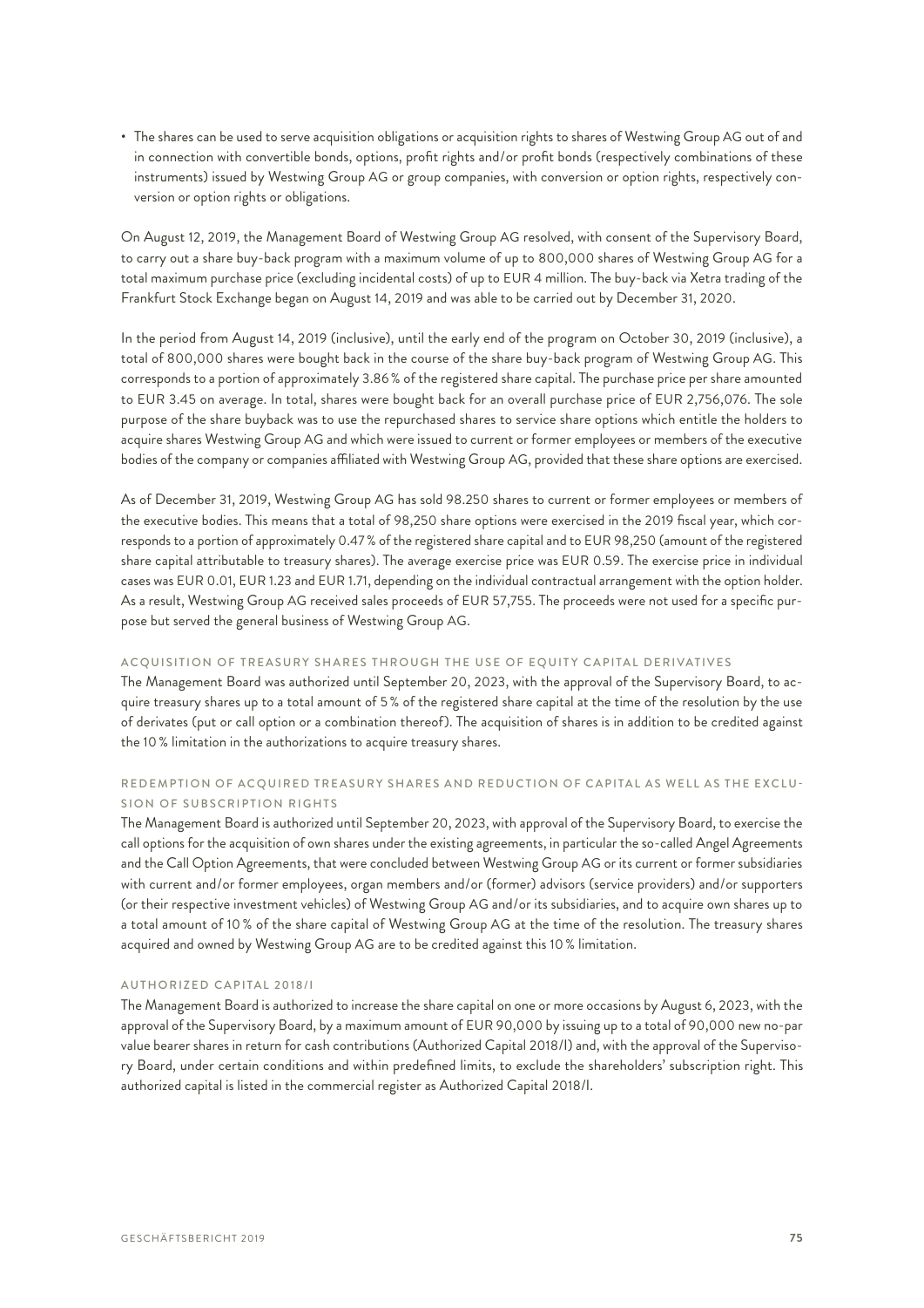- The shares can be used to serve acquisition obligations or acquisition rights to shares of Westwing Group AG out of and in connection with convertible bonds, options, profit rights and/or profit bonds (respectively combinations of these instruments) issued by Westwing Group AG or group companies, with conversion or option rights, respectively conversion or option rights or obligations.

On August 12, 2019, the Management Board of Westwing Group AG resolved, with consent of the Supervisory Board, to carry out a share buy-back program with a maximum volume of up to 800,000 shares of Westwing Group AG for a total maximum purchase price (excluding incidental costs) of up to EUR 4 million. The buy-back via Xetra trading of the Frankfurt Stock Exchange began on August 14, 2019 and was able to be carried out by December 31, 2020.

In the period from August 14, 2019 (inclusive), until the early end of the program on October 30, 2019 (inclusive), a total of 800,000 shares were bought back in the course of the share buy-back program of Westwing Group AG. This corresponds to a portion of approximately 3.86 % of the registered share capital. The purchase price per share amounted to EUR 3.45 on average. In total, shares were bought back for an overall purchase price of EUR 2,756,076. The sole purpose of the share buyback was to use the repurchased shares to service share options which entitle the holders to acquire shares Westwing Group AG and which were issued to current or former employees or members of the executive bodies of the company or companies affiliated with Westwing Group AG, provided that these share options are exercised.

As of December 31, 2019, Westwing Group AG has sold 98.250 shares to current or former employees or members of the executive bodies. This means that a total of 98,250 share options were exercised in the 2019 fiscal year, which corresponds to a portion of approximately 0.47 % of the registered share capital and to EUR 98,250 (amount of the registered share capital attributable to treasury shares). The average exercise price was EUR 0.59. The exercise price in individual cases was EUR 0.01, EUR 1.23 and EUR 1.71, depending on the individual contractual arrangement with the option holder. As a result, Westwing Group AG received sales proceeds of EUR 57,755. The proceeds were not used for a specific purpose but served the general business of Westwing Group AG.

#### ACQUISITION OF TREASURY SHARES THROUGH THE USE OF EQUITY CAPITAL DERIVATIVES

The Management Board was authorized until September 20, 2023, with the approval of the Supervisory Board, to acquire treasury shares up to a total amount of 5 % of the registered share capital at the time of the resolution by the use of derivates (put or call option or a combination thereof). The acquisition of shares is in addition to be credited against the 10 % limitation in the authorizations to acquire treasury shares.

#### REDEMPTION OF ACQUIRED TREASURY SHARES AND REDUCTION OF CAPITAL AS WELL AS THE EXCLUSION OF SUBSCRIPTION RIGHTS

The Management Board is authorized until September 20, 2023, with approval of the Supervisory Board, to exercise the call options for the acquisition of own shares under the existing agreements, in particular the so-called Angel Agreements and the Call Option Agreements, that were concluded between Westwing Group AG or its current or former subsidiaries with current and/or former employees, organ members and/or (former) advisors (service providers) and/or supporters (or their respective investment vehicles) of Westwing Group AG and/or its subsidiaries, and to acquire own shares up to a total amount of 10 % of the share capital of Westwing Group AG at the time of the resolution. The treasury shares acquired and owned by Westwing Group AG are to be credited against this 10 % limitation.

#### AUTHORIZED CAPITAL 2018/I

The Management Board is authorized to increase the share capital on one or more occasions by August 6, 2023, with the approval of the Supervisory Board, by a maximum amount of EUR 90,000 by issuing up to a total of 90,000 new no-par value bearer shares in return for cash contributions (Authorized Capital 2018/I) and, with the approval of the Supervisory Board, under certain conditions and within predefined limits, to exclude the shareholders' subscription right. This authorized capital is listed in the commercial register as Authorized Capital 2018/I.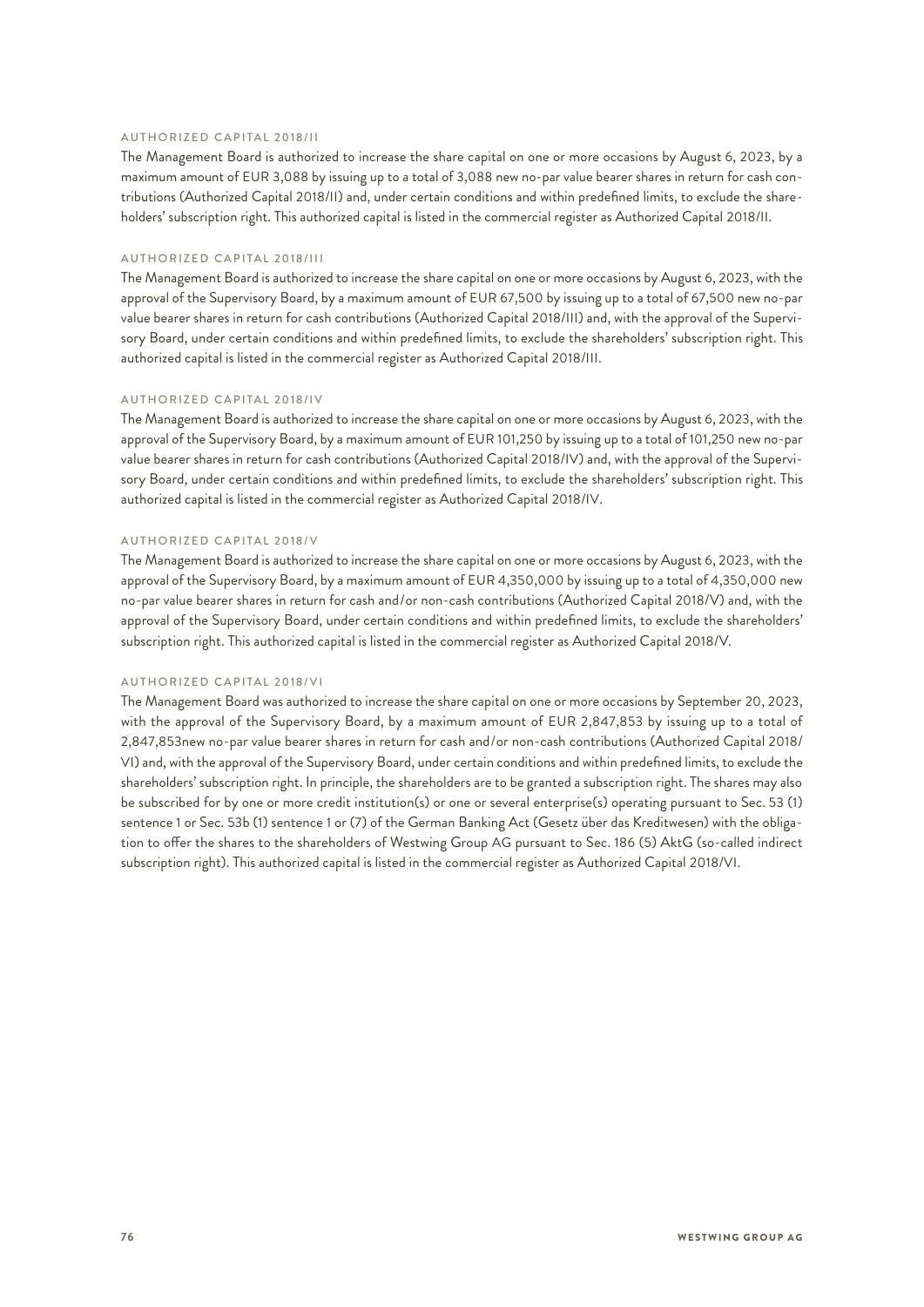#### AUTHORIZED CAPITAL 2018/II

The Management Board is authorized to increase the share capital on one or more occasions by August 6, 2023, by a maximum amount of EUR 3,088 by issuing up to a total of 3,088 new no-par value bearer shares in return for cash contributions (Authorized Capital 2018/II) and, under certain conditions and within predefined limits, to exclude the shareholders' subscription right. This authorized capital is listed in the commercial register as Authorized Capital 2018/II.

#### AUTHORIZED CAPITAL 2018/III

The Management Board is authorized to increase the share capital on one or more occasions by August 6, 2023, with the approval of the Supervisory Board, by a maximum amount of EUR 67,500 by issuing up to a total of 67,500 new no-par value bearer shares in return for cash contributions (Authorized Capital 2018/III) and, with the approval of the Supervisory Board, under certain conditions and within predefined limits, to exclude the shareholders' subscription right. This authorized capital is listed in the commercial register as Authorized Capital 2018/III.

#### AUTHORIZED CAPITAL 2018/IV

The Management Board is authorized to increase the share capital on one or more occasions by August 6, 2023, with the approval of the Supervisory Board, by a maximum amount of EUR 101,250 by issuing up to a total of 101,250 new no-par value bearer shares in return for cash contributions (Authorized Capital 2018/IV) and, with the approval of the Supervisory Board, under certain conditions and within predefined limits, to exclude the shareholders' subscription right. This authorized capital is listed in the commercial register as Authorized Capital 2018/IV.

#### AUTHORIZED CAPITAL 2018/V

The Management Board is authorized to increase the share capital on one or more occasions by August 6, 2023, with the approval of the Supervisory Board, by a maximum amount of EUR 4,350,000 by issuing up to a total of 4,350,000 new no-par value bearer shares in return for cash and/or non-cash contributions (Authorized Capital 2018/V) and, with the approval of the Supervisory Board, under certain conditions and within predefined limits, to exclude the shareholders' subscription right. This authorized capital is listed in the commercial register as Authorized Capital 2018/V.

#### AUTHORIZED CAPITAL 2018/VI

The Management Board was authorized to increase the share capital on one or more occasions by September 20, 2023, with the approval of the Supervisory Board, by a maximum amount of EUR 2,847,853 by issuing up to a total of 2,847,853new no-par value bearer shares in return for cash and/or non-cash contributions (Authorized Capital 2018/VI) and, with the approval of the Supervisory Board, under certain conditions and within predefined limits, to exclude the shareholders' subscription right. In principle, the shareholders are to be granted a subscription right. The shares may also be subscribed for by one or more credit institution(s) or one or several enterprise(s) operating pursuant to Sec. 53 (1) sentence 1 or Sec. 53b (1) sentence 1 or (7) of the German Banking Act (Gesetz über das Kreditwesen) with the obligation to offer the shares to the shareholders of Westwing Group AG pursuant to Sec. 186 (5) AktG (so-called indirect subscription right). This authorized capital is listed in the commercial register as Authorized Capital 2018/VI.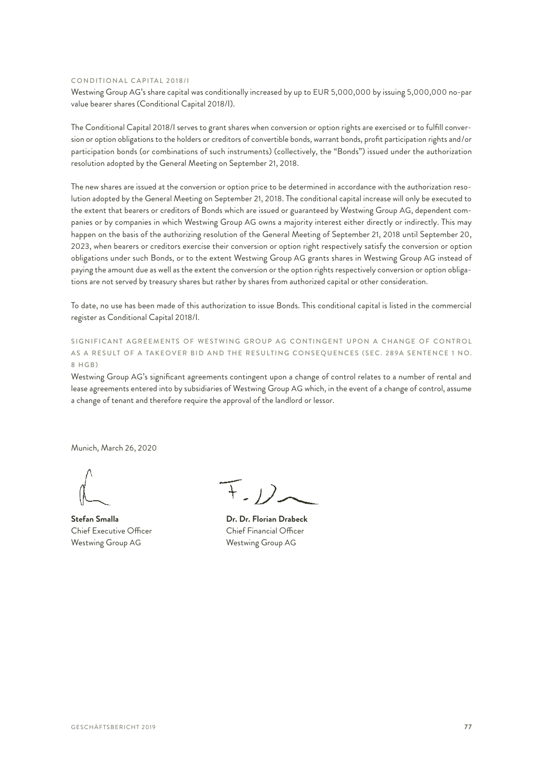#### CONDITIONAL CAPITAL 2018/I

Westwing Group AG's share capital was conditionally increased by up to EUR 5,000,000 by issuing 5,000,000 no-par value bearer shares (Conditional Capital 2018/I).

The Conditional Capital 2018/I serves to grant shares when conversion or option rights are exercised or to fulfill conversion or option obligations to the holders or creditors of convertible bonds, warrant bonds, profit participation rights and/or participation bonds (or combinations of such instruments) (collectively, the "Bonds") issued under the authorization resolution adopted by the General Meeting on September 21, 2018.

The new shares are issued at the conversion or option price to be determined in accordance with the authorization resolution adopted by the General Meeting on September 21, 2018. The conditional capital increase will only be executed to the extent that bearers or creditors of Bonds which are issued or guaranteed by Westwing Group AG, dependent companies or by companies in which Westwing Group AG owns a majority interest either directly or indirectly. This may happen on the basis of the authorizing resolution of the General Meeting of September 21, 2018 until September 20, 2023, when bearers or creditors exercise their conversion or option right respectively satisfy the conversion or option obligations under such Bonds, or to the extent Westwing Group AG grants shares in Westwing Group AG instead of paying the amount due as well as the extent the conversion or the option rights respectively conversion or option obligations are not served by treasury shares but rather by shares from authorized capital or other consideration.

To date, no use has been made of this authorization to issue Bonds. This conditional capital is listed in the commercial register as Conditional Capital 2018/I.

#### SIGNIFICANT AGREEMENTS OF WESTWING GROUP AG CONTINGENT UPON A CHANGE OF CONTROL AS A RESULT OF A TAKEOVER BID AND THE RESULTING CONSEQUENCES (SEC. 289A SENTENCE 1 NO. 8 HGB)

Westwing Group AG's significant agreements contingent upon a change of control relates to a number of rental and lease agreements entered into by subsidiaries of Westwing Group AG which, in the event of a change of control, assume a change of tenant and therefore require the approval of the landlord or lessor.

Munich, March 26, 2020

**Stefan Smalla**
Chief Executive Officer
Westwing Group AG

**Dr. Dr. Florian Drabeck**
Chief Financial Officer
Westwing Group AG